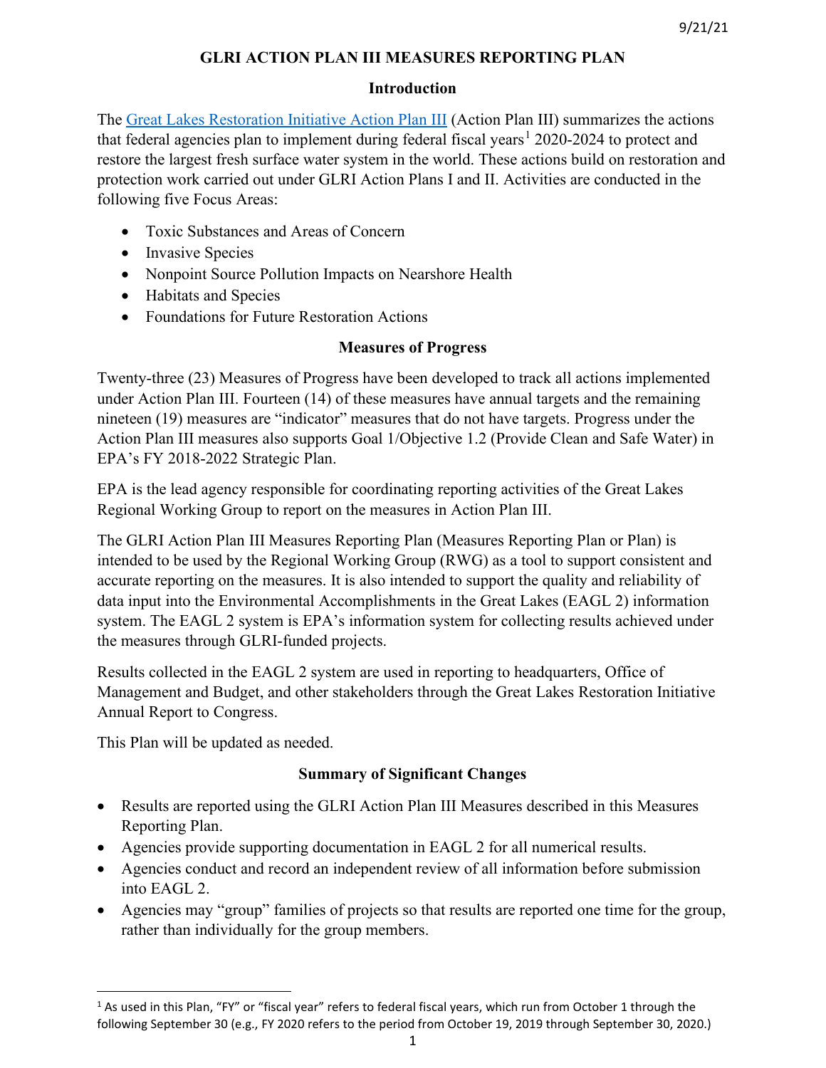# GLRI ACTION PLAN III MEASURES REPORTING PLAN

## Introduction

The [Great Lakes Restoration Initiative Action Plan III](#) (Action Plan III) summarizes the actions that federal agencies plan to implement during federal fiscal years[1] 2020-2024 to protect and restore the largest fresh surface water system in the world. These actions build on restoration and protection work carried out under GLRI Action Plans I and II. Activities are conducted in the following five Focus Areas:

- Toxic Substances and Areas of Concern
- Invasive Species
- Nonpoint Source Pollution Impacts on Nearshore Health
- Habitats and Species
- Foundations for Future Restoration Actions

## Measures of Progress

Twenty-three (23) Measures of Progress have been developed to track all actions implemented under Action Plan III. Fourteen (14) of these measures have annual targets and the remaining nineteen (19) measures are "indicator" measures that do not have targets. Progress under the Action Plan III measures also supports Goal 1/Objective 1.2 (Provide Clean and Safe Water) in EPA's FY 2018-2022 Strategic Plan.

EPA is the lead agency responsible for coordinating reporting activities of the Great Lakes Regional Working Group to report on the measures in Action Plan III.

The GLRI Action Plan III Measures Reporting Plan (Measures Reporting Plan or Plan) is intended to be used by the Regional Working Group (RWG) as a tool to support consistent and accurate reporting on the measures. It is also intended to support the quality and reliability of data input into the Environmental Accomplishments in the Great Lakes (EAGL 2) information system. The EAGL 2 system is EPA's information system for collecting results achieved under the measures through GLRI-funded projects.

Results collected in the EAGL 2 system are used in reporting to headquarters, Office of Management and Budget, and other stakeholders through the Great Lakes Restoration Initiative Annual Report to Congress.

This Plan will be updated as needed.

## Summary of Significant Changes

- Results are reported using the GLRI Action Plan III Measures described in this Measures Reporting Plan.
- Agencies provide supporting documentation in EAGL 2 for all numerical results.
- Agencies conduct and record an independent review of all information before submission into EAGL 2.
- Agencies may "group" families of projects so that results are reported one time for the group, rather than individually for the group members.

---

[1] As used in this Plan, "FY" or "fiscal year" refers to federal fiscal years, which run from October 1 through the following September 30 (e.g., FY 2020 refers to the period from October 19, 2019 through September 30, 2020.)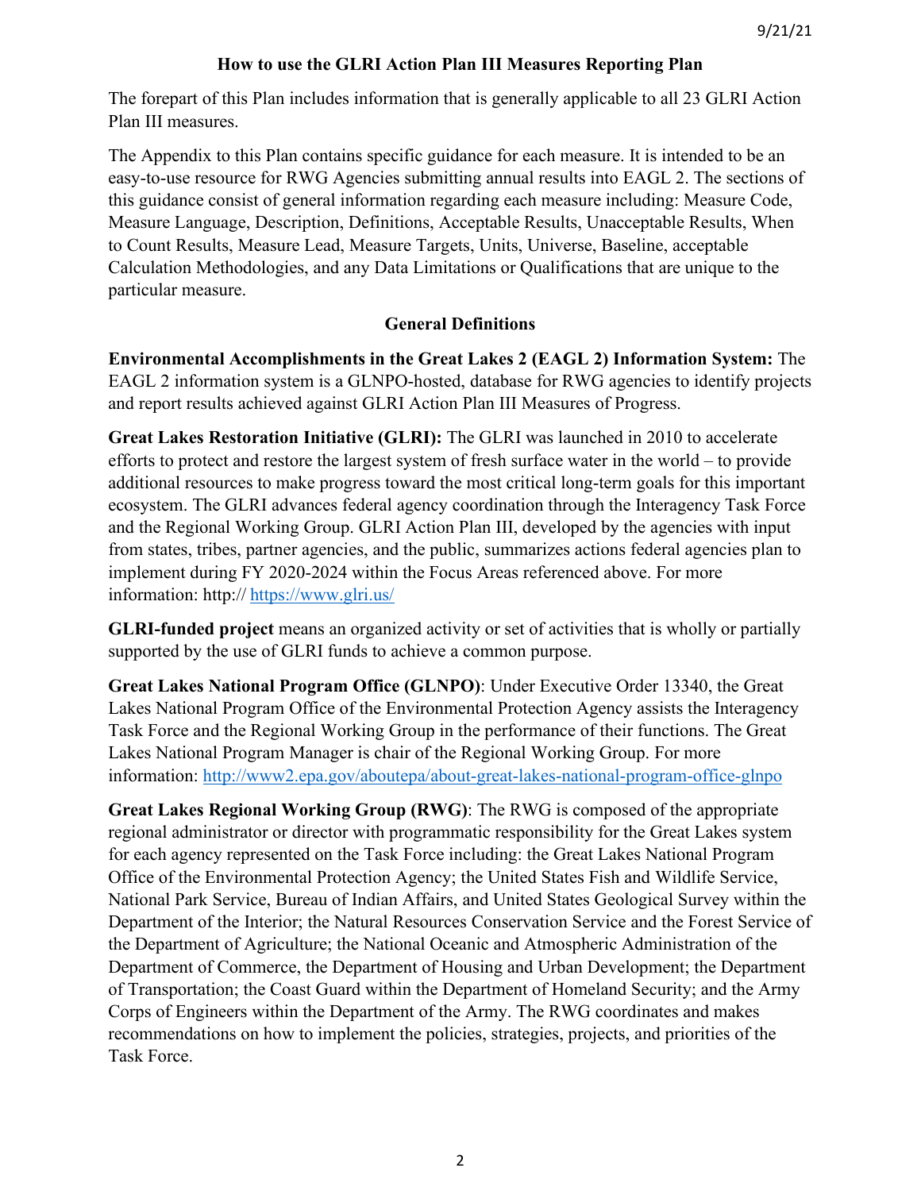## How to use the GLRI Action Plan III Measures Reporting Plan

The forepart of this Plan includes information that is generally applicable to all 23 GLRI Action Plan III measures.

The Appendix to this Plan contains specific guidance for each measure. It is intended to be an easy-to-use resource for RWG Agencies submitting annual results into EAGL 2. The sections of this guidance consist of general information regarding each measure including: Measure Code, Measure Language, Description, Definitions, Acceptable Results, Unacceptable Results, When to Count Results, Measure Lead, Measure Targets, Units, Universe, Baseline, acceptable Calculation Methodologies, and any Data Limitations or Qualifications that are unique to the particular measure.

## General Definitions

**Environmental Accomplishments in the Great Lakes 2 (EAGL 2) Information System:** The EAGL 2 information system is a GLNPO-hosted, database for RWG agencies to identify projects and report results achieved against GLRI Action Plan III Measures of Progress.

**Great Lakes Restoration Initiative (GLRI):** The GLRI was launched in 2010 to accelerate efforts to protect and restore the largest system of fresh surface water in the world – to provide additional resources to make progress toward the most critical long-term goals for this important ecosystem. The GLRI advances federal agency coordination through the Interagency Task Force and the Regional Working Group. GLRI Action Plan III, developed by the agencies with input from states, tribes, partner agencies, and the public, summarizes actions federal agencies plan to implement during FY 2020-2024 within the Focus Areas referenced above. For more information: http:// https://www.glri.us/

**GLRI-funded project** means an organized activity or set of activities that is wholly or partially supported by the use of GLRI funds to achieve a common purpose.

**Great Lakes National Program Office (GLNPO)**: Under Executive Order 13340, the Great Lakes National Program Office of the Environmental Protection Agency assists the Interagency Task Force and the Regional Working Group in the performance of their functions. The Great Lakes National Program Manager is chair of the Regional Working Group. For more information: http://www2.epa.gov/aboutepa/about-great-lakes-national-program-office-glnpo

**Great Lakes Regional Working Group (RWG)**: The RWG is composed of the appropriate regional administrator or director with programmatic responsibility for the Great Lakes system for each agency represented on the Task Force including: the Great Lakes National Program Office of the Environmental Protection Agency; the United States Fish and Wildlife Service, National Park Service, Bureau of Indian Affairs, and United States Geological Survey within the Department of the Interior; the Natural Resources Conservation Service and the Forest Service of the Department of Agriculture; the National Oceanic and Atmospheric Administration of the Department of Commerce, the Department of Housing and Urban Development; the Department of Transportation; the Coast Guard within the Department of Homeland Security; and the Army Corps of Engineers within the Department of the Army. The RWG coordinates and makes recommendations on how to implement the policies, strategies, projects, and priorities of the Task Force.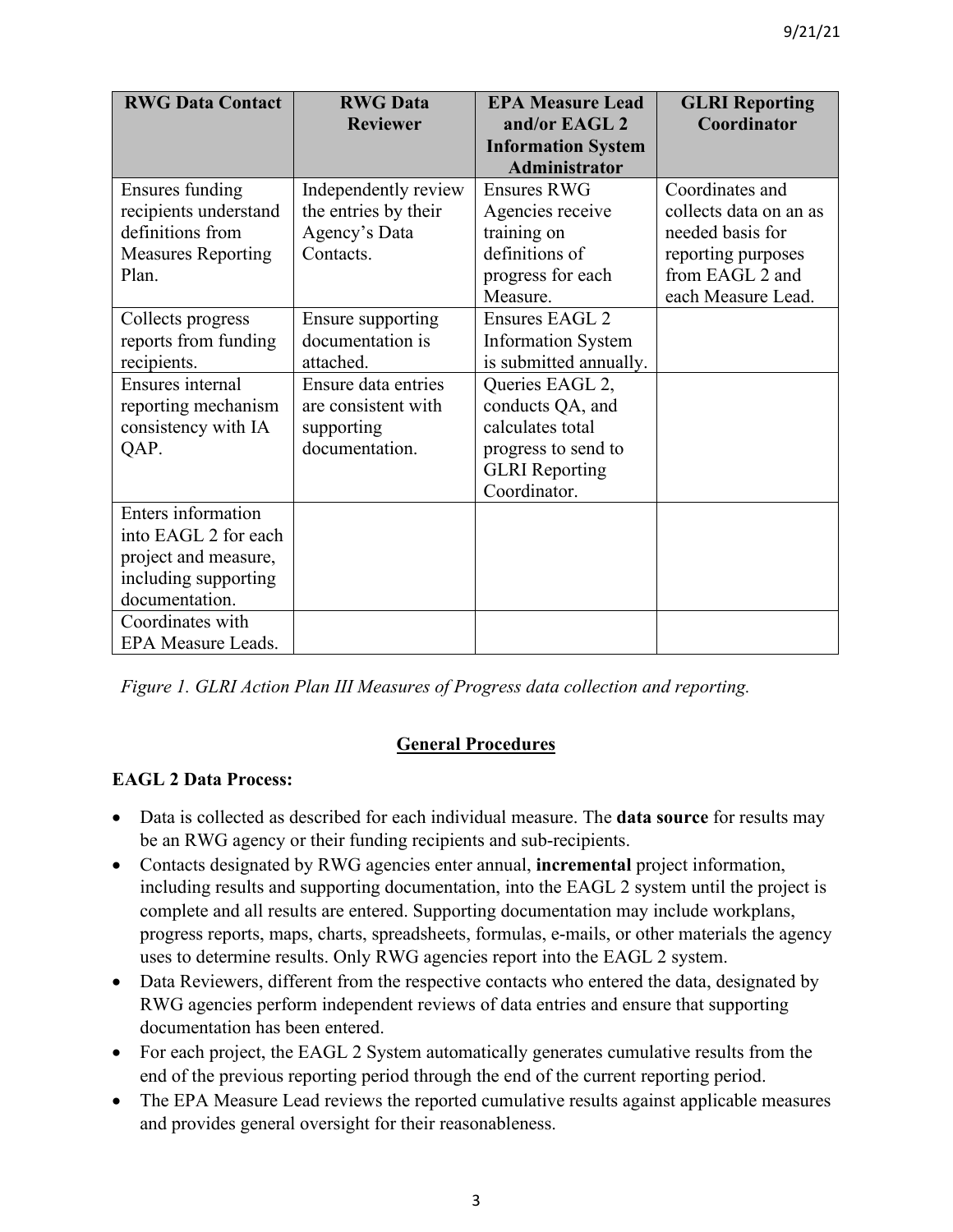| RWG Data Contact | RWG Data Reviewer | EPA Measure Lead and/or EAGL 2 Information System Administrator | GLRI Reporting Coordinator |
|---|---|---|---|
| Ensures funding recipients understand definitions from Measures Reporting Plan. | Independently review the entries by their Agency's Data Contacts. | Ensures RWG Agencies receive training on definitions of progress for each Measure. | Coordinates and collects data on an as needed basis for reporting purposes from EAGL 2 and each Measure Lead. |
| Collects progress reports from funding recipients. | Ensure supporting documentation is attached. | Ensures EAGL 2 Information System is submitted annually. | |
| Ensures internal reporting mechanism consistency with IA QAP. | Ensure data entries are consistent with supporting documentation. | Queries EAGL 2, conducts QA, and calculates total progress to send to GLRI Reporting Coordinator. | |
| Enters information into EAGL 2 for each project and measure, including supporting documentation. | | | |
| Coordinates with EPA Measure Leads. | | | |

*Figure 1. GLRI Action Plan III Measures of Progress data collection and reporting.*

## General Procedures

**EAGL 2 Data Process:**

- Data is collected as described for each individual measure. The **data source** for results may be an RWG agency or their funding recipients and sub-recipients.
- Contacts designated by RWG agencies enter annual, **incremental** project information, including results and supporting documentation, into the EAGL 2 system until the project is complete and all results are entered. Supporting documentation may include workplans, progress reports, maps, charts, spreadsheets, formulas, e-mails, or other materials the agency uses to determine results. Only RWG agencies report into the EAGL 2 system.
- Data Reviewers, different from the respective contacts who entered the data, designated by RWG agencies perform independent reviews of data entries and ensure that supporting documentation has been entered.
- For each project, the EAGL 2 System automatically generates cumulative results from the end of the previous reporting period through the end of the current reporting period.
- The EPA Measure Lead reviews the reported cumulative results against applicable measures and provides general oversight for their reasonableness.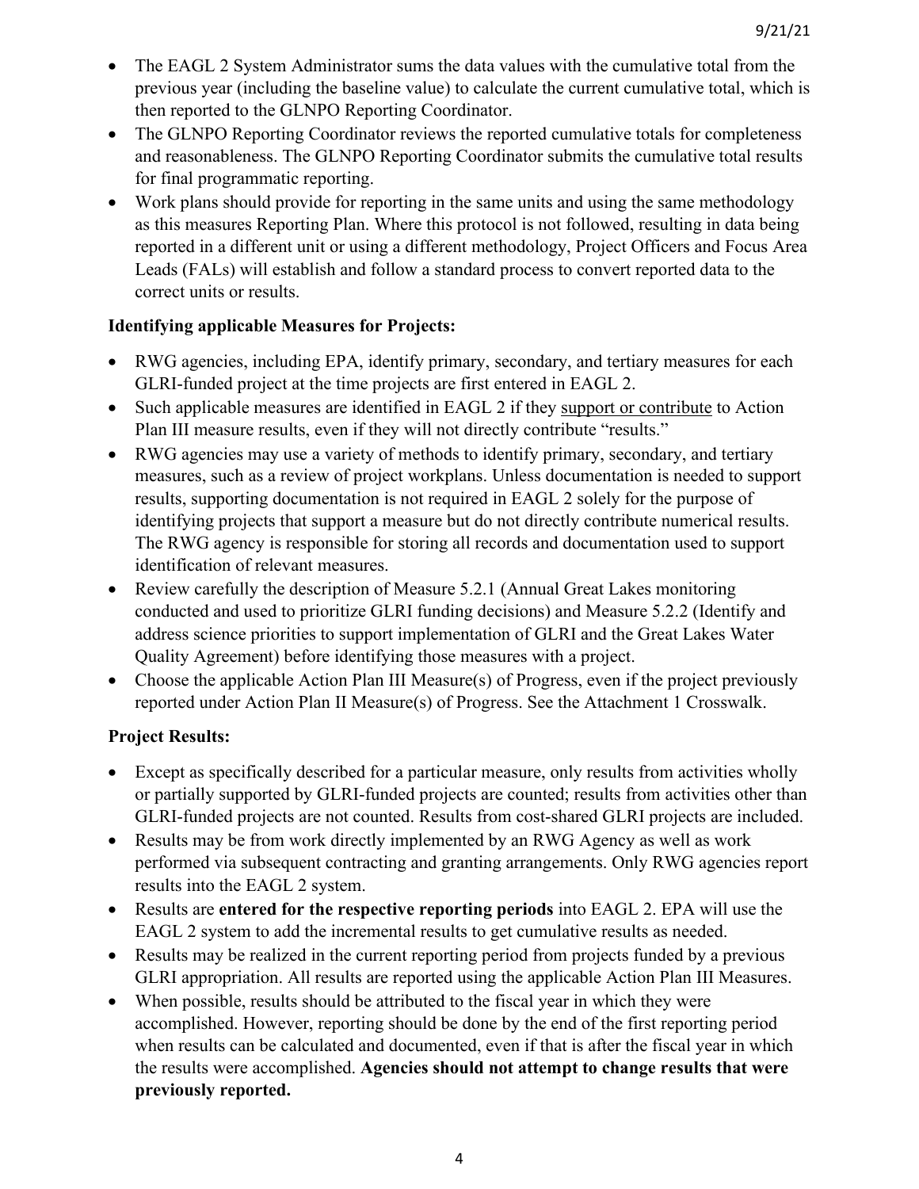- The EAGL 2 System Administrator sums the data values with the cumulative total from the previous year (including the baseline value) to calculate the current cumulative total, which is then reported to the GLNPO Reporting Coordinator.
- The GLNPO Reporting Coordinator reviews the reported cumulative totals for completeness and reasonableness. The GLNPO Reporting Coordinator submits the cumulative total results for final programmatic reporting.
- Work plans should provide for reporting in the same units and using the same methodology as this measures Reporting Plan. Where this protocol is not followed, resulting in data being reported in a different unit or using a different methodology, Project Officers and Focus Area Leads (FALs) will establish and follow a standard process to convert reported data to the correct units or results.

**Identifying applicable Measures for Projects:**

- RWG agencies, including EPA, identify primary, secondary, and tertiary measures for each GLRI-funded project at the time projects are first entered in EAGL 2.
- Such applicable measures are identified in EAGL 2 if they support or contribute to Action Plan III measure results, even if they will not directly contribute "results."
- RWG agencies may use a variety of methods to identify primary, secondary, and tertiary measures, such as a review of project workplans. Unless documentation is needed to support results, supporting documentation is not required in EAGL 2 solely for the purpose of identifying projects that support a measure but do not directly contribute numerical results. The RWG agency is responsible for storing all records and documentation used to support identification of relevant measures.
- Review carefully the description of Measure 5.2.1 (Annual Great Lakes monitoring conducted and used to prioritize GLRI funding decisions) and Measure 5.2.2 (Identify and address science priorities to support implementation of GLRI and the Great Lakes Water Quality Agreement) before identifying those measures with a project.
- Choose the applicable Action Plan III Measure(s) of Progress, even if the project previously reported under Action Plan II Measure(s) of Progress. See the Attachment 1 Crosswalk.

**Project Results:**

- Except as specifically described for a particular measure, only results from activities wholly or partially supported by GLRI-funded projects are counted; results from activities other than GLRI-funded projects are not counted. Results from cost-shared GLRI projects are included.
- Results may be from work directly implemented by an RWG Agency as well as work performed via subsequent contracting and granting arrangements. Only RWG agencies report results into the EAGL 2 system.
- Results are **entered for the respective reporting periods** into EAGL 2. EPA will use the EAGL 2 system to add the incremental results to get cumulative results as needed.
- Results may be realized in the current reporting period from projects funded by a previous GLRI appropriation. All results are reported using the applicable Action Plan III Measures.
- When possible, results should be attributed to the fiscal year in which they were accomplished. However, reporting should be done by the end of the first reporting period when results can be calculated and documented, even if that is after the fiscal year in which the results were accomplished. **Agencies should not attempt to change results that were previously reported.**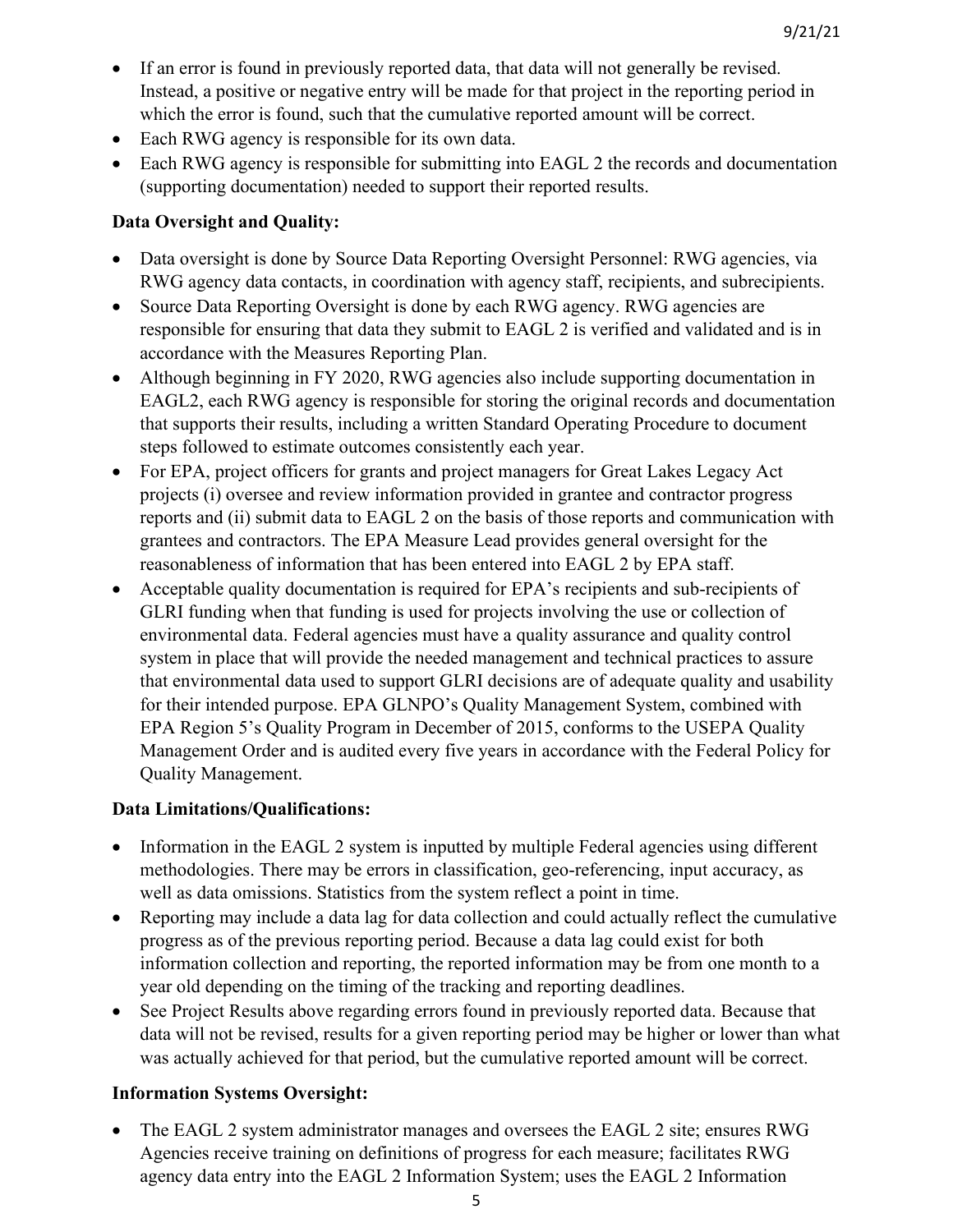- If an error is found in previously reported data, that data will not generally be revised. Instead, a positive or negative entry will be made for that project in the reporting period in which the error is found, such that the cumulative reported amount will be correct.
- Each RWG agency is responsible for its own data.
- Each RWG agency is responsible for submitting into EAGL 2 the records and documentation (supporting documentation) needed to support their reported results.

**Data Oversight and Quality:**

- Data oversight is done by Source Data Reporting Oversight Personnel: RWG agencies, via RWG agency data contacts, in coordination with agency staff, recipients, and subrecipients.
- Source Data Reporting Oversight is done by each RWG agency. RWG agencies are responsible for ensuring that data they submit to EAGL 2 is verified and validated and is in accordance with the Measures Reporting Plan.
- Although beginning in FY 2020, RWG agencies also include supporting documentation in EAGL2, each RWG agency is responsible for storing the original records and documentation that supports their results, including a written Standard Operating Procedure to document steps followed to estimate outcomes consistently each year.
- For EPA, project officers for grants and project managers for Great Lakes Legacy Act projects (i) oversee and review information provided in grantee and contractor progress reports and (ii) submit data to EAGL 2 on the basis of those reports and communication with grantees and contractors. The EPA Measure Lead provides general oversight for the reasonableness of information that has been entered into EAGL 2 by EPA staff.
- Acceptable quality documentation is required for EPA's recipients and sub-recipients of GLRI funding when that funding is used for projects involving the use or collection of environmental data. Federal agencies must have a quality assurance and quality control system in place that will provide the needed management and technical practices to assure that environmental data used to support GLRI decisions are of adequate quality and usability for their intended purpose. EPA GLNPO's Quality Management System, combined with EPA Region 5's Quality Program in December of 2015, conforms to the USEPA Quality Management Order and is audited every five years in accordance with the Federal Policy for Quality Management.

**Data Limitations/Qualifications:**

- Information in the EAGL 2 system is inputted by multiple Federal agencies using different methodologies. There may be errors in classification, geo-referencing, input accuracy, as well as data omissions. Statistics from the system reflect a point in time.
- Reporting may include a data lag for data collection and could actually reflect the cumulative progress as of the previous reporting period. Because a data lag could exist for both information collection and reporting, the reported information may be from one month to a year old depending on the timing of the tracking and reporting deadlines.
- See Project Results above regarding errors found in previously reported data. Because that data will not be revised, results for a given reporting period may be higher or lower than what was actually achieved for that period, but the cumulative reported amount will be correct.

**Information Systems Oversight:**

- The EAGL 2 system administrator manages and oversees the EAGL 2 site; ensures RWG Agencies receive training on definitions of progress for each measure; facilitates RWG agency data entry into the EAGL 2 Information System; uses the EAGL 2 Information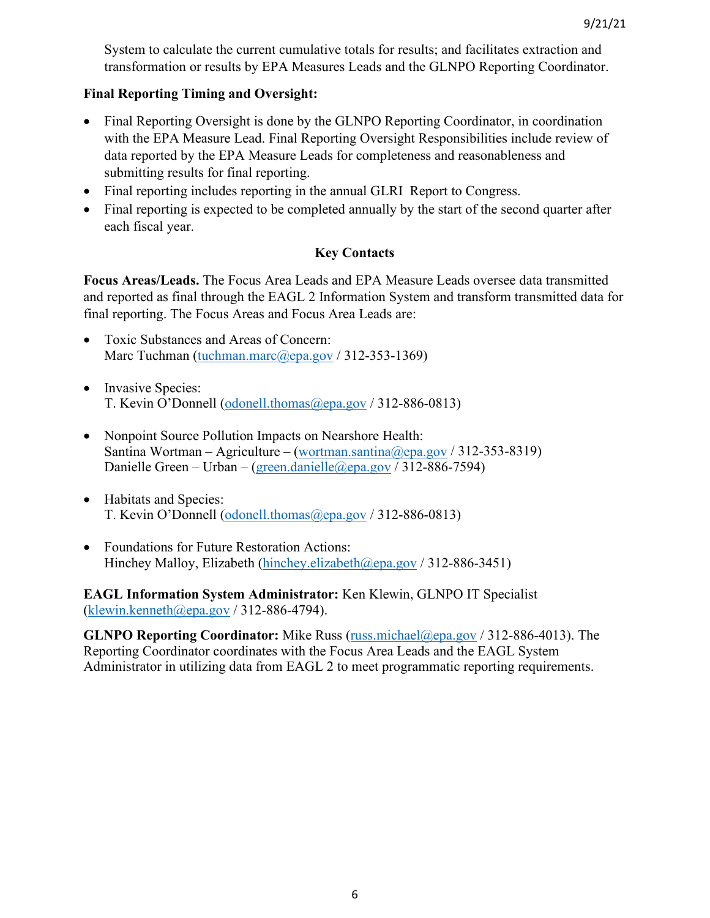System to calculate the current cumulative totals for results; and facilitates extraction and transformation or results by EPA Measures Leads and the GLNPO Reporting Coordinator.

**Final Reporting Timing and Oversight:**

- Final Reporting Oversight is done by the GLNPO Reporting Coordinator, in coordination with the EPA Measure Lead. Final Reporting Oversight Responsibilities include review of data reported by the EPA Measure Leads for completeness and reasonableness and submitting results for final reporting.
- Final reporting includes reporting in the annual GLRI Report to Congress.
- Final reporting is expected to be completed annually by the start of the second quarter after each fiscal year.

## Key Contacts

**Focus Areas/Leads.** The Focus Area Leads and EPA Measure Leads oversee data transmitted and reported as final through the EAGL 2 Information System and transform transmitted data for final reporting. The Focus Areas and Focus Area Leads are:

- Toxic Substances and Areas of Concern:
  Marc Tuchman (tuchman.marc@epa.gov / 312-353-1369)

- Invasive Species:
  T. Kevin O'Donnell (odonell.thomas@epa.gov / 312-886-0813)

- Nonpoint Source Pollution Impacts on Nearshore Health:
  Santina Wortman – Agriculture – (wortman.santina@epa.gov / 312-353-8319)
  Danielle Green – Urban – (green.danielle@epa.gov / 312-886-7594)

- Habitats and Species:
  T. Kevin O'Donnell (odonell.thomas@epa.gov / 312-886-0813)

- Foundations for Future Restoration Actions:
  Hinchey Malloy, Elizabeth (hinchey.elizabeth@epa.gov / 312-886-3451)

**EAGL Information System Administrator:** Ken Klewin, GLNPO IT Specialist (klewin.kenneth@epa.gov / 312-886-4794).

**GLNPO Reporting Coordinator:** Mike Russ (russ.michael@epa.gov / 312-886-4013). The Reporting Coordinator coordinates with the Focus Area Leads and the EAGL System Administrator in utilizing data from EAGL 2 to meet programmatic reporting requirements.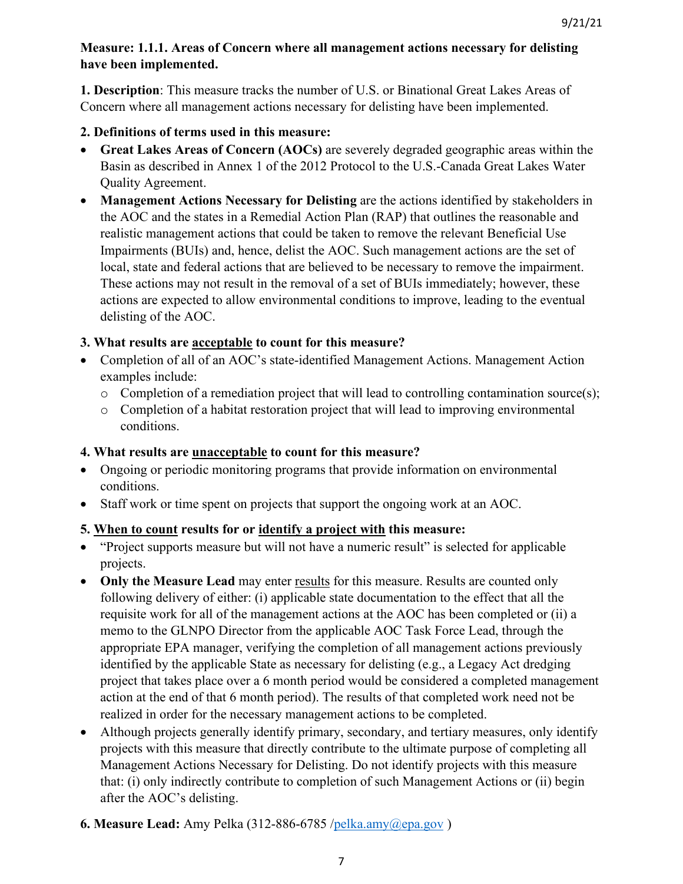**Measure: 1.1.1. Areas of Concern where all management actions necessary for delisting have been implemented.**

**1. Description**: This measure tracks the number of U.S. or Binational Great Lakes Areas of Concern where all management actions necessary for delisting have been implemented.

**2. Definitions of terms used in this measure:**

- **Great Lakes Areas of Concern (AOCs)** are severely degraded geographic areas within the Basin as described in Annex 1 of the 2012 Protocol to the U.S.-Canada Great Lakes Water Quality Agreement.
- **Management Actions Necessary for Delisting** are the actions identified by stakeholders in the AOC and the states in a Remedial Action Plan (RAP) that outlines the reasonable and realistic management actions that could be taken to remove the relevant Beneficial Use Impairments (BUIs) and, hence, delist the AOC. Such management actions are the set of local, state and federal actions that are believed to be necessary to remove the impairment. These actions may not result in the removal of a set of BUIs immediately; however, these actions are expected to allow environmental conditions to improve, leading to the eventual delisting of the AOC.

**3. What results are <u>acceptable</u> to count for this measure?**

- Completion of all of an AOC's state-identified Management Actions. Management Action examples include:
  - Completion of a remediation project that will lead to controlling contamination source(s);
  - Completion of a habitat restoration project that will lead to improving environmental conditions.

**4. What results are <u>unacceptable</u> to count for this measure?**

- Ongoing or periodic monitoring programs that provide information on environmental conditions.
- Staff work or time spent on projects that support the ongoing work at an AOC.

**5. <u>When to count</u> results for or <u>identify a project with</u> this measure:**

- "Project supports measure but will not have a numeric result" is selected for applicable projects.
- **Only the Measure Lead** may enter <u>results</u> for this measure. Results are counted only following delivery of either: (i) applicable state documentation to the effect that all the requisite work for all of the management actions at the AOC has been completed or (ii) a memo to the GLNPO Director from the applicable AOC Task Force Lead, through the appropriate EPA manager, verifying the completion of all management actions previously identified by the applicable State as necessary for delisting (e.g., a Legacy Act dredging project that takes place over a 6 month period would be considered a completed management action at the end of that 6 month period). The results of that completed work need not be realized in order for the necessary management actions to be completed.
- Although projects generally identify primary, secondary, and tertiary measures, only identify projects with this measure that directly contribute to the ultimate purpose of completing all Management Actions Necessary for Delisting. Do not identify projects with this measure that: (i) only indirectly contribute to completion of such Management Actions or (ii) begin after the AOC's delisting.

**6. Measure Lead:** Amy Pelka (312-886-6785 /pelka.amy@epa.gov )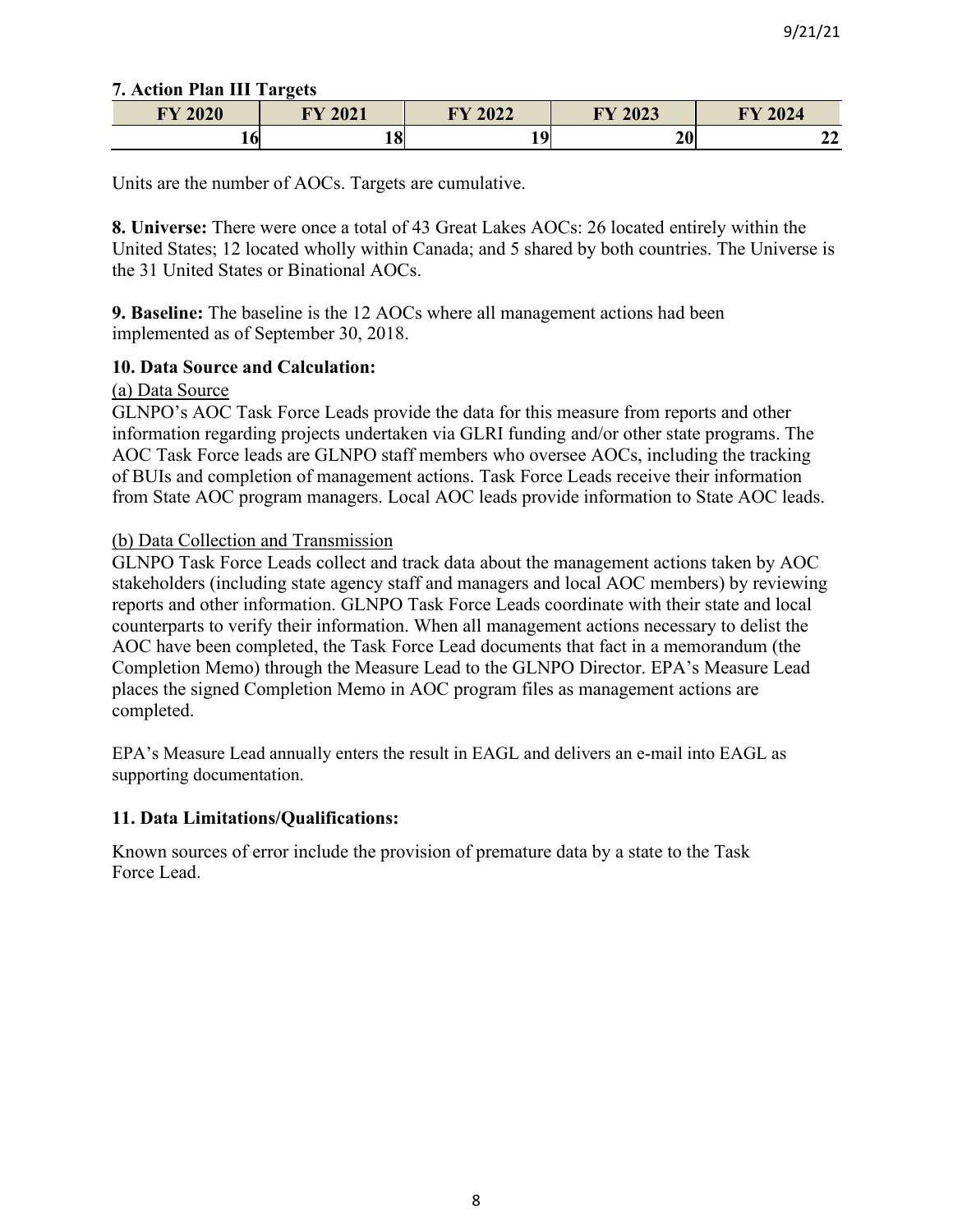**7. Action Plan III Targets**

| FY 2020 | FY 2021 | FY 2022 | FY 2023 | FY 2024 |
|---|---|---|---|---|
| 16 | 18 | 19 | 20 | 22 |

Units are the number of AOCs. Targets are cumulative.

**8. Universe:** There were once a total of 43 Great Lakes AOCs: 26 located entirely within the United States; 12 located wholly within Canada; and 5 shared by both countries. The Universe is the 31 United States or Binational AOCs.

**9. Baseline:** The baseline is the 12 AOCs where all management actions had been implemented as of September 30, 2018.

**10. Data Source and Calculation:**

(a) Data Source

GLNPO's AOC Task Force Leads provide the data for this measure from reports and other information regarding projects undertaken via GLRI funding and/or other state programs. The AOC Task Force leads are GLNPO staff members who oversee AOCs, including the tracking of BUIs and completion of management actions. Task Force Leads receive their information from State AOC program managers. Local AOC leads provide information to State AOC leads.

(b) Data Collection and Transmission

GLNPO Task Force Leads collect and track data about the management actions taken by AOC stakeholders (including state agency staff and managers and local AOC members) by reviewing reports and other information. GLNPO Task Force Leads coordinate with their state and local counterparts to verify their information. When all management actions necessary to delist the AOC have been completed, the Task Force Lead documents that fact in a memorandum (the Completion Memo) through the Measure Lead to the GLNPO Director. EPA's Measure Lead places the signed Completion Memo in AOC program files as management actions are completed.

EPA's Measure Lead annually enters the result in EAGL and delivers an e-mail into EAGL as supporting documentation.

**11. Data Limitations/Qualifications:**

Known sources of error include the provision of premature data by a state to the Task Force Lead.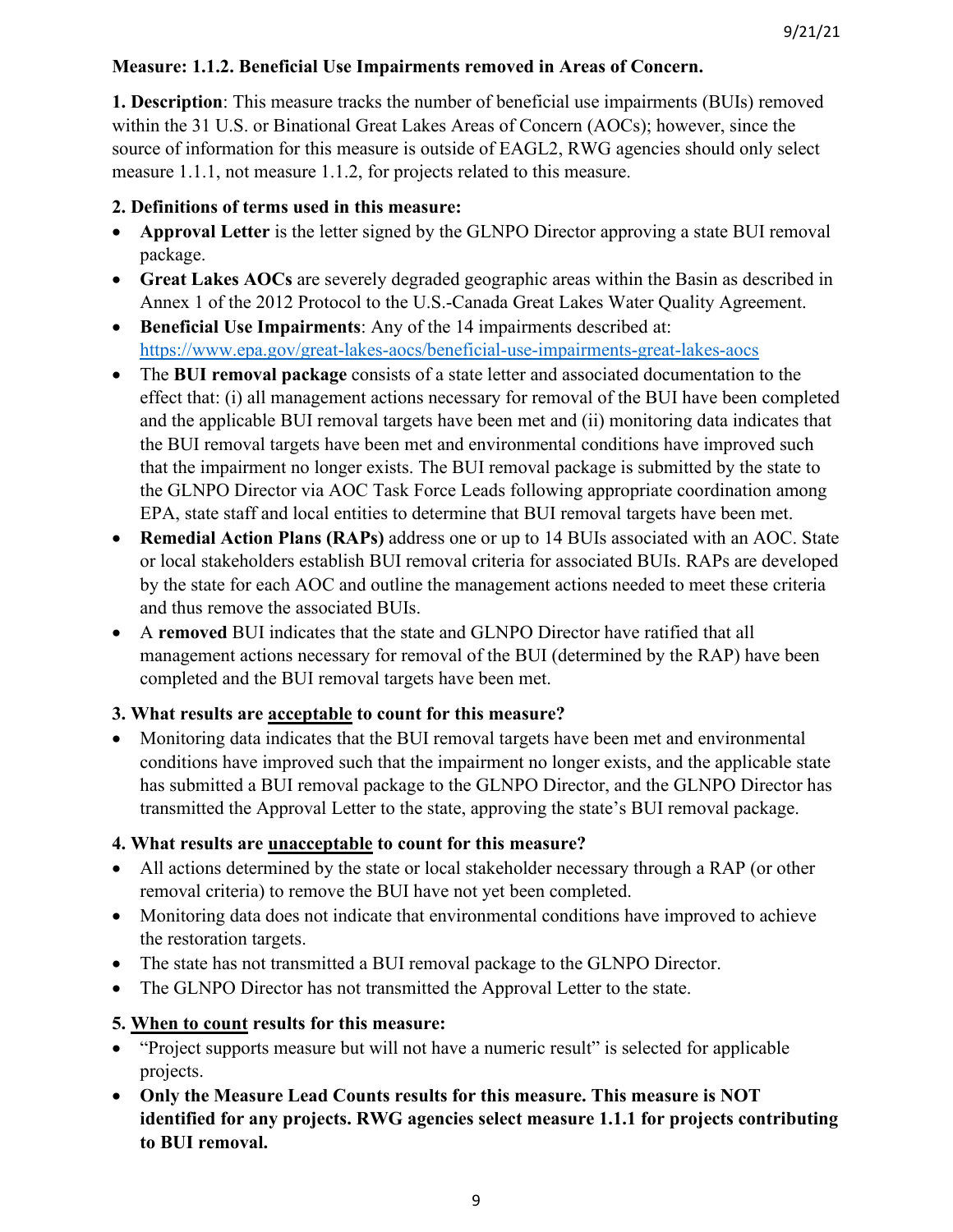**Measure: 1.1.2. Beneficial Use Impairments removed in Areas of Concern.**

**1. Description**: This measure tracks the number of beneficial use impairments (BUIs) removed within the 31 U.S. or Binational Great Lakes Areas of Concern (AOCs); however, since the source of information for this measure is outside of EAGL2, RWG agencies should only select measure 1.1.1, not measure 1.1.2, for projects related to this measure.

**2. Definitions of terms used in this measure:**

- **Approval Letter** is the letter signed by the GLNPO Director approving a state BUI removal package.
- **Great Lakes AOCs** are severely degraded geographic areas within the Basin as described in Annex 1 of the 2012 Protocol to the U.S.-Canada Great Lakes Water Quality Agreement.
- **Beneficial Use Impairments**: Any of the 14 impairments described at: https://www.epa.gov/great-lakes-aocs/beneficial-use-impairments-great-lakes-aocs
- The **BUI removal package** consists of a state letter and associated documentation to the effect that: (i) all management actions necessary for removal of the BUI have been completed and the applicable BUI removal targets have been met and (ii) monitoring data indicates that the BUI removal targets have been met and environmental conditions have improved such that the impairment no longer exists. The BUI removal package is submitted by the state to the GLNPO Director via AOC Task Force Leads following appropriate coordination among EPA, state staff and local entities to determine that BUI removal targets have been met.
- **Remedial Action Plans (RAPs)** address one or up to 14 BUIs associated with an AOC. State or local stakeholders establish BUI removal criteria for associated BUIs. RAPs are developed by the state for each AOC and outline the management actions needed to meet these criteria and thus remove the associated BUIs.
- A **removed** BUI indicates that the state and GLNPO Director have ratified that all management actions necessary for removal of the BUI (determined by the RAP) have been completed and the BUI removal targets have been met.

**3. What results are <u>acceptable</u> to count for this measure?**

- Monitoring data indicates that the BUI removal targets have been met and environmental conditions have improved such that the impairment no longer exists, and the applicable state has submitted a BUI removal package to the GLNPO Director, and the GLNPO Director has transmitted the Approval Letter to the state, approving the state's BUI removal package.

**4. What results are <u>unacceptable</u> to count for this measure?**

- All actions determined by the state or local stakeholder necessary through a RAP (or other removal criteria) to remove the BUI have not yet been completed.
- Monitoring data does not indicate that environmental conditions have improved to achieve the restoration targets.
- The state has not transmitted a BUI removal package to the GLNPO Director.
- The GLNPO Director has not transmitted the Approval Letter to the state.

**5. <u>When to count</u> results for this measure:**

- "Project supports measure but will not have a numeric result" is selected for applicable projects.
- **Only the Measure Lead Counts results for this measure. This measure is NOT identified for any projects. RWG agencies select measure 1.1.1 for projects contributing to BUI removal.**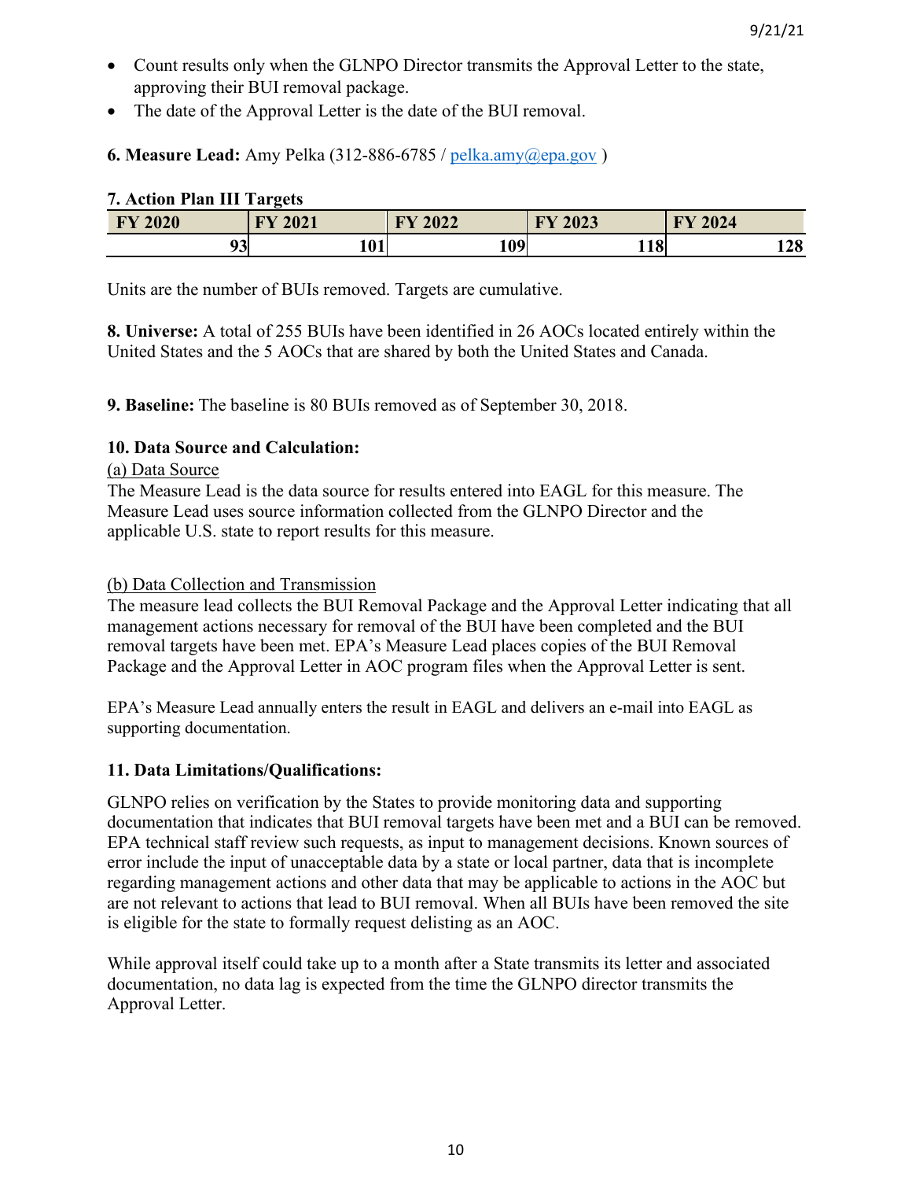- Count results only when the GLNPO Director transmits the Approval Letter to the state, approving their BUI removal package.
- The date of the Approval Letter is the date of the BUI removal.

**6. Measure Lead:** Amy Pelka (312-886-6785 / pelka.amy@epa.gov )

**7. Action Plan III Targets**

| FY 2020 | FY 2021 | FY 2022 | FY 2023 | FY 2024 |
|---|---|---|---|---|
| 93 | 101 | 109 | 118 | 128 |

Units are the number of BUIs removed. Targets are cumulative.

**8. Universe:** A total of 255 BUIs have been identified in 26 AOCs located entirely within the United States and the 5 AOCs that are shared by both the United States and Canada.

**9. Baseline:** The baseline is 80 BUIs removed as of September 30, 2018.

**10. Data Source and Calculation:**

(a) Data Source

The Measure Lead is the data source for results entered into EAGL for this measure. The Measure Lead uses source information collected from the GLNPO Director and the applicable U.S. state to report results for this measure.

(b) Data Collection and Transmission

The measure lead collects the BUI Removal Package and the Approval Letter indicating that all management actions necessary for removal of the BUI have been completed and the BUI removal targets have been met. EPA's Measure Lead places copies of the BUI Removal Package and the Approval Letter in AOC program files when the Approval Letter is sent.

EPA's Measure Lead annually enters the result in EAGL and delivers an e-mail into EAGL as supporting documentation.

**11. Data Limitations/Qualifications:**

GLNPO relies on verification by the States to provide monitoring data and supporting documentation that indicates that BUI removal targets have been met and a BUI can be removed. EPA technical staff review such requests, as input to management decisions. Known sources of error include the input of unacceptable data by a state or local partner, data that is incomplete regarding management actions and other data that may be applicable to actions in the AOC but are not relevant to actions that lead to BUI removal. When all BUIs have been removed the site is eligible for the state to formally request delisting as an AOC.

While approval itself could take up to a month after a State transmits its letter and associated documentation, no data lag is expected from the time the GLNPO director transmits the Approval Letter.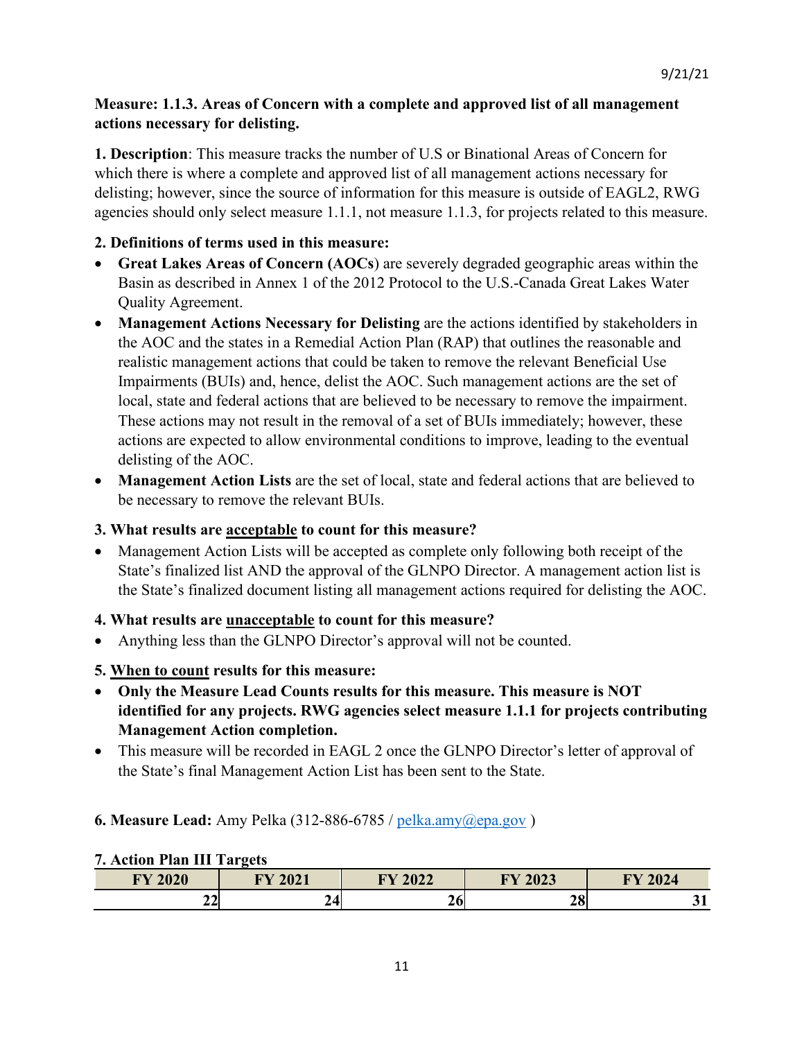9/21/21

**Measure: 1.1.3. Areas of Concern with a complete and approved list of all management actions necessary for delisting.**

**1. Description**: This measure tracks the number of U.S or Binational Areas of Concern for which there is where a complete and approved list of all management actions necessary for delisting; however, since the source of information for this measure is outside of EAGL2, RWG agencies should only select measure 1.1.1, not measure 1.1.3, for projects related to this measure.

**2. Definitions of terms used in this measure:**

- **Great Lakes Areas of Concern (AOCs**) are severely degraded geographic areas within the Basin as described in Annex 1 of the 2012 Protocol to the U.S.-Canada Great Lakes Water Quality Agreement.
- **Management Actions Necessary for Delisting** are the actions identified by stakeholders in the AOC and the states in a Remedial Action Plan (RAP) that outlines the reasonable and realistic management actions that could be taken to remove the relevant Beneficial Use Impairments (BUIs) and, hence, delist the AOC. Such management actions are the set of local, state and federal actions that are believed to be necessary to remove the impairment. These actions may not result in the removal of a set of BUIs immediately; however, these actions are expected to allow environmental conditions to improve, leading to the eventual delisting of the AOC.
- **Management Action Lists** are the set of local, state and federal actions that are believed to be necessary to remove the relevant BUIs.

**3. What results are <u>acceptable</u> to count for this measure?**

- Management Action Lists will be accepted as complete only following both receipt of the State's finalized list AND the approval of the GLNPO Director. A management action list is the State's finalized document listing all management actions required for delisting the AOC.

**4. What results are <u>unacceptable</u> to count for this measure?**

- Anything less than the GLNPO Director's approval will not be counted.

**5. <u>When to count</u> results for this measure:**

- **Only the Measure Lead Counts results for this measure. This measure is NOT identified for any projects. RWG agencies select measure 1.1.1 for projects contributing Management Action completion.**
- This measure will be recorded in EAGL 2 once the GLNPO Director's letter of approval of the State's final Management Action List has been sent to the State.

**6. Measure Lead:** Amy Pelka (312-886-6785 / pelka.amy@epa.gov )

**7. Action Plan III Targets**

| FY 2020 | FY 2021 | FY 2022 | FY 2023 | FY 2024 |
|---|---|---|---|---|
| 22 | 24 | 26 | 28 | 31 |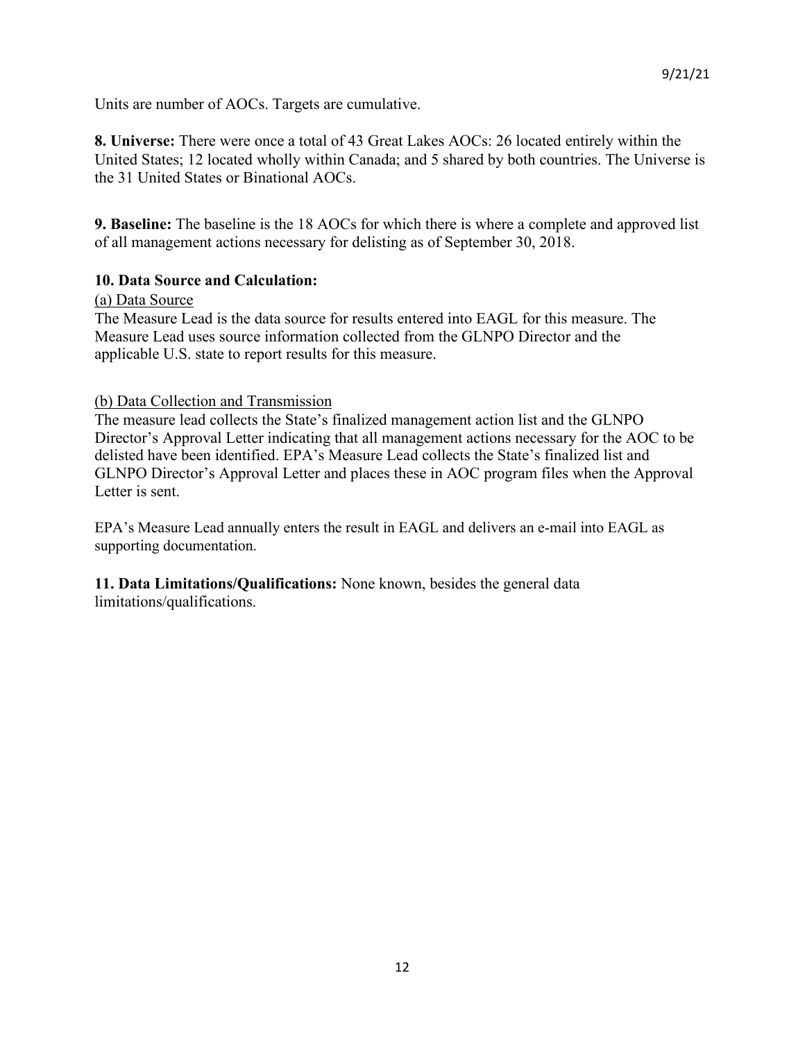Units are number of AOCs. Targets are cumulative.

**8. Universe:** There were once a total of 43 Great Lakes AOCs: 26 located entirely within the United States; 12 located wholly within Canada; and 5 shared by both countries. The Universe is the 31 United States or Binational AOCs.

**9. Baseline:** The baseline is the 18 AOCs for which there is where a complete and approved list of all management actions necessary for delisting as of September 30, 2018.

**10. Data Source and Calculation:**

(a) Data Source

The Measure Lead is the data source for results entered into EAGL for this measure. The Measure Lead uses source information collected from the GLNPO Director and the applicable U.S. state to report results for this measure.

(b) Data Collection and Transmission

The measure lead collects the State's finalized management action list and the GLNPO Director's Approval Letter indicating that all management actions necessary for the AOC to be delisted have been identified. EPA's Measure Lead collects the State's finalized list and GLNPO Director's Approval Letter and places these in AOC program files when the Approval Letter is sent.

EPA's Measure Lead annually enters the result in EAGL and delivers an e-mail into EAGL as supporting documentation.

**11. Data Limitations/Qualifications:** None known, besides the general data limitations/qualifications.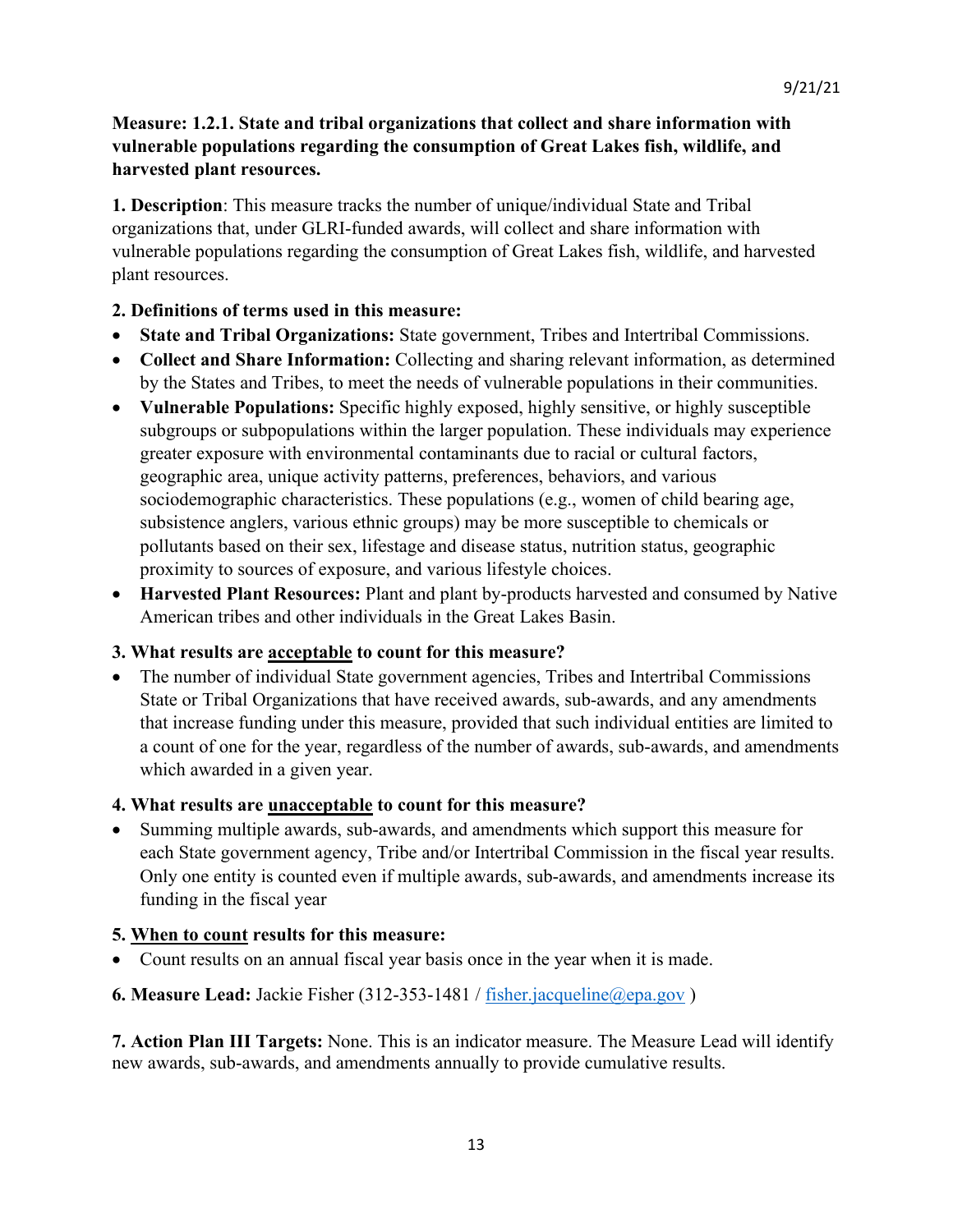**Measure: 1.2.1. State and tribal organizations that collect and share information with vulnerable populations regarding the consumption of Great Lakes fish, wildlife, and harvested plant resources.**

**1. Description**: This measure tracks the number of unique/individual State and Tribal organizations that, under GLRI-funded awards, will collect and share information with vulnerable populations regarding the consumption of Great Lakes fish, wildlife, and harvested plant resources.

**2. Definitions of terms used in this measure:**

- **State and Tribal Organizations:** State government, Tribes and Intertribal Commissions.
- **Collect and Share Information:** Collecting and sharing relevant information, as determined by the States and Tribes, to meet the needs of vulnerable populations in their communities.
- **Vulnerable Populations:** Specific highly exposed, highly sensitive, or highly susceptible subgroups or subpopulations within the larger population. These individuals may experience greater exposure with environmental contaminants due to racial or cultural factors, geographic area, unique activity patterns, preferences, behaviors, and various sociodemographic characteristics. These populations (e.g., women of child bearing age, subsistence anglers, various ethnic groups) may be more susceptible to chemicals or pollutants based on their sex, lifestage and disease status, nutrition status, geographic proximity to sources of exposure, and various lifestyle choices.
- **Harvested Plant Resources:** Plant and plant by-products harvested and consumed by Native American tribes and other individuals in the Great Lakes Basin.

**3. What results are acceptable to count for this measure?**

- The number of individual State government agencies, Tribes and Intertribal Commissions State or Tribal Organizations that have received awards, sub-awards, and any amendments that increase funding under this measure, provided that such individual entities are limited to a count of one for the year, regardless of the number of awards, sub-awards, and amendments which awarded in a given year.

**4. What results are unacceptable to count for this measure?**

- Summing multiple awards, sub-awards, and amendments which support this measure for each State government agency, Tribe and/or Intertribal Commission in the fiscal year results. Only one entity is counted even if multiple awards, sub-awards, and amendments increase its funding in the fiscal year

**5. When to count results for this measure:**

- Count results on an annual fiscal year basis once in the year when it is made.

**6. Measure Lead:** Jackie Fisher (312-353-1481 / fisher.jacqueline@epa.gov )

**7. Action Plan III Targets:** None. This is an indicator measure. The Measure Lead will identify new awards, sub-awards, and amendments annually to provide cumulative results.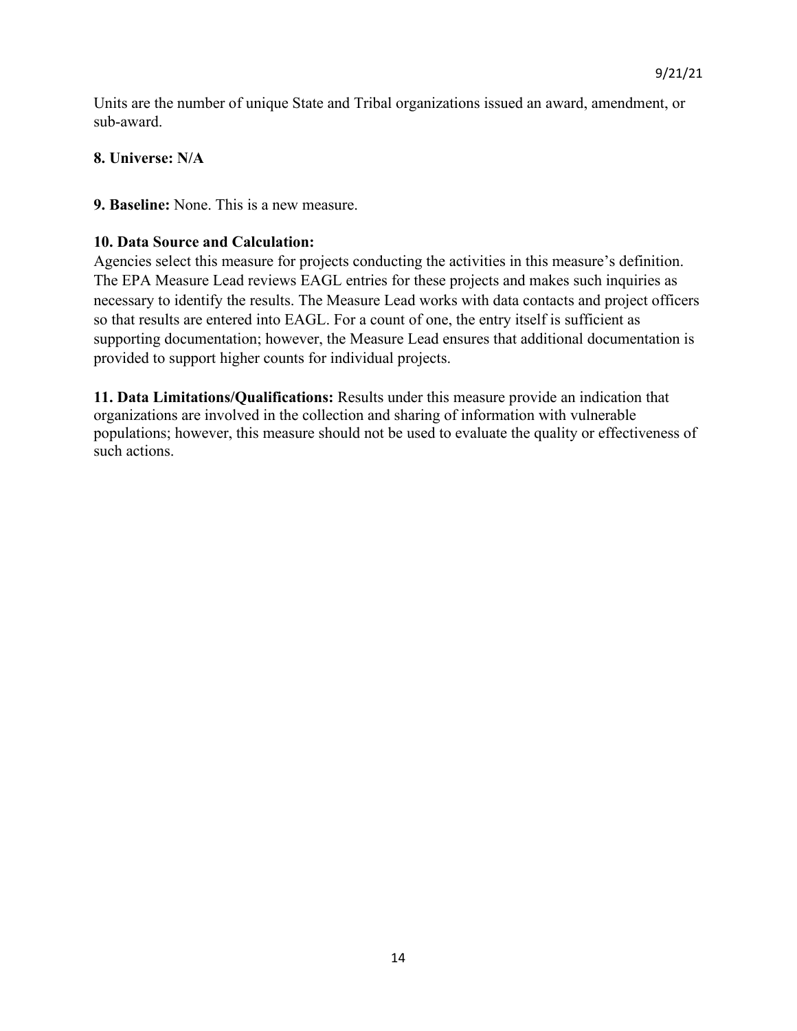Units are the number of unique State and Tribal organizations issued an award, amendment, or sub-award.

**8. Universe: N/A**

**9. Baseline:** None. This is a new measure.

**10. Data Source and Calculation:**
Agencies select this measure for projects conducting the activities in this measure's definition. The EPA Measure Lead reviews EAGL entries for these projects and makes such inquiries as necessary to identify the results. The Measure Lead works with data contacts and project officers so that results are entered into EAGL. For a count of one, the entry itself is sufficient as supporting documentation; however, the Measure Lead ensures that additional documentation is provided to support higher counts for individual projects.

**11. Data Limitations/Qualifications:** Results under this measure provide an indication that organizations are involved in the collection and sharing of information with vulnerable populations; however, this measure should not be used to evaluate the quality or effectiveness of such actions.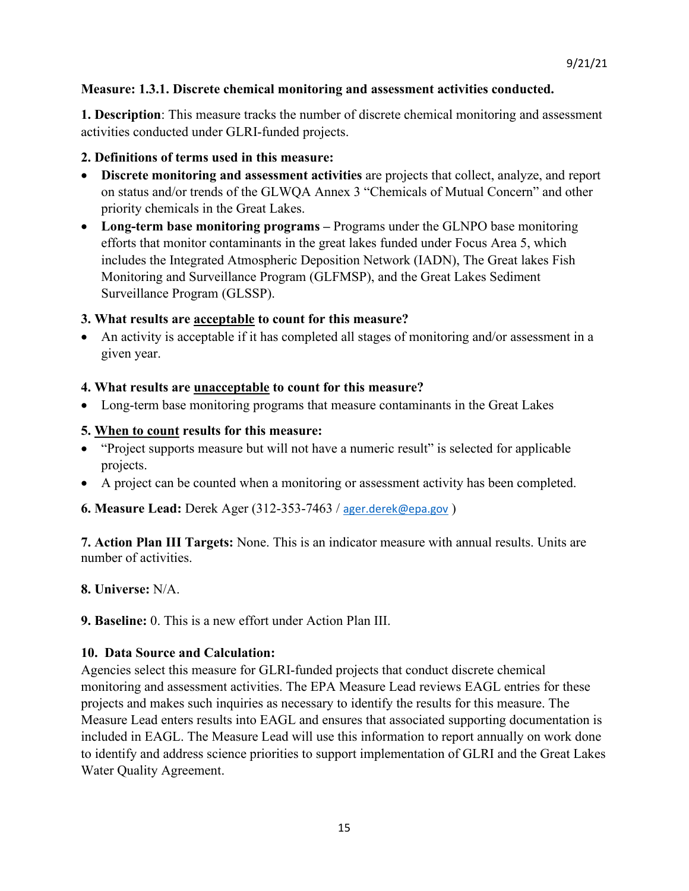**Measure: 1.3.1. Discrete chemical monitoring and assessment activities conducted.**

**1. Description**: This measure tracks the number of discrete chemical monitoring and assessment activities conducted under GLRI-funded projects.

**2. Definitions of terms used in this measure:**

- **Discrete monitoring and assessment activities** are projects that collect, analyze, and report on status and/or trends of the GLWQA Annex 3 "Chemicals of Mutual Concern" and other priority chemicals in the Great Lakes.
- **Long-term base monitoring programs –** Programs under the GLNPO base monitoring efforts that monitor contaminants in the great lakes funded under Focus Area 5, which includes the Integrated Atmospheric Deposition Network (IADN), The Great lakes Fish Monitoring and Surveillance Program (GLFMSP), and the Great Lakes Sediment Surveillance Program (GLSSP).

**3. What results are acceptable to count for this measure?**

- An activity is acceptable if it has completed all stages of monitoring and/or assessment in a given year.

**4. What results are unacceptable to count for this measure?**

- Long-term base monitoring programs that measure contaminants in the Great Lakes

**5. When to count results for this measure:**

- "Project supports measure but will not have a numeric result" is selected for applicable projects.
- A project can be counted when a monitoring or assessment activity has been completed.

**6. Measure Lead:** Derek Ager (312-353-7463 / ager.derek@epa.gov )

**7. Action Plan III Targets:** None. This is an indicator measure with annual results. Units are number of activities.

**8. Universe:** N/A.

**9. Baseline:** 0. This is a new effort under Action Plan III.

**10. Data Source and Calculation:**

Agencies select this measure for GLRI-funded projects that conduct discrete chemical monitoring and assessment activities. The EPA Measure Lead reviews EAGL entries for these projects and makes such inquiries as necessary to identify the results for this measure. The Measure Lead enters results into EAGL and ensures that associated supporting documentation is included in EAGL. The Measure Lead will use this information to report annually on work done to identify and address science priorities to support implementation of GLRI and the Great Lakes Water Quality Agreement.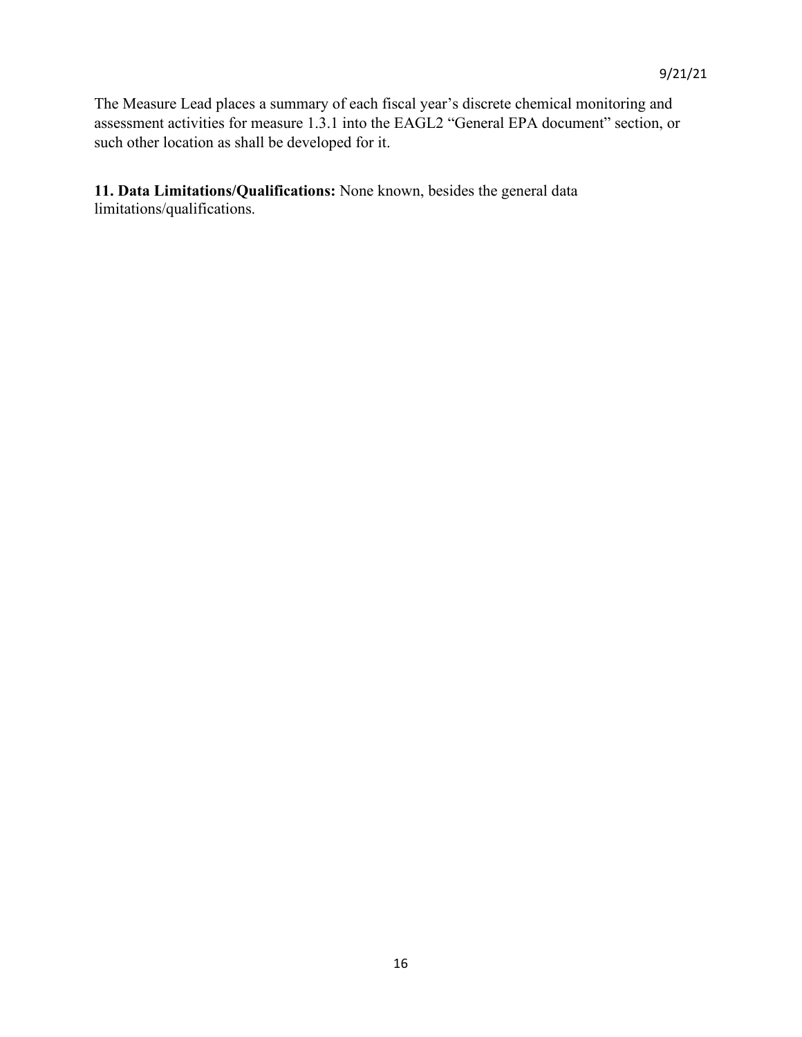The Measure Lead places a summary of each fiscal year's discrete chemical monitoring and assessment activities for measure 1.3.1 into the EAGL2 "General EPA document" section, or such other location as shall be developed for it.

**11. Data Limitations/Qualifications:** None known, besides the general data limitations/qualifications.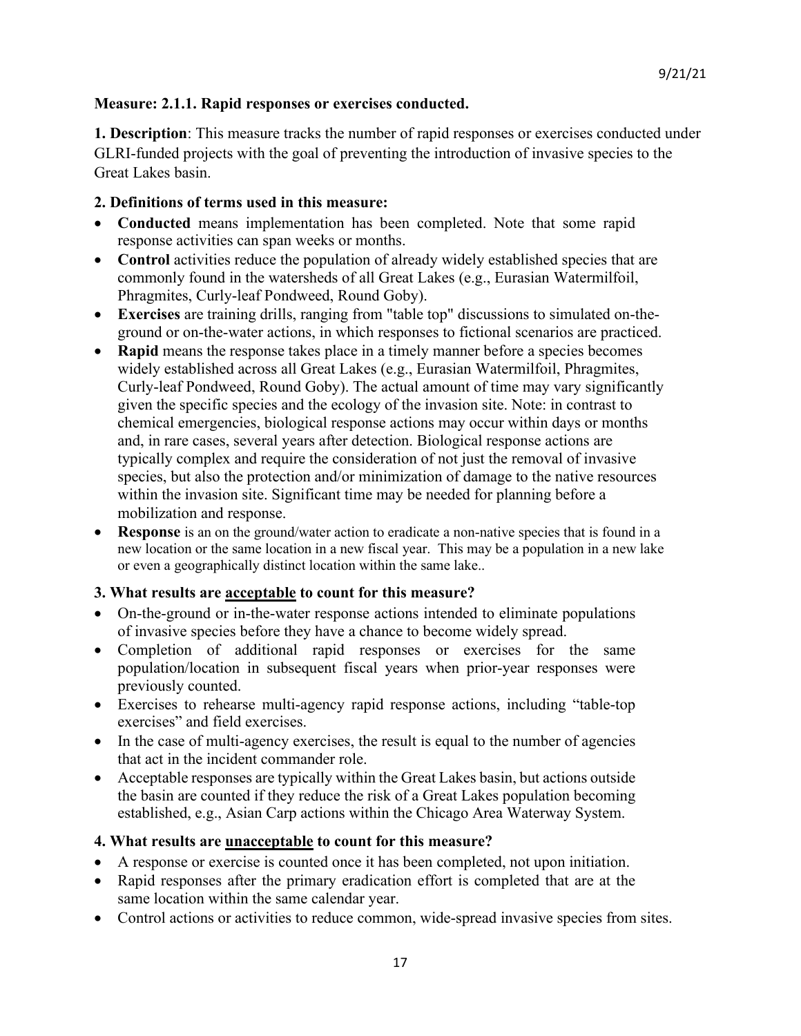**Measure: 2.1.1. Rapid responses or exercises conducted.**

**1. Description**: This measure tracks the number of rapid responses or exercises conducted under GLRI-funded projects with the goal of preventing the introduction of invasive species to the Great Lakes basin.

**2. Definitions of terms used in this measure:**

- **Conducted** means implementation has been completed. Note that some rapid response activities can span weeks or months.
- **Control** activities reduce the population of already widely established species that are commonly found in the watersheds of all Great Lakes (e.g., Eurasian Watermilfoil, Phragmites, Curly-leaf Pondweed, Round Goby).
- **Exercises** are training drills, ranging from "table top" discussions to simulated on-the-ground or on-the-water actions, in which responses to fictional scenarios are practiced.
- **Rapid** means the response takes place in a timely manner before a species becomes widely established across all Great Lakes (e.g., Eurasian Watermilfoil, Phragmites, Curly-leaf Pondweed, Round Goby). The actual amount of time may vary significantly given the specific species and the ecology of the invasion site. Note: in contrast to chemical emergencies, biological response actions may occur within days or months and, in rare cases, several years after detection. Biological response actions are typically complex and require the consideration of not just the removal of invasive species, but also the protection and/or minimization of damage to the native resources within the invasion site. Significant time may be needed for planning before a mobilization and response.
- **Response** is an on the ground/water action to eradicate a non-native species that is found in a new location or the same location in a new fiscal year. This may be a population in a new lake or even a geographically distinct location within the same lake..

**3. What results are <u>acceptable</u> to count for this measure?**

- On-the-ground or in-the-water response actions intended to eliminate populations of invasive species before they have a chance to become widely spread.
- Completion of additional rapid responses or exercises for the same population/location in subsequent fiscal years when prior-year responses were previously counted.
- Exercises to rehearse multi-agency rapid response actions, including "table-top exercises" and field exercises.
- In the case of multi-agency exercises, the result is equal to the number of agencies that act in the incident commander role.
- Acceptable responses are typically within the Great Lakes basin, but actions outside the basin are counted if they reduce the risk of a Great Lakes population becoming established, e.g., Asian Carp actions within the Chicago Area Waterway System.

**4. What results are <u>unacceptable</u> to count for this measure?**

- A response or exercise is counted once it has been completed, not upon initiation.
- Rapid responses after the primary eradication effort is completed that are at the same location within the same calendar year.
- Control actions or activities to reduce common, wide-spread invasive species from sites.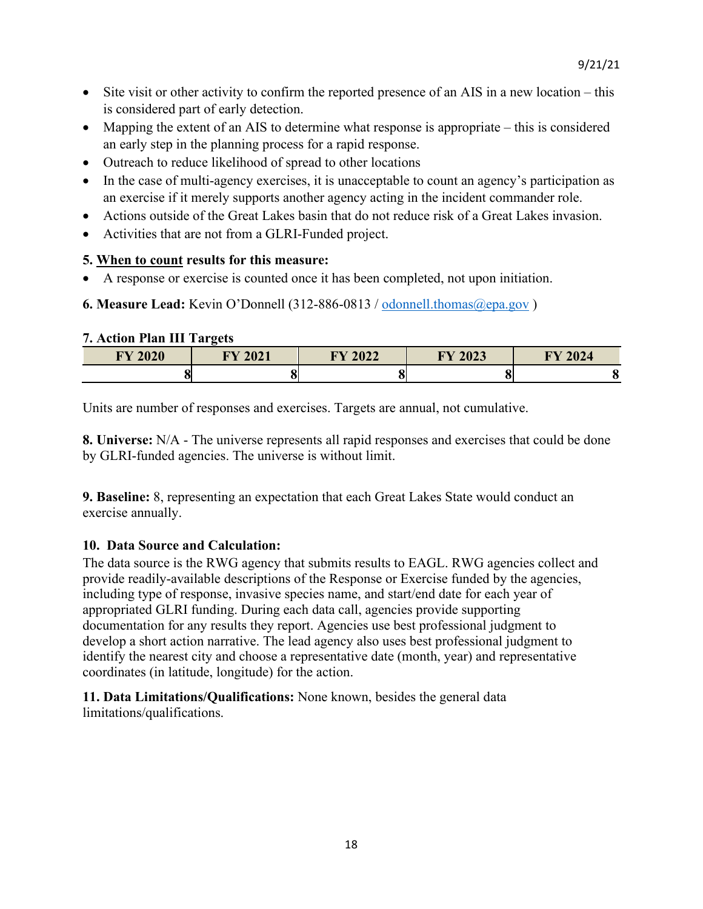- Site visit or other activity to confirm the reported presence of an AIS in a new location – this is considered part of early detection.
- Mapping the extent of an AIS to determine what response is appropriate – this is considered an early step in the planning process for a rapid response.
- Outreach to reduce likelihood of spread to other locations
- In the case of multi-agency exercises, it is unacceptable to count an agency's participation as an exercise if it merely supports another agency acting in the incident commander role.
- Actions outside of the Great Lakes basin that do not reduce risk of a Great Lakes invasion.
- Activities that are not from a GLRI-Funded project.

**5. When to count results for this measure:**

- A response or exercise is counted once it has been completed, not upon initiation.

**6. Measure Lead:** Kevin O'Donnell (312-886-0813 / odonnell.thomas@epa.gov )

**7. Action Plan III Targets**

| FY 2020 | FY 2021 | FY 2022 | FY 2023 | FY 2024 |
|---|---|---|---|---|
| 8 | 8 | 8 | 8 | 8 |

Units are number of responses and exercises. Targets are annual, not cumulative.

**8. Universe:** N/A - The universe represents all rapid responses and exercises that could be done by GLRI-funded agencies. The universe is without limit.

**9. Baseline:** 8, representing an expectation that each Great Lakes State would conduct an exercise annually.

**10. Data Source and Calculation:**

The data source is the RWG agency that submits results to EAGL. RWG agencies collect and provide readily-available descriptions of the Response or Exercise funded by the agencies, including type of response, invasive species name, and start/end date for each year of appropriated GLRI funding. During each data call, agencies provide supporting documentation for any results they report. Agencies use best professional judgment to develop a short action narrative. The lead agency also uses best professional judgment to identify the nearest city and choose a representative date (month, year) and representative coordinates (in latitude, longitude) for the action.

**11. Data Limitations/Qualifications:** None known, besides the general data limitations/qualifications.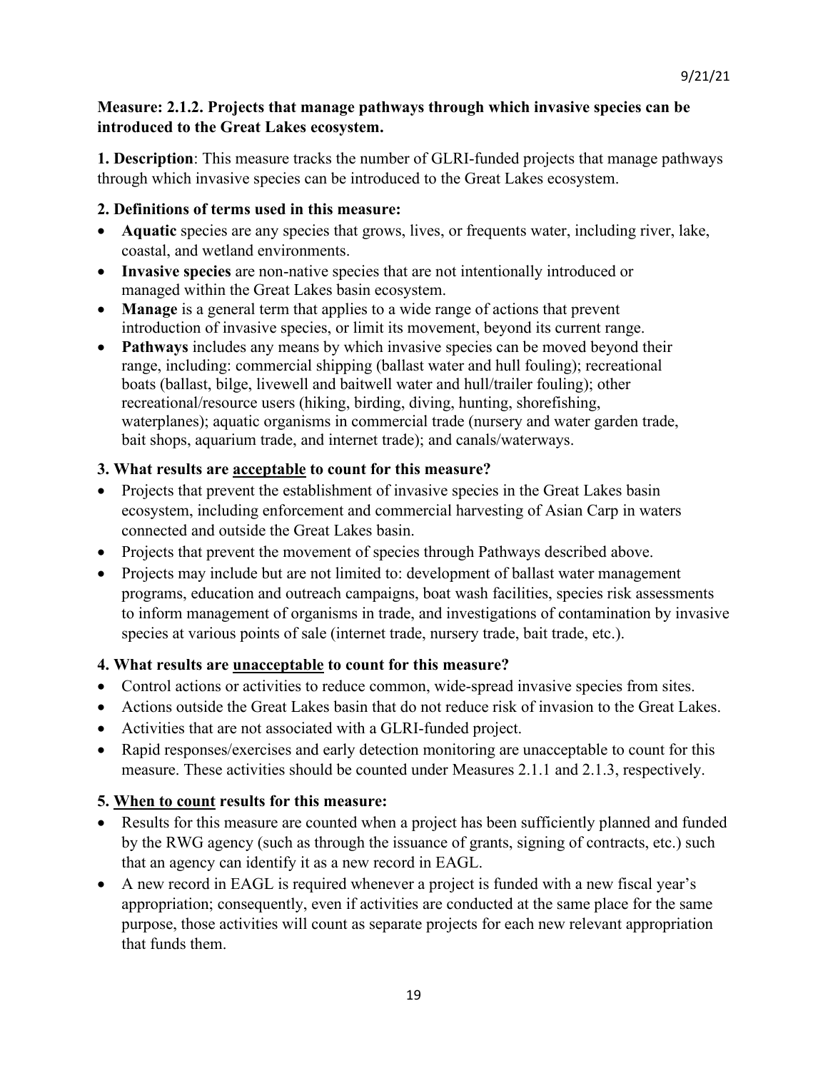**Measure: 2.1.2. Projects that manage pathways through which invasive species can be introduced to the Great Lakes ecosystem.**

**1. Description**: This measure tracks the number of GLRI-funded projects that manage pathways through which invasive species can be introduced to the Great Lakes ecosystem.

**2. Definitions of terms used in this measure:**

- **Aquatic** species are any species that grows, lives, or frequents water, including river, lake, coastal, and wetland environments.
- **Invasive species** are non-native species that are not intentionally introduced or managed within the Great Lakes basin ecosystem.
- **Manage** is a general term that applies to a wide range of actions that prevent introduction of invasive species, or limit its movement, beyond its current range.
- **Pathways** includes any means by which invasive species can be moved beyond their range, including: commercial shipping (ballast water and hull fouling); recreational boats (ballast, bilge, livewell and baitwell water and hull/trailer fouling); other recreational/resource users (hiking, birding, diving, hunting, shorefishing, waterplanes); aquatic organisms in commercial trade (nursery and water garden trade, bait shops, aquarium trade, and internet trade); and canals/waterways.

**3. What results are <u>acceptable</u> to count for this measure?**

- Projects that prevent the establishment of invasive species in the Great Lakes basin ecosystem, including enforcement and commercial harvesting of Asian Carp in waters connected and outside the Great Lakes basin.
- Projects that prevent the movement of species through Pathways described above.
- Projects may include but are not limited to: development of ballast water management programs, education and outreach campaigns, boat wash facilities, species risk assessments to inform management of organisms in trade, and investigations of contamination by invasive species at various points of sale (internet trade, nursery trade, bait trade, etc.).

**4. What results are <u>unacceptable</u> to count for this measure?**

- Control actions or activities to reduce common, wide-spread invasive species from sites.
- Actions outside the Great Lakes basin that do not reduce risk of invasion to the Great Lakes.
- Activities that are not associated with a GLRI-funded project.
- Rapid responses/exercises and early detection monitoring are unacceptable to count for this measure. These activities should be counted under Measures 2.1.1 and 2.1.3, respectively.

**5. <u>When to count</u> results for this measure:**

- Results for this measure are counted when a project has been sufficiently planned and funded by the RWG agency (such as through the issuance of grants, signing of contracts, etc.) such that an agency can identify it as a new record in EAGL.
- A new record in EAGL is required whenever a project is funded with a new fiscal year's appropriation; consequently, even if activities are conducted at the same place for the same purpose, those activities will count as separate projects for each new relevant appropriation that funds them.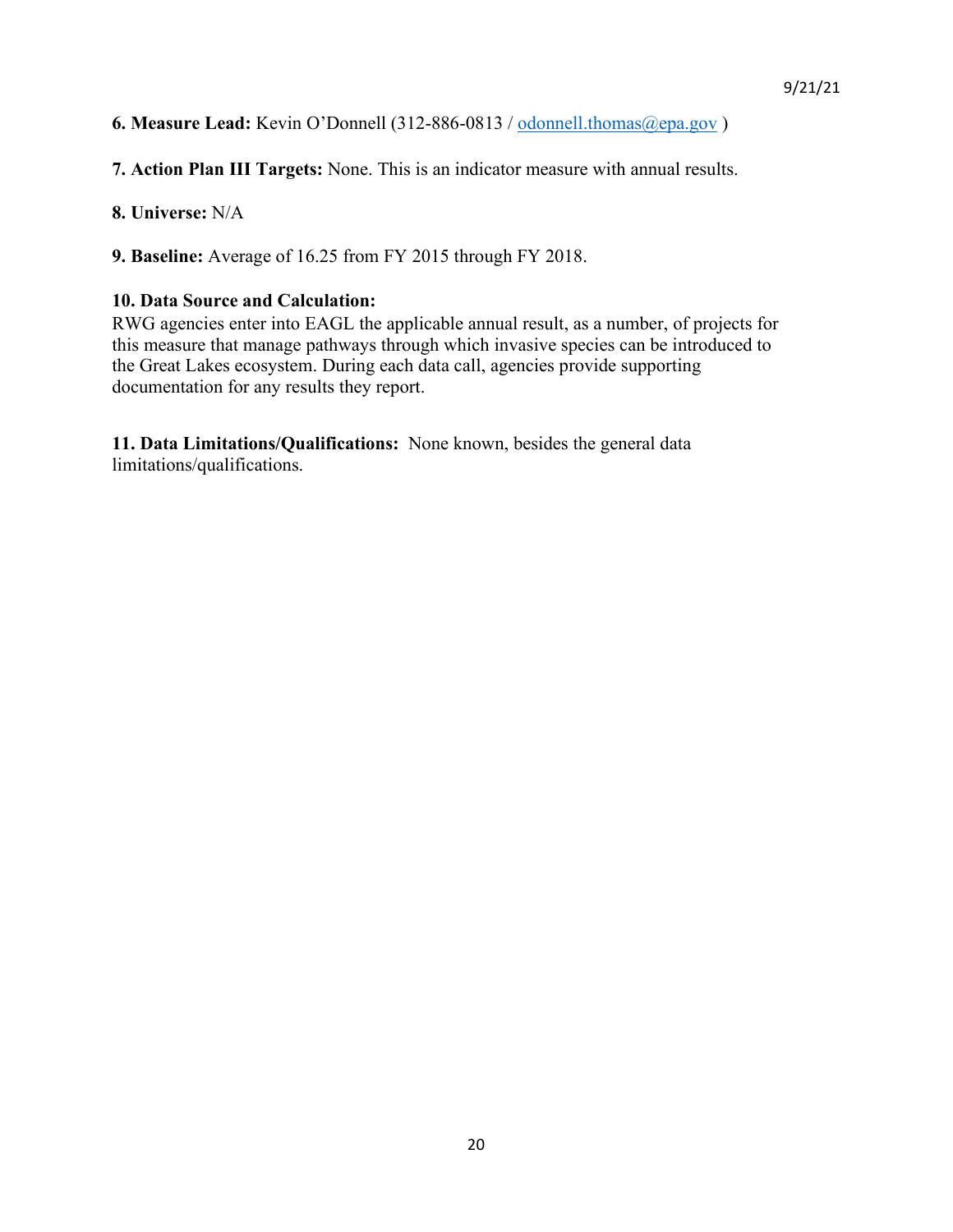**6. Measure Lead:** Kevin O'Donnell (312-886-0813 / odonnell.thomas@epa.gov )

**7. Action Plan III Targets:** None. This is an indicator measure with annual results.

**8. Universe:** N/A

**9. Baseline:** Average of 16.25 from FY 2015 through FY 2018.

**10. Data Source and Calculation:**
RWG agencies enter into EAGL the applicable annual result, as a number, of projects for this measure that manage pathways through which invasive species can be introduced to the Great Lakes ecosystem. During each data call, agencies provide supporting documentation for any results they report.

**11. Data Limitations/Qualifications:** None known, besides the general data limitations/qualifications.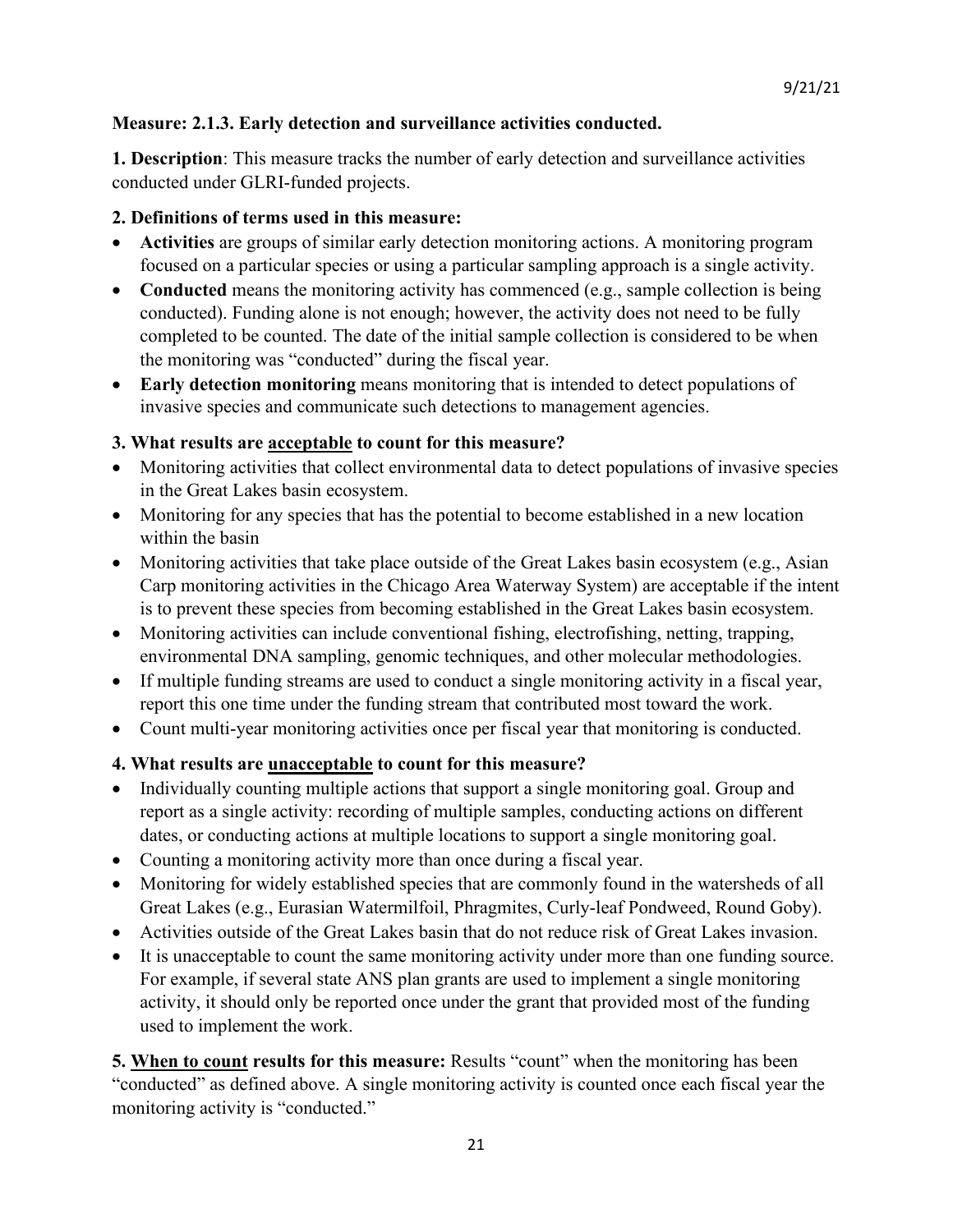**Measure: 2.1.3. Early detection and surveillance activities conducted.**

**1. Description**: This measure tracks the number of early detection and surveillance activities conducted under GLRI-funded projects.

**2. Definitions of terms used in this measure:**

- **Activities** are groups of similar early detection monitoring actions. A monitoring program focused on a particular species or using a particular sampling approach is a single activity.
- **Conducted** means the monitoring activity has commenced (e.g., sample collection is being conducted). Funding alone is not enough; however, the activity does not need to be fully completed to be counted. The date of the initial sample collection is considered to be when the monitoring was "conducted" during the fiscal year.
- **Early detection monitoring** means monitoring that is intended to detect populations of invasive species and communicate such detections to management agencies.

**3. What results are acceptable to count for this measure?**

- Monitoring activities that collect environmental data to detect populations of invasive species in the Great Lakes basin ecosystem.
- Monitoring for any species that has the potential to become established in a new location within the basin
- Monitoring activities that take place outside of the Great Lakes basin ecosystem (e.g., Asian Carp monitoring activities in the Chicago Area Waterway System) are acceptable if the intent is to prevent these species from becoming established in the Great Lakes basin ecosystem.
- Monitoring activities can include conventional fishing, electrofishing, netting, trapping, environmental DNA sampling, genomic techniques, and other molecular methodologies.
- If multiple funding streams are used to conduct a single monitoring activity in a fiscal year, report this one time under the funding stream that contributed most toward the work.
- Count multi-year monitoring activities once per fiscal year that monitoring is conducted.

**4. What results are unacceptable to count for this measure?**

- Individually counting multiple actions that support a single monitoring goal. Group and report as a single activity: recording of multiple samples, conducting actions on different dates, or conducting actions at multiple locations to support a single monitoring goal.
- Counting a monitoring activity more than once during a fiscal year.
- Monitoring for widely established species that are commonly found in the watersheds of all Great Lakes (e.g., Eurasian Watermilfoil, Phragmites, Curly-leaf Pondweed, Round Goby).
- Activities outside of the Great Lakes basin that do not reduce risk of Great Lakes invasion.
- It is unacceptable to count the same monitoring activity under more than one funding source. For example, if several state ANS plan grants are used to implement a single monitoring activity, it should only be reported once under the grant that provided most of the funding used to implement the work.

**5. When to count results for this measure:** Results "count" when the monitoring has been "conducted" as defined above. A single monitoring activity is counted once each fiscal year the monitoring activity is "conducted."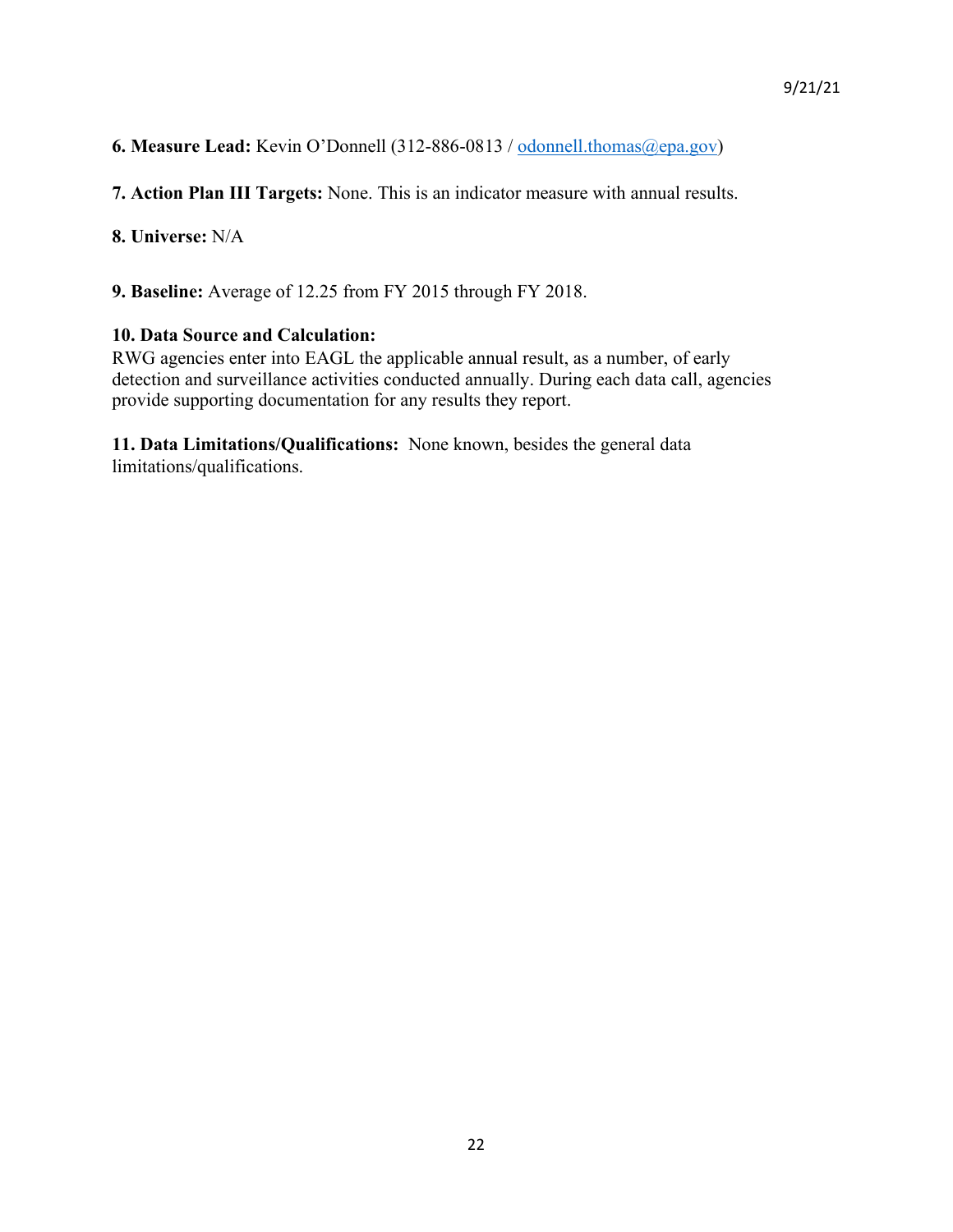**6. Measure Lead:** Kevin O'Donnell (312-886-0813 / odonnell.thomas@epa.gov)

**7. Action Plan III Targets:** None. This is an indicator measure with annual results.

**8. Universe:** N/A

**9. Baseline:** Average of 12.25 from FY 2015 through FY 2018.

**10. Data Source and Calculation:**
RWG agencies enter into EAGL the applicable annual result, as a number, of early detection and surveillance activities conducted annually. During each data call, agencies provide supporting documentation for any results they report.

**11. Data Limitations/Qualifications:** None known, besides the general data limitations/qualifications.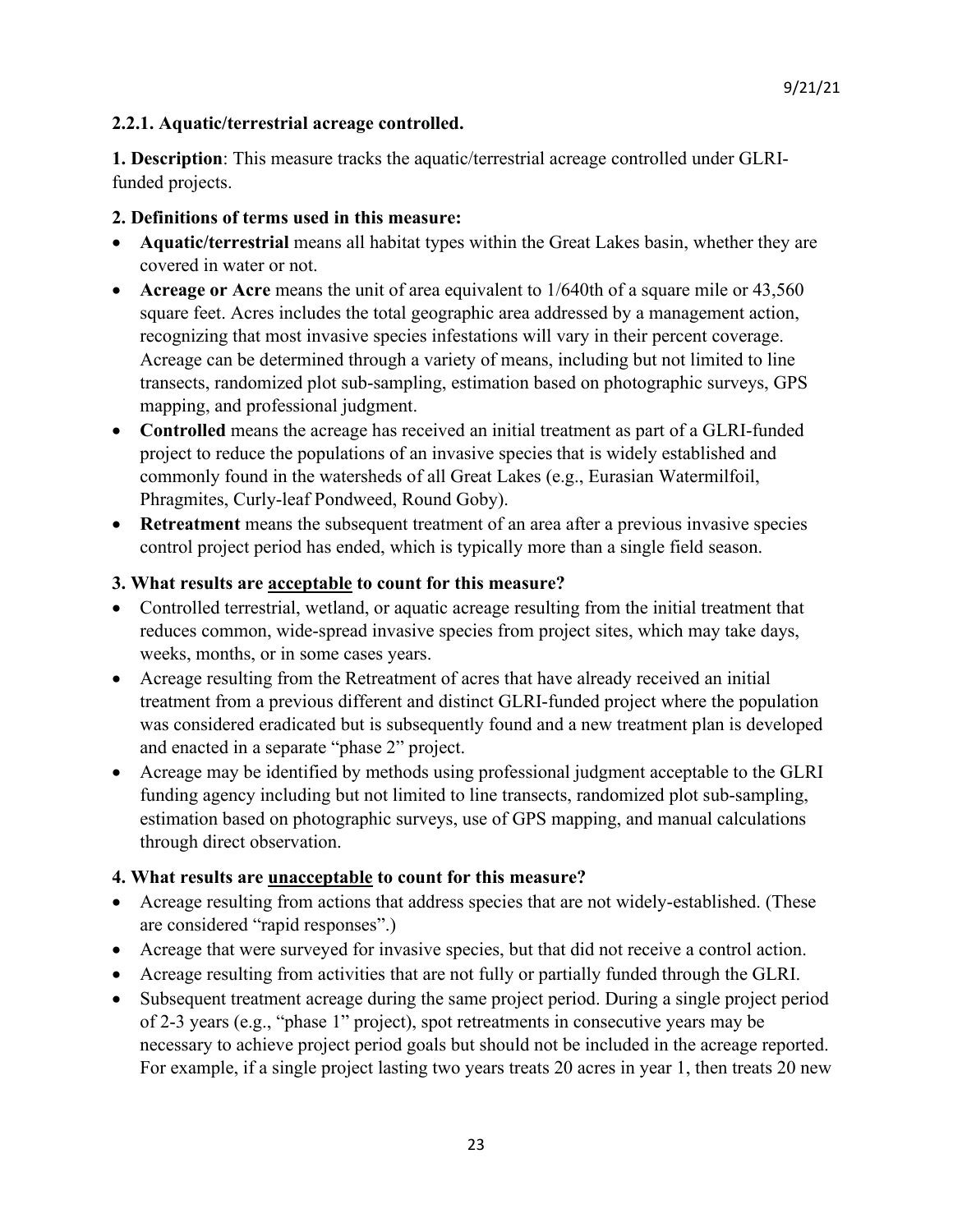### 2.2.1. Aquatic/terrestrial acreage controlled.

**1. Description**: This measure tracks the aquatic/terrestrial acreage controlled under GLRI-funded projects.

**2. Definitions of terms used in this measure:**

- **Aquatic/terrestrial** means all habitat types within the Great Lakes basin, whether they are covered in water or not.
- **Acreage or Acre** means the unit of area equivalent to 1/640th of a square mile or 43,560 square feet. Acres includes the total geographic area addressed by a management action, recognizing that most invasive species infestations will vary in their percent coverage. Acreage can be determined through a variety of means, including but not limited to line transects, randomized plot sub-sampling, estimation based on photographic surveys, GPS mapping, and professional judgment.
- **Controlled** means the acreage has received an initial treatment as part of a GLRI-funded project to reduce the populations of an invasive species that is widely established and commonly found in the watersheds of all Great Lakes (e.g., Eurasian Watermilfoil, Phragmites, Curly-leaf Pondweed, Round Goby).
- **Retreatment** means the subsequent treatment of an area after a previous invasive species control project period has ended, which is typically more than a single field season.

**3. What results are <u>acceptable</u> to count for this measure?**

- Controlled terrestrial, wetland, or aquatic acreage resulting from the initial treatment that reduces common, wide-spread invasive species from project sites, which may take days, weeks, months, or in some cases years.
- Acreage resulting from the Retreatment of acres that have already received an initial treatment from a previous different and distinct GLRI-funded project where the population was considered eradicated but is subsequently found and a new treatment plan is developed and enacted in a separate "phase 2" project.
- Acreage may be identified by methods using professional judgment acceptable to the GLRI funding agency including but not limited to line transects, randomized plot sub-sampling, estimation based on photographic surveys, use of GPS mapping, and manual calculations through direct observation.

**4. What results are <u>unacceptable</u> to count for this measure?**

- Acreage resulting from actions that address species that are not widely-established. (These are considered "rapid responses".)
- Acreage that were surveyed for invasive species, but that did not receive a control action.
- Acreage resulting from activities that are not fully or partially funded through the GLRI.
- Subsequent treatment acreage during the same project period. During a single project period of 2-3 years (e.g., "phase 1" project), spot retreatments in consecutive years may be necessary to achieve project period goals but should not be included in the acreage reported. For example, if a single project lasting two years treats 20 acres in year 1, then treats 20 new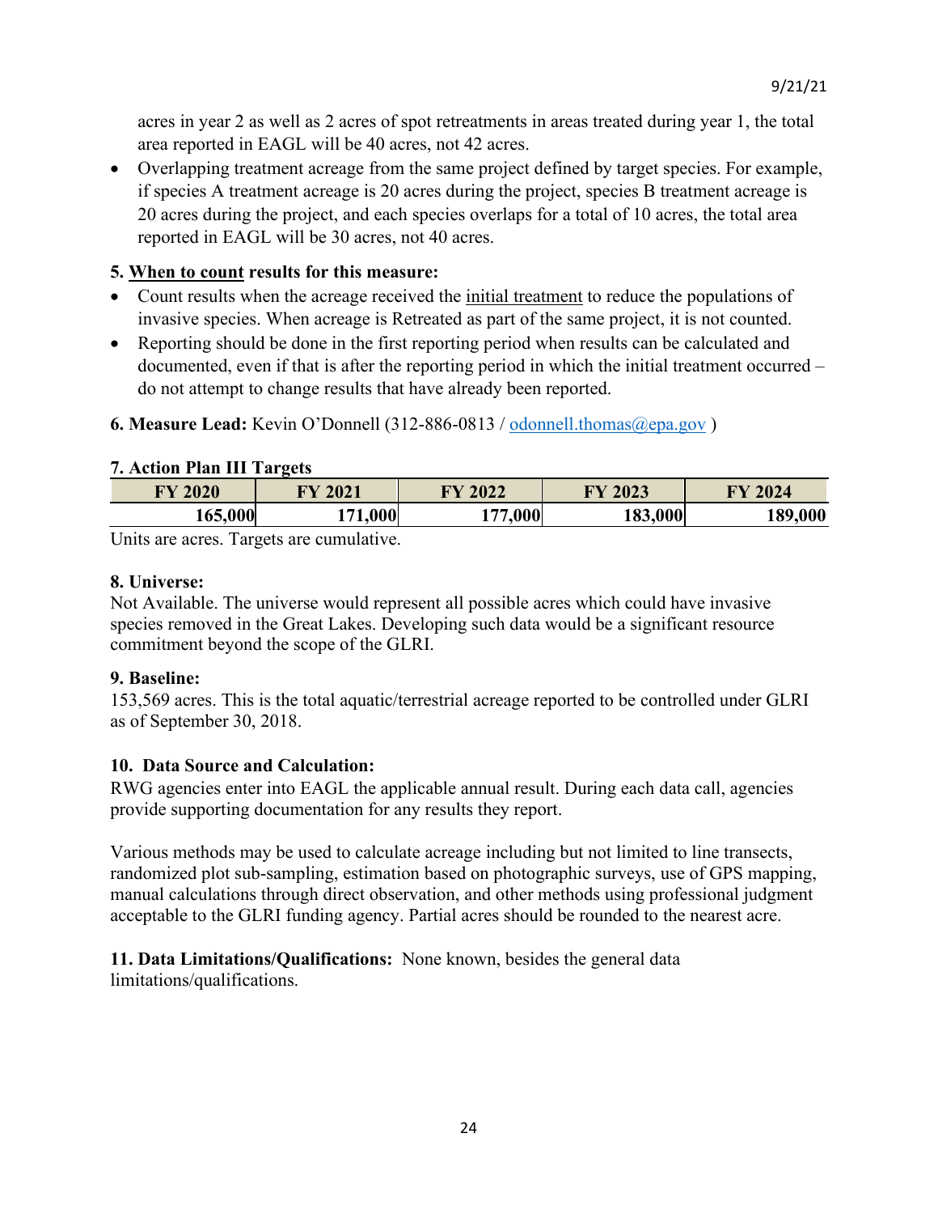acres in year 2 as well as 2 acres of spot retreatments in areas treated during year 1, the total area reported in EAGL will be 40 acres, not 42 acres.

- Overlapping treatment acreage from the same project defined by target species. For example, if species A treatment acreage is 20 acres during the project, species B treatment acreage is 20 acres during the project, and each species overlaps for a total of 10 acres, the total area reported in EAGL will be 30 acres, not 40 acres.

**5. <u>When to count</u> results for this measure:**

- Count results when the acreage received the <u>initial treatment</u> to reduce the populations of invasive species. When acreage is Retreated as part of the same project, it is not counted.
- Reporting should be done in the first reporting period when results can be calculated and documented, even if that is after the reporting period in which the initial treatment occurred – do not attempt to change results that have already been reported.

**6. Measure Lead:** Kevin O'Donnell (312-886-0813 / odonnell.thomas@epa.gov )

**7. Action Plan III Targets**

| FY 2020 | FY 2021 | FY 2022 | FY 2023 | FY 2024 |
|---|---|---|---|---|
| 165,000 | 171,000 | 177,000 | 183,000 | 189,000 |

Units are acres. Targets are cumulative.

**8. Universe:**
Not Available. The universe would represent all possible acres which could have invasive species removed in the Great Lakes. Developing such data would be a significant resource commitment beyond the scope of the GLRI.

**9. Baseline:**
153,569 acres. This is the total aquatic/terrestrial acreage reported to be controlled under GLRI as of September 30, 2018.

**10. Data Source and Calculation:**
RWG agencies enter into EAGL the applicable annual result. During each data call, agencies provide supporting documentation for any results they report.

Various methods may be used to calculate acreage including but not limited to line transects, randomized plot sub-sampling, estimation based on photographic surveys, use of GPS mapping, manual calculations through direct observation, and other methods using professional judgment acceptable to the GLRI funding agency. Partial acres should be rounded to the nearest acre.

**11. Data Limitations/Qualifications:** None known, besides the general data limitations/qualifications.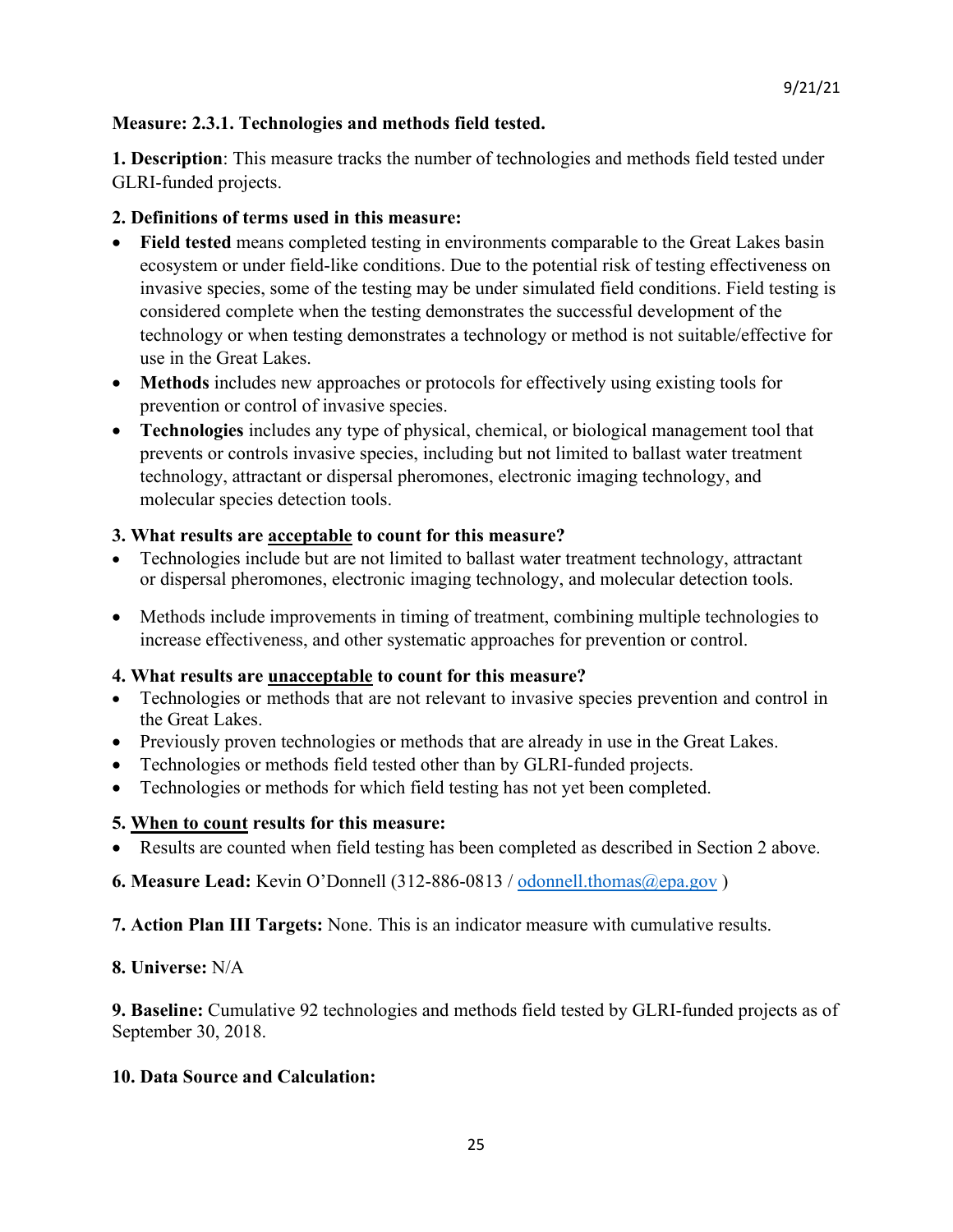9/21/21

**Measure: 2.3.1. Technologies and methods field tested.**

**1. Description**: This measure tracks the number of technologies and methods field tested under GLRI-funded projects.

**2. Definitions of terms used in this measure:**

- **Field tested** means completed testing in environments comparable to the Great Lakes basin ecosystem or under field-like conditions. Due to the potential risk of testing effectiveness on invasive species, some of the testing may be under simulated field conditions. Field testing is considered complete when the testing demonstrates the successful development of the technology or when testing demonstrates a technology or method is not suitable/effective for use in the Great Lakes.
- **Methods** includes new approaches or protocols for effectively using existing tools for prevention or control of invasive species.
- **Technologies** includes any type of physical, chemical, or biological management tool that prevents or controls invasive species, including but not limited to ballast water treatment technology, attractant or dispersal pheromones, electronic imaging technology, and molecular species detection tools.

**3. What results are <u>acceptable</u> to count for this measure?**

- Technologies include but are not limited to ballast water treatment technology, attractant or dispersal pheromones, electronic imaging technology, and molecular detection tools.
- Methods include improvements in timing of treatment, combining multiple technologies to increase effectiveness, and other systematic approaches for prevention or control.

**4. What results are <u>unacceptable</u> to count for this measure?**

- Technologies or methods that are not relevant to invasive species prevention and control in the Great Lakes.
- Previously proven technologies or methods that are already in use in the Great Lakes.
- Technologies or methods field tested other than by GLRI-funded projects.
- Technologies or methods for which field testing has not yet been completed.

**5. <u>When to count</u> results for this measure:**

- Results are counted when field testing has been completed as described in Section 2 above.

**6. Measure Lead:** Kevin O'Donnell (312-886-0813 / odonnell.thomas@epa.gov )

**7. Action Plan III Targets:** None. This is an indicator measure with cumulative results.

**8. Universe:** N/A

**9. Baseline:** Cumulative 92 technologies and methods field tested by GLRI-funded projects as of September 30, 2018.

**10. Data Source and Calculation:**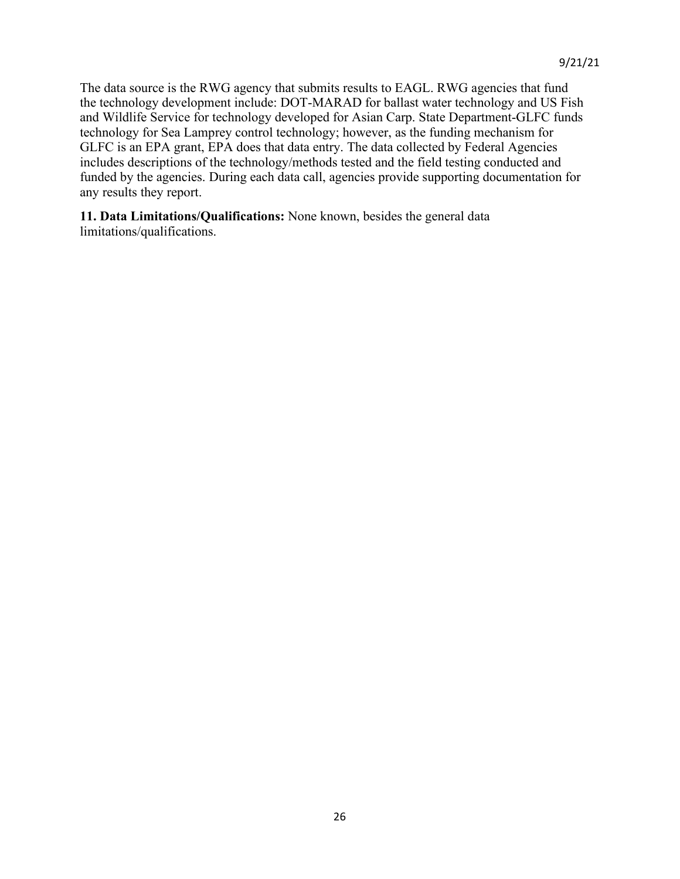The data source is the RWG agency that submits results to EAGL. RWG agencies that fund the technology development include: DOT-MARAD for ballast water technology and US Fish and Wildlife Service for technology developed for Asian Carp. State Department-GLFC funds technology for Sea Lamprey control technology; however, as the funding mechanism for GLFC is an EPA grant, EPA does that data entry. The data collected by Federal Agencies includes descriptions of the technology/methods tested and the field testing conducted and funded by the agencies. During each data call, agencies provide supporting documentation for any results they report.

**11. Data Limitations/Qualifications:** None known, besides the general data limitations/qualifications.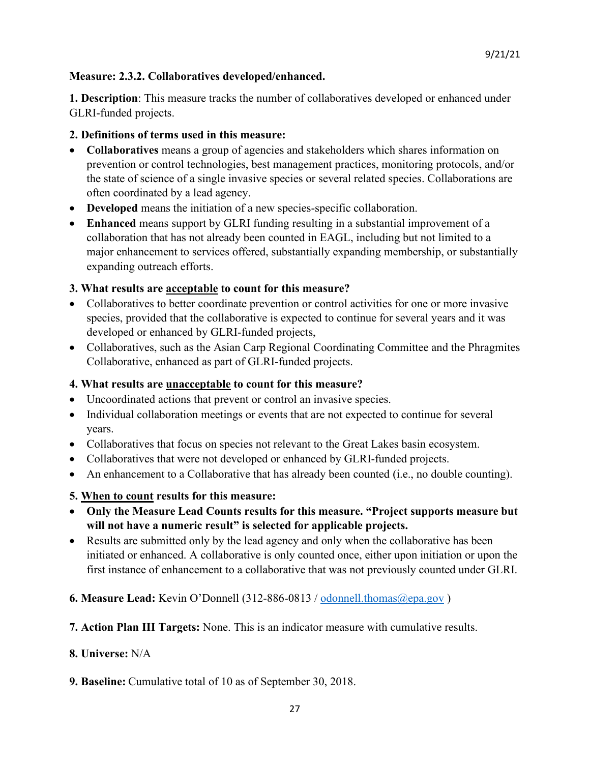9/21/21

**Measure: 2.3.2. Collaboratives developed/enhanced.**

**1. Description**: This measure tracks the number of collaboratives developed or enhanced under GLRI-funded projects.

**2. Definitions of terms used in this measure:**

- **Collaboratives** means a group of agencies and stakeholders which shares information on prevention or control technologies, best management practices, monitoring protocols, and/or the state of science of a single invasive species or several related species. Collaborations are often coordinated by a lead agency.
- **Developed** means the initiation of a new species-specific collaboration.
- **Enhanced** means support by GLRI funding resulting in a substantial improvement of a collaboration that has not already been counted in EAGL, including but not limited to a major enhancement to services offered, substantially expanding membership, or substantially expanding outreach efforts.

**3. What results are <u>acceptable</u> to count for this measure?**

- Collaboratives to better coordinate prevention or control activities for one or more invasive species, provided that the collaborative is expected to continue for several years and it was developed or enhanced by GLRI-funded projects,
- Collaboratives, such as the Asian Carp Regional Coordinating Committee and the Phragmites Collaborative, enhanced as part of GLRI-funded projects.

**4. What results are <u>unacceptable</u> to count for this measure?**

- Uncoordinated actions that prevent or control an invasive species.
- Individual collaboration meetings or events that are not expected to continue for several years.
- Collaboratives that focus on species not relevant to the Great Lakes basin ecosystem.
- Collaboratives that were not developed or enhanced by GLRI-funded projects.
- An enhancement to a Collaborative that has already been counted (i.e., no double counting).

**5. <u>When to count</u> results for this measure:**

- **Only the Measure Lead Counts results for this measure. "Project supports measure but will not have a numeric result" is selected for applicable projects.**
- Results are submitted only by the lead agency and only when the collaborative has been initiated or enhanced. A collaborative is only counted once, either upon initiation or upon the first instance of enhancement to a collaborative that was not previously counted under GLRI.

**6. Measure Lead:** Kevin O'Donnell (312-886-0813 / odonnell.thomas@epa.gov )

**7. Action Plan III Targets:** None. This is an indicator measure with cumulative results.

**8. Universe:** N/A

**9. Baseline:** Cumulative total of 10 as of September 30, 2018.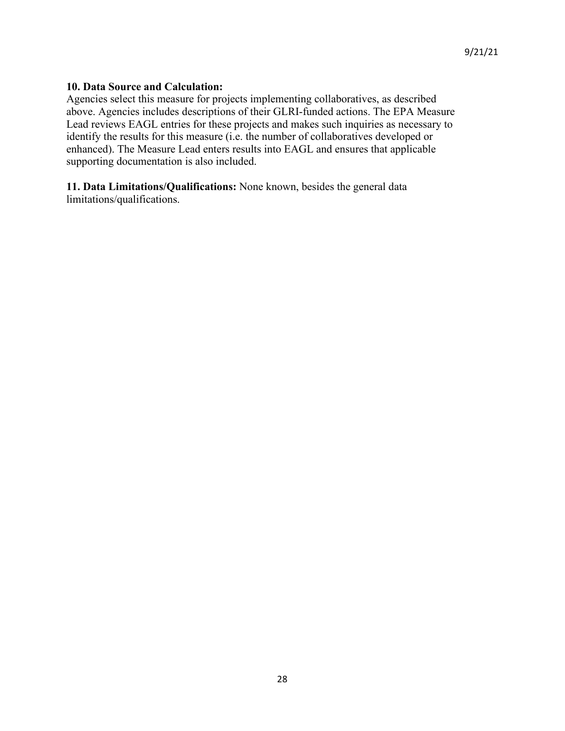**10. Data Source and Calculation:**
Agencies select this measure for projects implementing collaboratives, as described above. Agencies includes descriptions of their GLRI-funded actions. The EPA Measure Lead reviews EAGL entries for these projects and makes such inquiries as necessary to identify the results for this measure (i.e. the number of collaboratives developed or enhanced). The Measure Lead enters results into EAGL and ensures that applicable supporting documentation is also included.

**11. Data Limitations/Qualifications:** None known, besides the general data limitations/qualifications.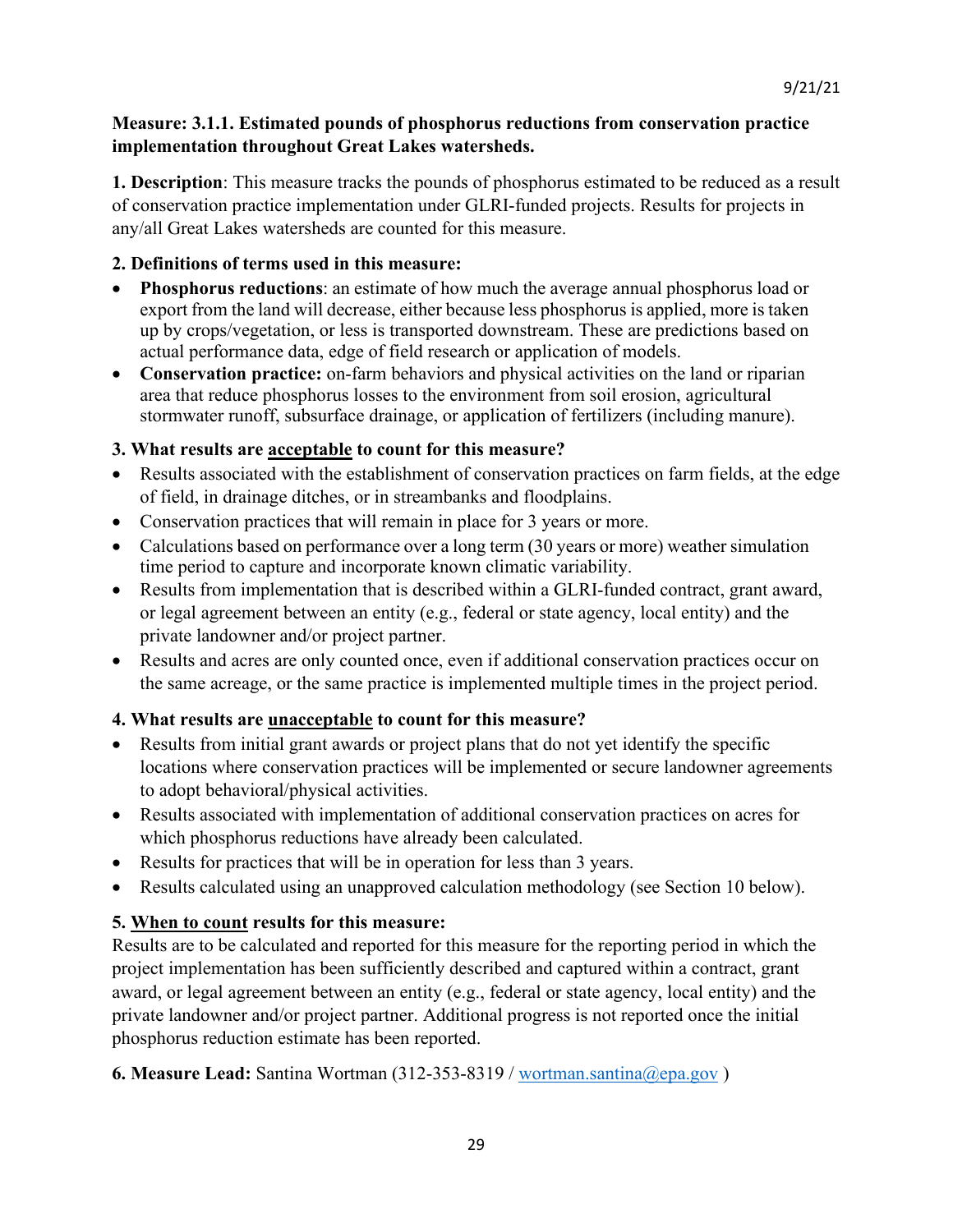**Measure: 3.1.1. Estimated pounds of phosphorus reductions from conservation practice implementation throughout Great Lakes watersheds.**

**1. Description**: This measure tracks the pounds of phosphorus estimated to be reduced as a result of conservation practice implementation under GLRI-funded projects. Results for projects in any/all Great Lakes watersheds are counted for this measure.

**2. Definitions of terms used in this measure:**

- **Phosphorus reductions**: an estimate of how much the average annual phosphorus load or export from the land will decrease, either because less phosphorus is applied, more is taken up by crops/vegetation, or less is transported downstream. These are predictions based on actual performance data, edge of field research or application of models.
- **Conservation practice:** on-farm behaviors and physical activities on the land or riparian area that reduce phosphorus losses to the environment from soil erosion, agricultural stormwater runoff, subsurface drainage, or application of fertilizers (including manure).

**3. What results are acceptable to count for this measure?**

- Results associated with the establishment of conservation practices on farm fields, at the edge of field, in drainage ditches, or in streambanks and floodplains.
- Conservation practices that will remain in place for 3 years or more.
- Calculations based on performance over a long term (30 years or more) weather simulation time period to capture and incorporate known climatic variability.
- Results from implementation that is described within a GLRI-funded contract, grant award, or legal agreement between an entity (e.g., federal or state agency, local entity) and the private landowner and/or project partner.
- Results and acres are only counted once, even if additional conservation practices occur on the same acreage, or the same practice is implemented multiple times in the project period.

**4. What results are unacceptable to count for this measure?**

- Results from initial grant awards or project plans that do not yet identify the specific locations where conservation practices will be implemented or secure landowner agreements to adopt behavioral/physical activities.
- Results associated with implementation of additional conservation practices on acres for which phosphorus reductions have already been calculated.
- Results for practices that will be in operation for less than 3 years.
- Results calculated using an unapproved calculation methodology (see Section 10 below).

**5. When to count results for this measure:**

Results are to be calculated and reported for this measure for the reporting period in which the project implementation has been sufficiently described and captured within a contract, grant award, or legal agreement between an entity (e.g., federal or state agency, local entity) and the private landowner and/or project partner. Additional progress is not reported once the initial phosphorus reduction estimate has been reported.

**6. Measure Lead:** Santina Wortman (312-353-8319 / wortman.santina@epa.gov )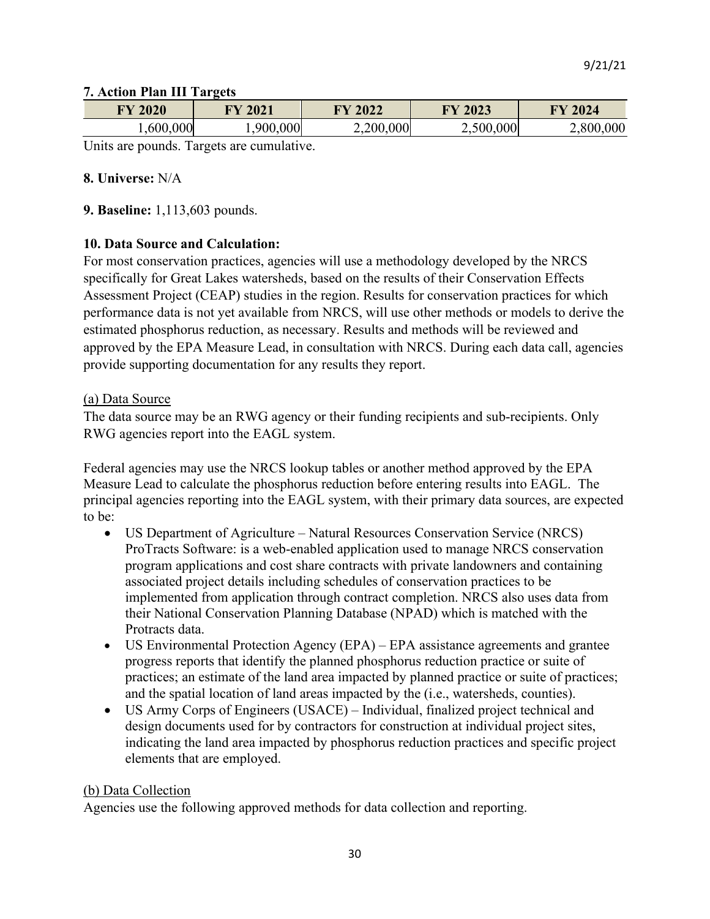**7. Action Plan III Targets**

| FY 2020 | FY 2021 | FY 2022 | FY 2023 | FY 2024 |
|---|---|---|---|---|
| 1,600,000 | 1,900,000 | 2,200,000 | 2,500,000 | 2,800,000 |

Units are pounds. Targets are cumulative.

**8. Universe:** N/A

**9. Baseline:** 1,113,603 pounds.

**10. Data Source and Calculation:**

For most conservation practices, agencies will use a methodology developed by the NRCS specifically for Great Lakes watersheds, based on the results of their Conservation Effects Assessment Project (CEAP) studies in the region. Results for conservation practices for which performance data is not yet available from NRCS, will use other methods or models to derive the estimated phosphorus reduction, as necessary. Results and methods will be reviewed and approved by the EPA Measure Lead, in consultation with NRCS. During each data call, agencies provide supporting documentation for any results they report.

(a) Data Source

The data source may be an RWG agency or their funding recipients and sub-recipients. Only RWG agencies report into the EAGL system.

Federal agencies may use the NRCS lookup tables or another method approved by the EPA Measure Lead to calculate the phosphorus reduction before entering results into EAGL. The principal agencies reporting into the EAGL system, with their primary data sources, are expected to be:

- US Department of Agriculture – Natural Resources Conservation Service (NRCS) ProTracts Software: is a web-enabled application used to manage NRCS conservation program applications and cost share contracts with private landowners and containing associated project details including schedules of conservation practices to be implemented from application through contract completion. NRCS also uses data from their National Conservation Planning Database (NPAD) which is matched with the Protracts data.
- US Environmental Protection Agency (EPA) – EPA assistance agreements and grantee progress reports that identify the planned phosphorus reduction practice or suite of practices; an estimate of the land area impacted by planned practice or suite of practices; and the spatial location of land areas impacted by the (i.e., watersheds, counties).
- US Army Corps of Engineers (USACE) – Individual, finalized project technical and design documents used for by contractors for construction at individual project sites, indicating the land area impacted by phosphorus reduction practices and specific project elements that are employed.

(b) Data Collection

Agencies use the following approved methods for data collection and reporting.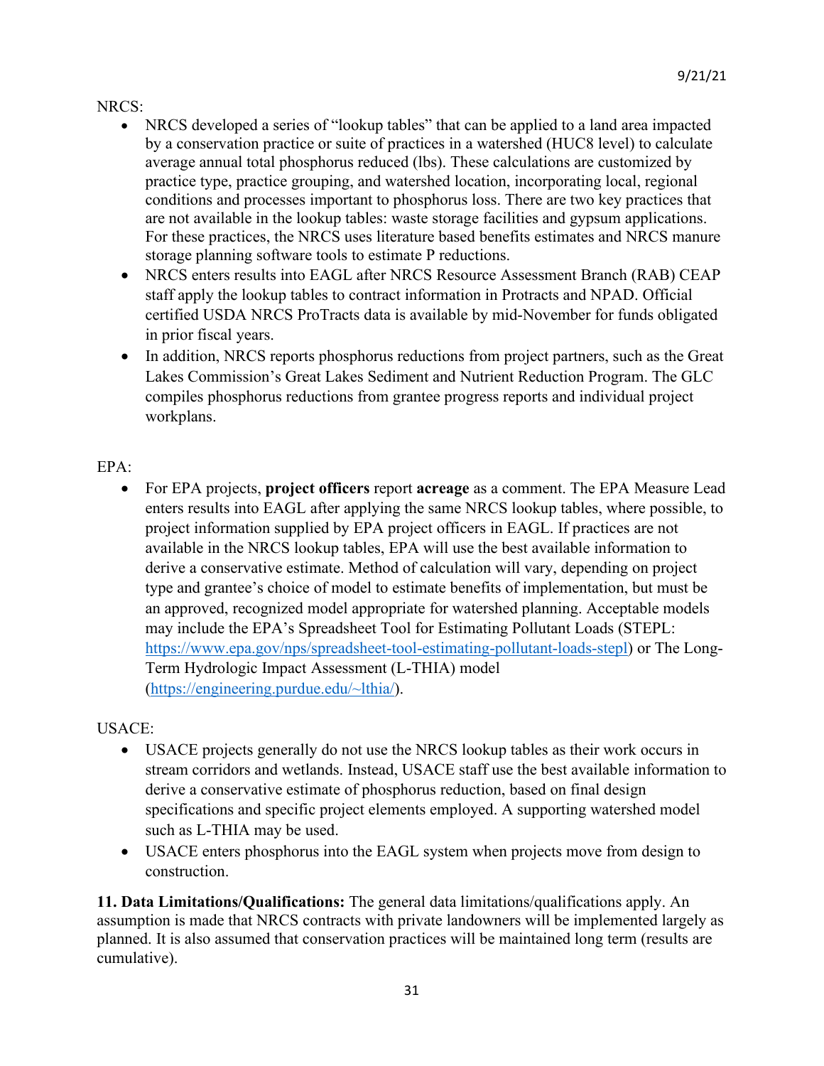NRCS:

- NRCS developed a series of "lookup tables" that can be applied to a land area impacted by a conservation practice or suite of practices in a watershed (HUC8 level) to calculate average annual total phosphorus reduced (lbs). These calculations are customized by practice type, practice grouping, and watershed location, incorporating local, regional conditions and processes important to phosphorus loss. There are two key practices that are not available in the lookup tables: waste storage facilities and gypsum applications. For these practices, the NRCS uses literature based benefits estimates and NRCS manure storage planning software tools to estimate P reductions.
- NRCS enters results into EAGL after NRCS Resource Assessment Branch (RAB) CEAP staff apply the lookup tables to contract information in Protracts and NPAD. Official certified USDA NRCS ProTracts data is available by mid-November for funds obligated in prior fiscal years.
- In addition, NRCS reports phosphorus reductions from project partners, such as the Great Lakes Commission's Great Lakes Sediment and Nutrient Reduction Program. The GLC compiles phosphorus reductions from grantee progress reports and individual project workplans.

EPA:

- For EPA projects, **project officers** report **acreage** as a comment. The EPA Measure Lead enters results into EAGL after applying the same NRCS lookup tables, where possible, to project information supplied by EPA project officers in EAGL. If practices are not available in the NRCS lookup tables, EPA will use the best available information to derive a conservative estimate. Method of calculation will vary, depending on project type and grantee's choice of model to estimate benefits of implementation, but must be an approved, recognized model appropriate for watershed planning. Acceptable models may include the EPA's Spreadsheet Tool for Estimating Pollutant Loads (STEPL: https://www.epa.gov/nps/spreadsheet-tool-estimating-pollutant-loads-stepl) or The Long-Term Hydrologic Impact Assessment (L-THIA) model (https://engineering.purdue.edu/~lthia/).

USACE:

- USACE projects generally do not use the NRCS lookup tables as their work occurs in stream corridors and wetlands. Instead, USACE staff use the best available information to derive a conservative estimate of phosphorus reduction, based on final design specifications and specific project elements employed. A supporting watershed model such as L-THIA may be used.
- USACE enters phosphorus into the EAGL system when projects move from design to construction.

**11. Data Limitations/Qualifications:** The general data limitations/qualifications apply. An assumption is made that NRCS contracts with private landowners will be implemented largely as planned. It is also assumed that conservation practices will be maintained long term (results are cumulative).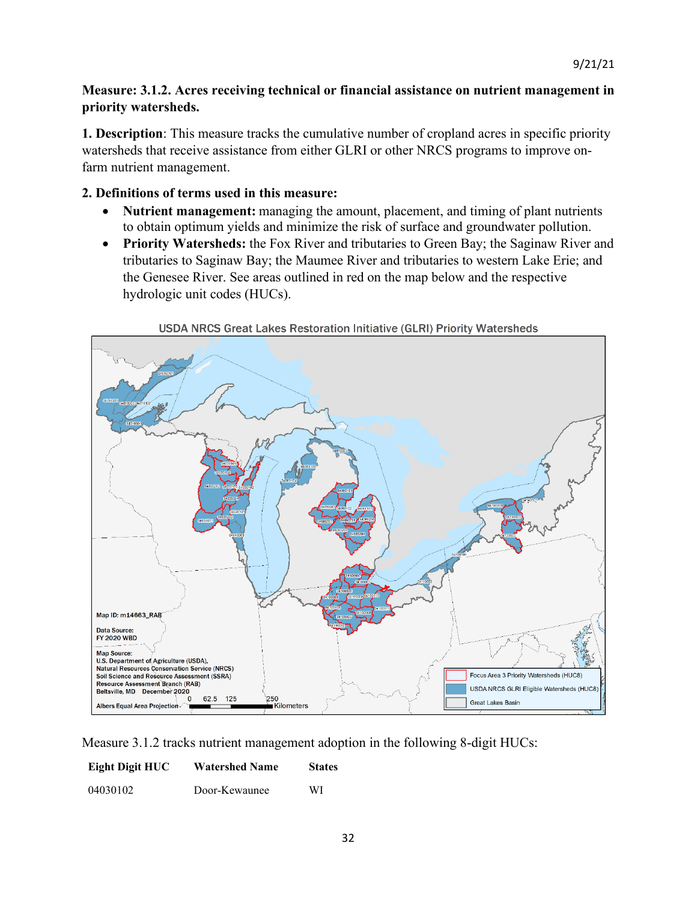**Measure: 3.1.2. Acres receiving technical or financial assistance on nutrient management in priority watersheds.**

**1. Description**: This measure tracks the cumulative number of cropland acres in specific priority watersheds that receive assistance from either GLRI or other NRCS programs to improve on-farm nutrient management.

**2. Definitions of terms used in this measure:**

- **Nutrient management:** managing the amount, placement, and timing of plant nutrients to obtain optimum yields and minimize the risk of surface and groundwater pollution.
- **Priority Watersheds:** the Fox River and tributaries to Green Bay; the Saginaw River and tributaries to Saginaw Bay; the Maumee River and tributaries to western Lake Erie; and the Genesee River. See areas outlined in red on the map below and the respective hydrologic unit codes (HUCs).

USDA NRCS Great Lakes Restoration Initiative (GLRI) Priority Watersheds

Map ID: m14663_RAB

Data Source: FY 2020 WBD

Map Source: U.S. Department of Agriculture (USDA), Natural Resources Conservation Service (NRCS), Soil Science and Resource Assessment (SSRA), Resource Assessment Branch (RAB), Beltsville, MD December 2020

Albers Equal Area Projection

Focus Area 3 Priority Watersheds (HUC8)
USDA NRCS GLRI Eligible Watersheds (HUC8)
Great Lakes Basin

Measure 3.1.2 tracks nutrient management adoption in the following 8-digit HUCs:

| Eight Digit HUC | Watershed Name | States |
|---|---|---|
| 04030102 | Door-Kewaunee | WI |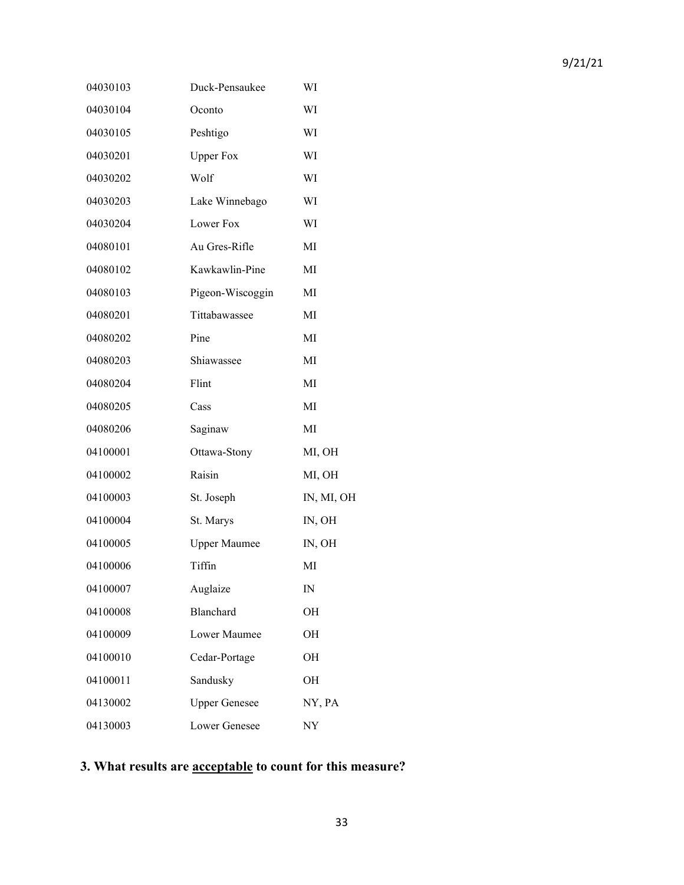| | | |
|---|---|---|
| 04030103 | Duck-Pensaukee | WI |
| 04030104 | Oconto | WI |
| 04030105 | Peshtigo | WI |
| 04030201 | Upper Fox | WI |
| 04030202 | Wolf | WI |
| 04030203 | Lake Winnebago | WI |
| 04030204 | Lower Fox | WI |
| 04080101 | Au Gres-Rifle | MI |
| 04080102 | Kawkawlin-Pine | MI |
| 04080103 | Pigeon-Wiscoggin | MI |
| 04080201 | Tittabawassee | MI |
| 04080202 | Pine | MI |
| 04080203 | Shiawassee | MI |
| 04080204 | Flint | MI |
| 04080205 | Cass | MI |
| 04080206 | Saginaw | MI |
| 04100001 | Ottawa-Stony | MI, OH |
| 04100002 | Raisin | MI, OH |
| 04100003 | St. Joseph | IN, MI, OH |
| 04100004 | St. Marys | IN, OH |
| 04100005 | Upper Maumee | IN, OH |
| 04100006 | Tiffin | MI |
| 04100007 | Auglaize | IN |
| 04100008 | Blanchard | OH |
| 04100009 | Lower Maumee | OH |
| 04100010 | Cedar-Portage | OH |
| 04100011 | Sandusky | OH |
| 04130002 | Upper Genesee | NY, PA |
| 04130003 | Lower Genesee | NY |

**3. What results are <u>acceptable</u> to count for this measure?**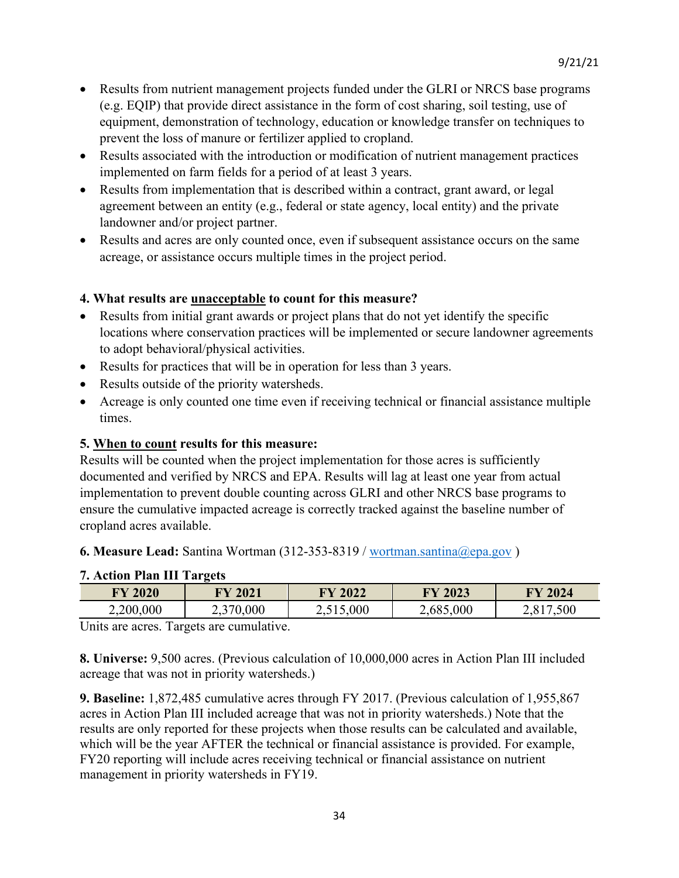- Results from nutrient management projects funded under the GLRI or NRCS base programs (e.g. EQIP) that provide direct assistance in the form of cost sharing, soil testing, use of equipment, demonstration of technology, education or knowledge transfer on techniques to prevent the loss of manure or fertilizer applied to cropland.
- Results associated with the introduction or modification of nutrient management practices implemented on farm fields for a period of at least 3 years.
- Results from implementation that is described within a contract, grant award, or legal agreement between an entity (e.g., federal or state agency, local entity) and the private landowner and/or project partner.
- Results and acres are only counted once, even if subsequent assistance occurs on the same acreage, or assistance occurs multiple times in the project period.

**4. What results are <u>unacceptable</u> to count for this measure?**

- Results from initial grant awards or project plans that do not yet identify the specific locations where conservation practices will be implemented or secure landowner agreements to adopt behavioral/physical activities.
- Results for practices that will be in operation for less than 3 years.
- Results outside of the priority watersheds.
- Acreage is only counted one time even if receiving technical or financial assistance multiple times.

**5. <u>When to count</u> results for this measure:**

Results will be counted when the project implementation for those acres is sufficiently documented and verified by NRCS and EPA. Results will lag at least one year from actual implementation to prevent double counting across GLRI and other NRCS base programs to ensure the cumulative impacted acreage is correctly tracked against the baseline number of cropland acres available.

**6. Measure Lead:** Santina Wortman (312-353-8319 / wortman.santina@epa.gov )

**7. Action Plan III Targets**

| FY 2020 | FY 2021 | FY 2022 | FY 2023 | FY 2024 |
|---|---|---|---|---|
| 2,200,000 | 2,370,000 | 2,515,000 | 2,685,000 | 2,817,500 |

Units are acres. Targets are cumulative.

**8. Universe:** 9,500 acres. (Previous calculation of 10,000,000 acres in Action Plan III included acreage that was not in priority watersheds.)

**9. Baseline:** 1,872,485 cumulative acres through FY 2017. (Previous calculation of 1,955,867 acres in Action Plan III included acreage that was not in priority watersheds.) Note that the results are only reported for these projects when those results can be calculated and available, which will be the year AFTER the technical or financial assistance is provided. For example, FY20 reporting will include acres receiving technical or financial assistance on nutrient management in priority watersheds in FY19.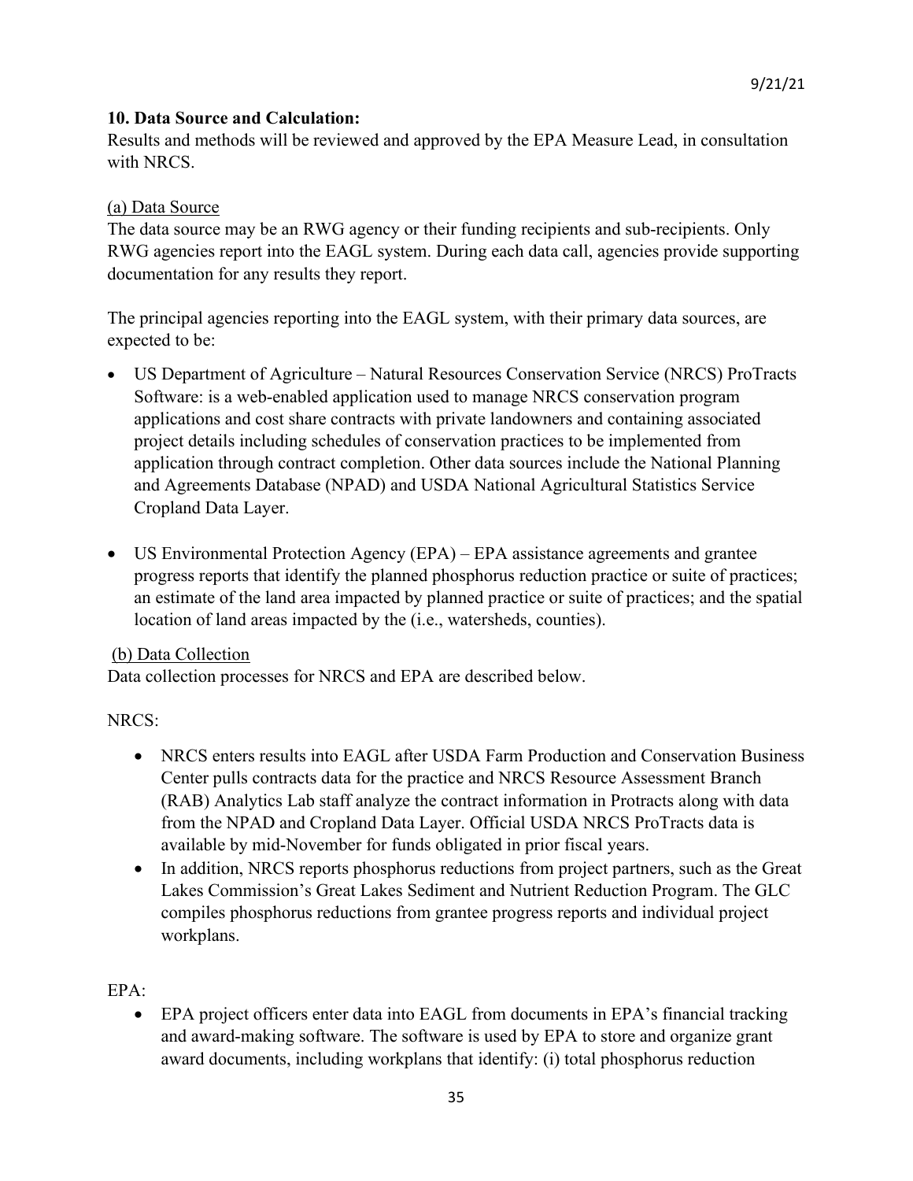### 10. Data Source and Calculation:

Results and methods will be reviewed and approved by the EPA Measure Lead, in consultation with NRCS.

(a) Data Source

The data source may be an RWG agency or their funding recipients and sub-recipients. Only RWG agencies report into the EAGL system. During each data call, agencies provide supporting documentation for any results they report.

The principal agencies reporting into the EAGL system, with their primary data sources, are expected to be:

- US Department of Agriculture – Natural Resources Conservation Service (NRCS) ProTracts Software: is a web-enabled application used to manage NRCS conservation program applications and cost share contracts with private landowners and containing associated project details including schedules of conservation practices to be implemented from application through contract completion. Other data sources include the National Planning and Agreements Database (NPAD) and USDA National Agricultural Statistics Service Cropland Data Layer.
- US Environmental Protection Agency (EPA) – EPA assistance agreements and grantee progress reports that identify the planned phosphorus reduction practice or suite of practices; an estimate of the land area impacted by planned practice or suite of practices; and the spatial location of land areas impacted by the (i.e., watersheds, counties).

(b) Data Collection

Data collection processes for NRCS and EPA are described below.

NRCS:

- NRCS enters results into EAGL after USDA Farm Production and Conservation Business Center pulls contracts data for the practice and NRCS Resource Assessment Branch (RAB) Analytics Lab staff analyze the contract information in Protracts along with data from the NPAD and Cropland Data Layer. Official USDA NRCS ProTracts data is available by mid-November for funds obligated in prior fiscal years.
- In addition, NRCS reports phosphorus reductions from project partners, such as the Great Lakes Commission's Great Lakes Sediment and Nutrient Reduction Program. The GLC compiles phosphorus reductions from grantee progress reports and individual project workplans.

EPA:

- EPA project officers enter data into EAGL from documents in EPA's financial tracking and award-making software. The software is used by EPA to store and organize grant award documents, including workplans that identify: (i) total phosphorus reduction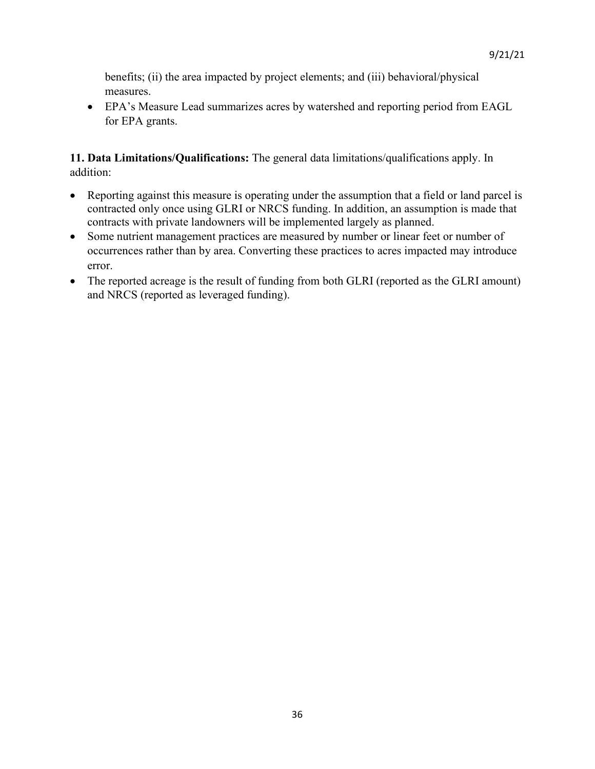benefits; (ii) the area impacted by project elements; and (iii) behavioral/physical measures.

- EPA's Measure Lead summarizes acres by watershed and reporting period from EAGL for EPA grants.

**11. Data Limitations/Qualifications:** The general data limitations/qualifications apply. In addition:

- Reporting against this measure is operating under the assumption that a field or land parcel is contracted only once using GLRI or NRCS funding. In addition, an assumption is made that contracts with private landowners will be implemented largely as planned.
- Some nutrient management practices are measured by number or linear feet or number of occurrences rather than by area. Converting these practices to acres impacted may introduce error.
- The reported acreage is the result of funding from both GLRI (reported as the GLRI amount) and NRCS (reported as leveraged funding).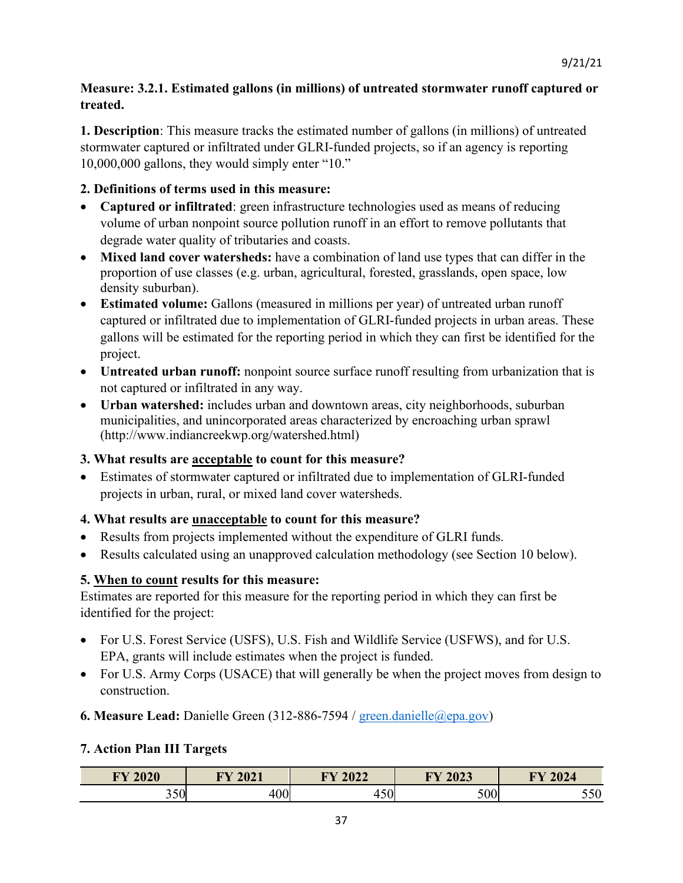9/21/21

**Measure: 3.2.1. Estimated gallons (in millions) of untreated stormwater runoff captured or treated.**

**1. Description**: This measure tracks the estimated number of gallons (in millions) of untreated stormwater captured or infiltrated under GLRI-funded projects, so if an agency is reporting 10,000,000 gallons, they would simply enter "10."

**2. Definitions of terms used in this measure:**

- **Captured or infiltrated**: green infrastructure technologies used as means of reducing volume of urban nonpoint source pollution runoff in an effort to remove pollutants that degrade water quality of tributaries and coasts.
- **Mixed land cover watersheds:** have a combination of land use types that can differ in the proportion of use classes (e.g. urban, agricultural, forested, grasslands, open space, low density suburban).
- **Estimated volume:** Gallons (measured in millions per year) of untreated urban runoff captured or infiltrated due to implementation of GLRI-funded projects in urban areas. These gallons will be estimated for the reporting period in which they can first be identified for the project.
- **Untreated urban runoff:** nonpoint source surface runoff resulting from urbanization that is not captured or infiltrated in any way.
- **Urban watershed:** includes urban and downtown areas, city neighborhoods, suburban municipalities, and unincorporated areas characterized by encroaching urban sprawl (http://www.indiancreekwp.org/watershed.html)

**3. What results are <u>acceptable</u> to count for this measure?**

- Estimates of stormwater captured or infiltrated due to implementation of GLRI-funded projects in urban, rural, or mixed land cover watersheds.

**4. What results are <u>unacceptable</u> to count for this measure?**

- Results from projects implemented without the expenditure of GLRI funds.
- Results calculated using an unapproved calculation methodology (see Section 10 below).

**5. <u>When to count</u> results for this measure:**

Estimates are reported for this measure for the reporting period in which they can first be identified for the project:

- For U.S. Forest Service (USFS), U.S. Fish and Wildlife Service (USFWS), and for U.S. EPA, grants will include estimates when the project is funded.
- For U.S. Army Corps (USACE) that will generally be when the project moves from design to construction.

**6. Measure Lead:** Danielle Green (312-886-7594 / green.danielle@epa.gov)

**7. Action Plan III Targets**

| FY 2020 | FY 2021 | FY 2022 | FY 2023 | FY 2024 |
|---|---|---|---|---|
| 350 | 400 | 450 | 500 | 550 |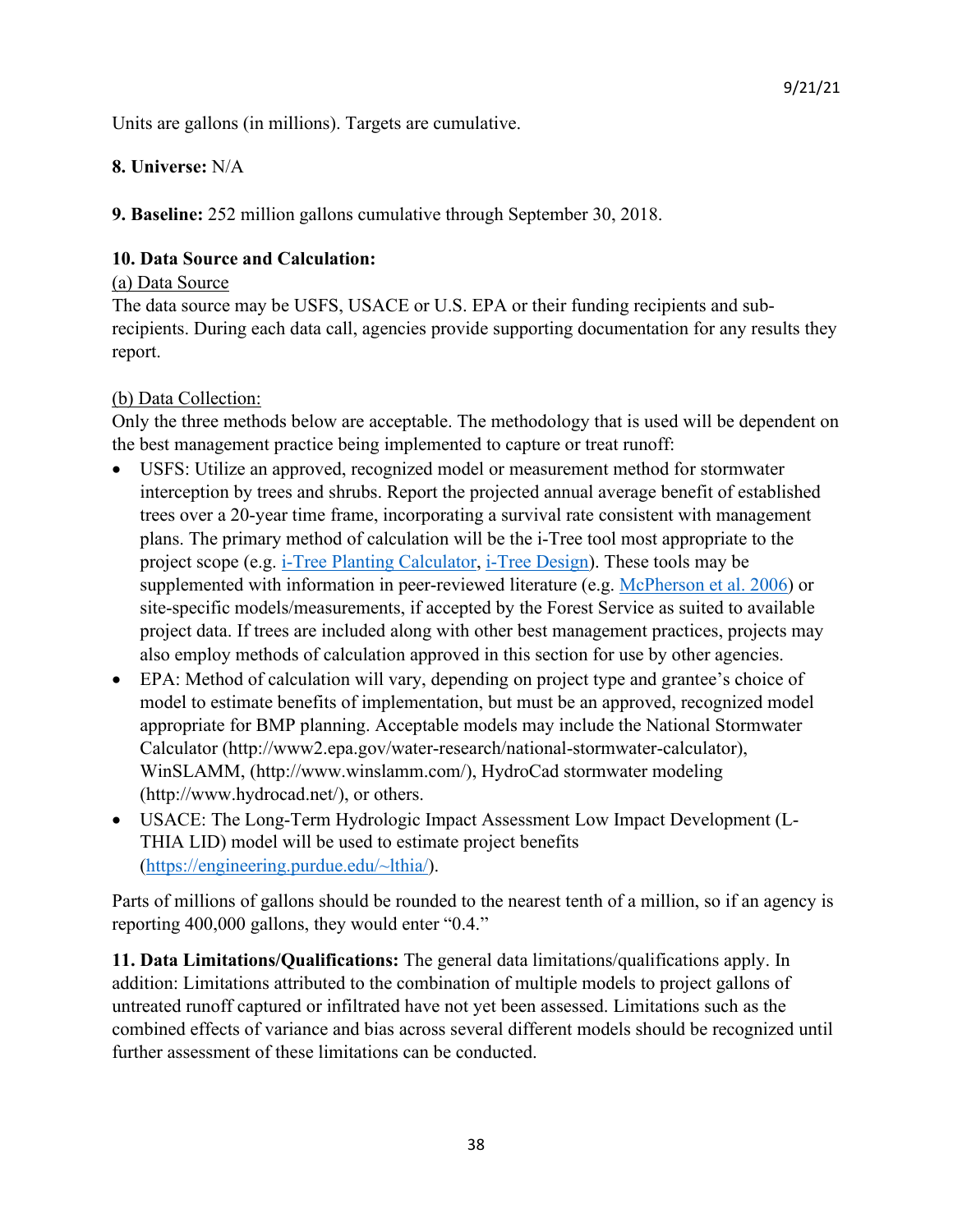Units are gallons (in millions). Targets are cumulative.

**8. Universe:** N/A

**9. Baseline:** 252 million gallons cumulative through September 30, 2018.

**10. Data Source and Calculation:**

(a) Data Source

The data source may be USFS, USACE or U.S. EPA or their funding recipients and sub-recipients. During each data call, agencies provide supporting documentation for any results they report.

(b) Data Collection:

Only the three methods below are acceptable. The methodology that is used will be dependent on the best management practice being implemented to capture or treat runoff:

- USFS: Utilize an approved, recognized model or measurement method for stormwater interception by trees and shrubs. Report the projected annual average benefit of established trees over a 20-year time frame, incorporating a survival rate consistent with management plans. The primary method of calculation will be the i-Tree tool most appropriate to the project scope (e.g. i-Tree Planting Calculator, i-Tree Design). These tools may be supplemented with information in peer-reviewed literature (e.g. McPherson et al. 2006) or site-specific models/measurements, if accepted by the Forest Service as suited to available project data. If trees are included along with other best management practices, projects may also employ methods of calculation approved in this section for use by other agencies.
- EPA: Method of calculation will vary, depending on project type and grantee's choice of model to estimate benefits of implementation, but must be an approved, recognized model appropriate for BMP planning. Acceptable models may include the National Stormwater Calculator (http://www2.epa.gov/water-research/national-stormwater-calculator), WinSLAMM, (http://www.winslamm.com/), HydroCad stormwater modeling (http://www.hydrocad.net/), or others.
- USACE: The Long-Term Hydrologic Impact Assessment Low Impact Development (L-THIA LID) model will be used to estimate project benefits (https://engineering.purdue.edu/~lthia/).

Parts of millions of gallons should be rounded to the nearest tenth of a million, so if an agency is reporting 400,000 gallons, they would enter "0.4."

**11. Data Limitations/Qualifications:** The general data limitations/qualifications apply. In addition: Limitations attributed to the combination of multiple models to project gallons of untreated runoff captured or infiltrated have not yet been assessed. Limitations such as the combined effects of variance and bias across several different models should be recognized until further assessment of these limitations can be conducted.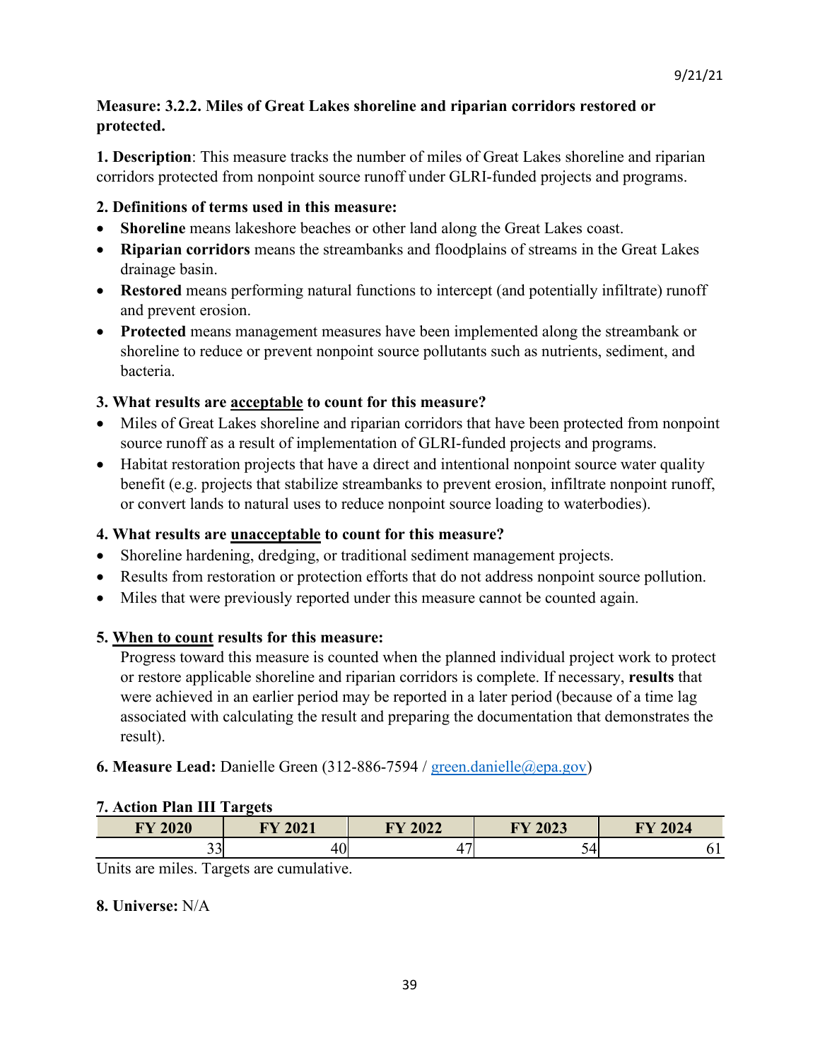**Measure: 3.2.2. Miles of Great Lakes shoreline and riparian corridors restored or protected.**

**1. Description**: This measure tracks the number of miles of Great Lakes shoreline and riparian corridors protected from nonpoint source runoff under GLRI-funded projects and programs.

**2. Definitions of terms used in this measure:**

- **Shoreline** means lakeshore beaches or other land along the Great Lakes coast.
- **Riparian corridors** means the streambanks and floodplains of streams in the Great Lakes drainage basin.
- **Restored** means performing natural functions to intercept (and potentially infiltrate) runoff and prevent erosion.
- **Protected** means management measures have been implemented along the streambank or shoreline to reduce or prevent nonpoint source pollutants such as nutrients, sediment, and bacteria.

**3. What results are acceptable to count for this measure?**

- Miles of Great Lakes shoreline and riparian corridors that have been protected from nonpoint source runoff as a result of implementation of GLRI-funded projects and programs.
- Habitat restoration projects that have a direct and intentional nonpoint source water quality benefit (e.g. projects that stabilize streambanks to prevent erosion, infiltrate nonpoint runoff, or convert lands to natural uses to reduce nonpoint source loading to waterbodies).

**4. What results are unacceptable to count for this measure?**

- Shoreline hardening, dredging, or traditional sediment management projects.
- Results from restoration or protection efforts that do not address nonpoint source pollution.
- Miles that were previously reported under this measure cannot be counted again.

**5. When to count results for this measure:**

Progress toward this measure is counted when the planned individual project work to protect or restore applicable shoreline and riparian corridors is complete. If necessary, **results** that were achieved in an earlier period may be reported in a later period (because of a time lag associated with calculating the result and preparing the documentation that demonstrates the result).

**6. Measure Lead:** Danielle Green (312-886-7594 / green.danielle@epa.gov)

**7. Action Plan III Targets**

| FY 2020 | FY 2021 | FY 2022 | FY 2023 | FY 2024 |
|---|---|---|---|---|
| 33 | 40 | 47 | 54 | 61 |

Units are miles. Targets are cumulative.

**8. Universe:** N/A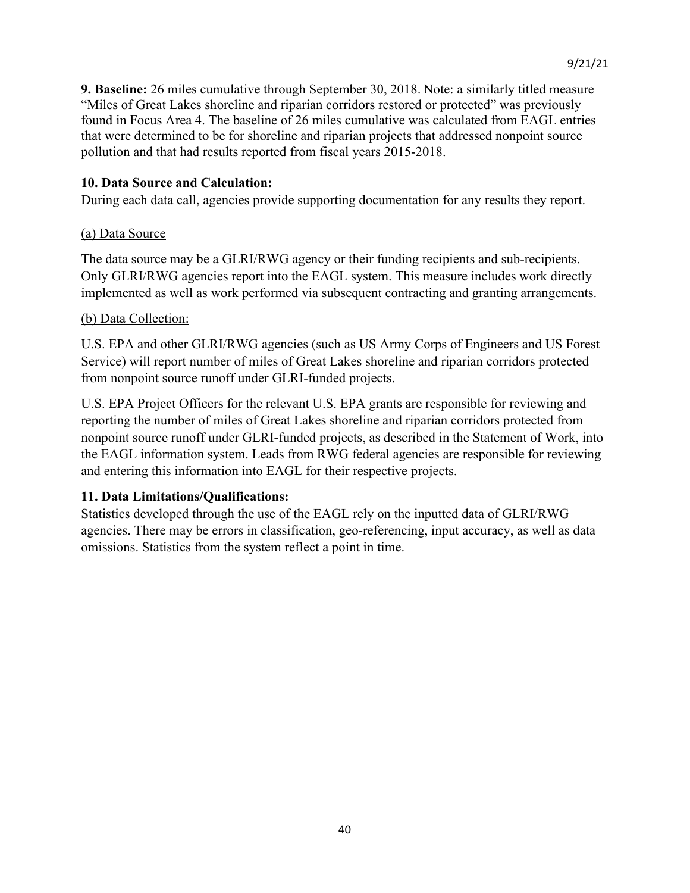**9. Baseline:** 26 miles cumulative through September 30, 2018. Note: a similarly titled measure "Miles of Great Lakes shoreline and riparian corridors restored or protected" was previously found in Focus Area 4. The baseline of 26 miles cumulative was calculated from EAGL entries that were determined to be for shoreline and riparian projects that addressed nonpoint source pollution and that had results reported from fiscal years 2015-2018.

**10. Data Source and Calculation:**

During each data call, agencies provide supporting documentation for any results they report.

<u>(a) Data Source</u>

The data source may be a GLRI/RWG agency or their funding recipients and sub-recipients. Only GLRI/RWG agencies report into the EAGL system. This measure includes work directly implemented as well as work performed via subsequent contracting and granting arrangements.

<u>(b) Data Collection:</u>

U.S. EPA and other GLRI/RWG agencies (such as US Army Corps of Engineers and US Forest Service) will report number of miles of Great Lakes shoreline and riparian corridors protected from nonpoint source runoff under GLRI-funded projects.

U.S. EPA Project Officers for the relevant U.S. EPA grants are responsible for reviewing and reporting the number of miles of Great Lakes shoreline and riparian corridors protected from nonpoint source runoff under GLRI-funded projects, as described in the Statement of Work, into the EAGL information system. Leads from RWG federal agencies are responsible for reviewing and entering this information into EAGL for their respective projects.

**11. Data Limitations/Qualifications:**

Statistics developed through the use of the EAGL rely on the inputted data of GLRI/RWG agencies. There may be errors in classification, geo-referencing, input accuracy, as well as data omissions. Statistics from the system reflect a point in time.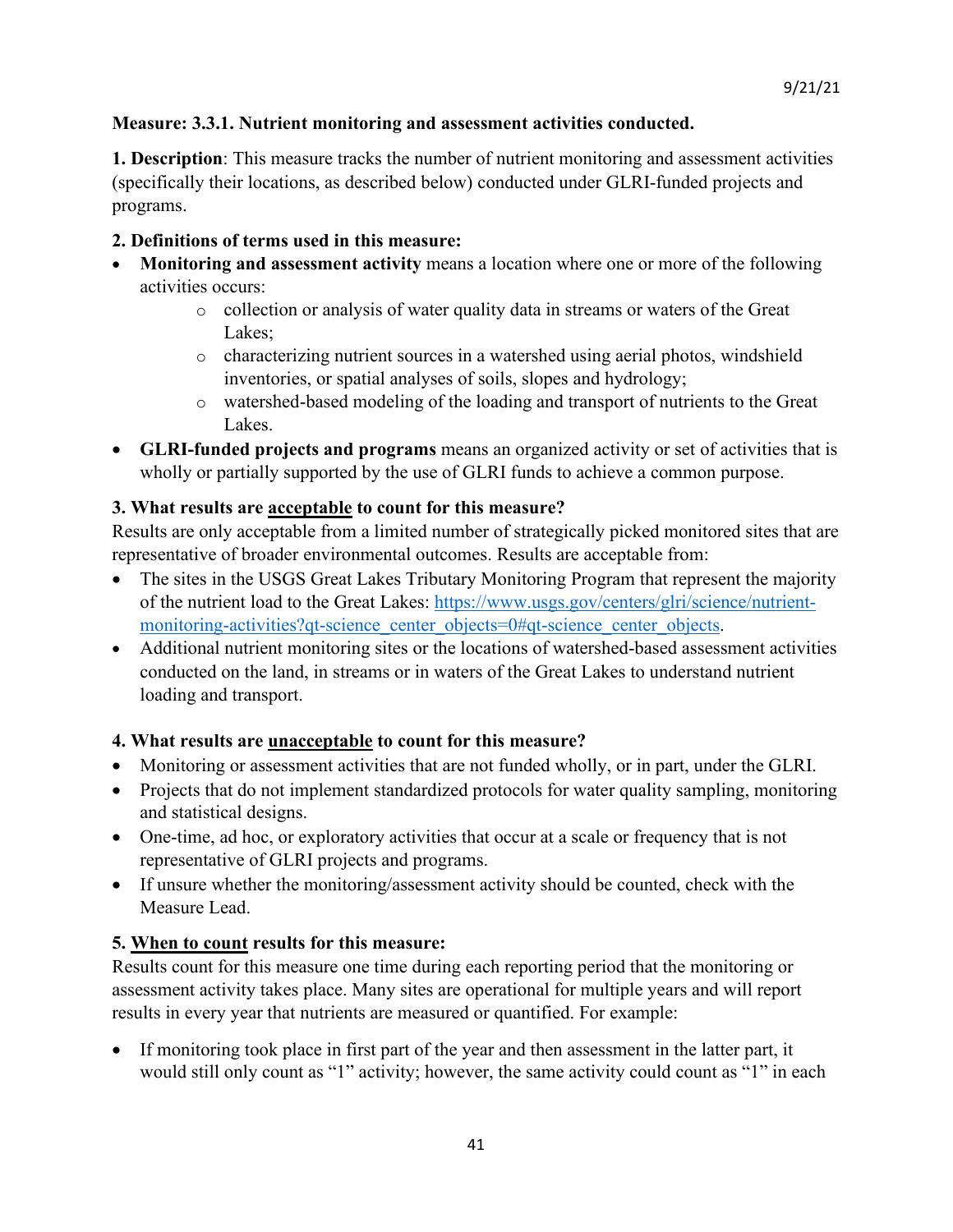**Measure: 3.3.1. Nutrient monitoring and assessment activities conducted.**

**1. Description**: This measure tracks the number of nutrient monitoring and assessment activities (specifically their locations, as described below) conducted under GLRI-funded projects and programs.

**2. Definitions of terms used in this measure:**

- **Monitoring and assessment activity** means a location where one or more of the following activities occurs:
  - collection or analysis of water quality data in streams or waters of the Great Lakes;
  - characterizing nutrient sources in a watershed using aerial photos, windshield inventories, or spatial analyses of soils, slopes and hydrology;
  - watershed-based modeling of the loading and transport of nutrients to the Great Lakes.
- **GLRI-funded projects and programs** means an organized activity or set of activities that is wholly or partially supported by the use of GLRI funds to achieve a common purpose.

**3. What results are acceptable to count for this measure?**

Results are only acceptable from a limited number of strategically picked monitored sites that are representative of broader environmental outcomes. Results are acceptable from:

- The sites in the USGS Great Lakes Tributary Monitoring Program that represent the majority of the nutrient load to the Great Lakes: https://www.usgs.gov/centers/glri/science/nutrient-monitoring-activities?qt-science_center_objects=0#qt-science_center_objects.
- Additional nutrient monitoring sites or the locations of watershed-based assessment activities conducted on the land, in streams or in waters of the Great Lakes to understand nutrient loading and transport.

**4. What results are unacceptable to count for this measure?**

- Monitoring or assessment activities that are not funded wholly, or in part, under the GLRI.
- Projects that do not implement standardized protocols for water quality sampling, monitoring and statistical designs.
- One-time, ad hoc, or exploratory activities that occur at a scale or frequency that is not representative of GLRI projects and programs.
- If unsure whether the monitoring/assessment activity should be counted, check with the Measure Lead.

**5. When to count results for this measure:**

Results count for this measure one time during each reporting period that the monitoring or assessment activity takes place. Many sites are operational for multiple years and will report results in every year that nutrients are measured or quantified. For example:

- If monitoring took place in first part of the year and then assessment in the latter part, it would still only count as "1" activity; however, the same activity could count as "1" in each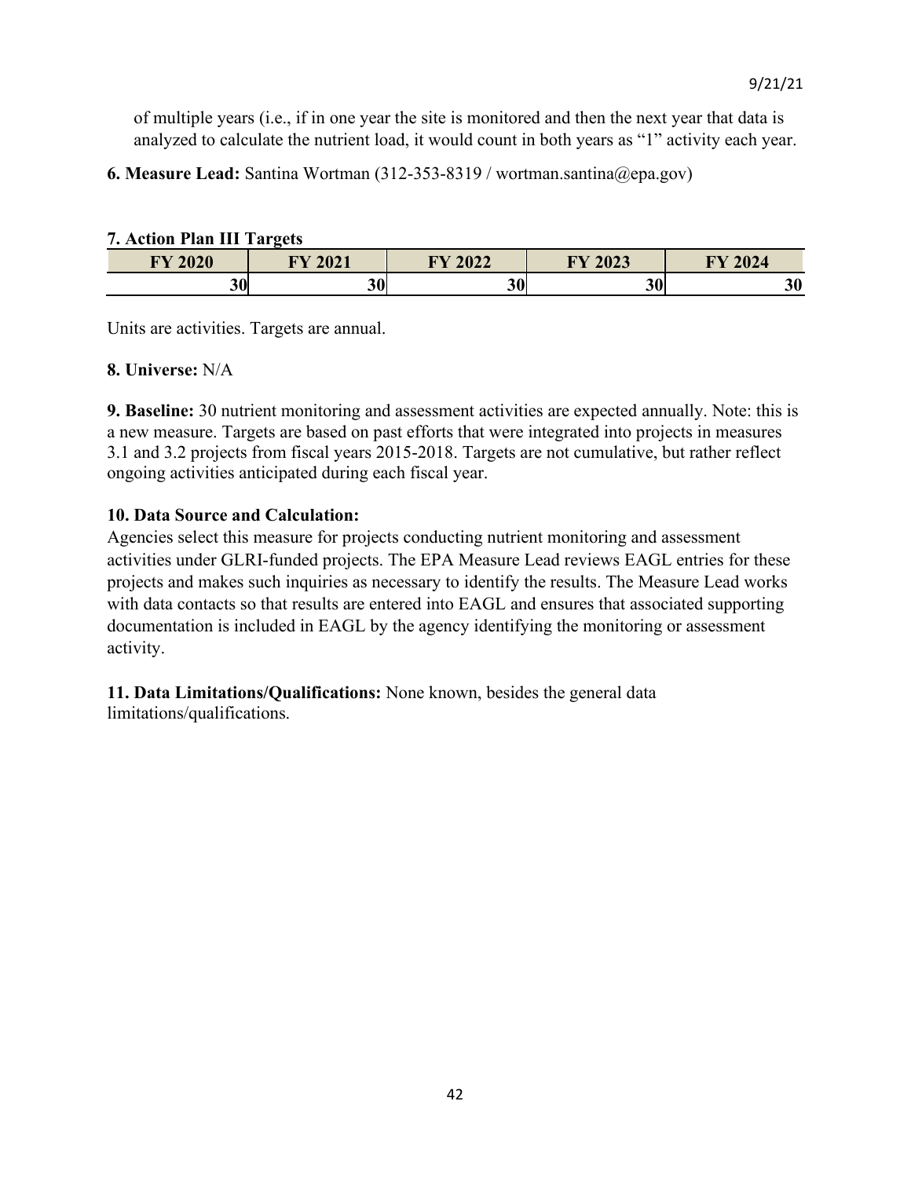of multiple years (i.e., if in one year the site is monitored and then the next year that data is analyzed to calculate the nutrient load, it would count in both years as "1" activity each year.

**6. Measure Lead:** Santina Wortman (312-353-8319 / wortman.santina@epa.gov)

**7. Action Plan III Targets**

| FY 2020 | FY 2021 | FY 2022 | FY 2023 | FY 2024 |
|---:|---:|---:|---:|---:|
| 30 | 30 | 30 | 30 | 30 |

Units are activities. Targets are annual.

**8. Universe:** N/A

**9. Baseline:** 30 nutrient monitoring and assessment activities are expected annually. Note: this is a new measure. Targets are based on past efforts that were integrated into projects in measures 3.1 and 3.2 projects from fiscal years 2015-2018. Targets are not cumulative, but rather reflect ongoing activities anticipated during each fiscal year.

**10. Data Source and Calculation:**
Agencies select this measure for projects conducting nutrient monitoring and assessment activities under GLRI-funded projects. The EPA Measure Lead reviews EAGL entries for these projects and makes such inquiries as necessary to identify the results. The Measure Lead works with data contacts so that results are entered into EAGL and ensures that associated supporting documentation is included in EAGL by the agency identifying the monitoring or assessment activity.

**11. Data Limitations/Qualifications:** None known, besides the general data limitations/qualifications.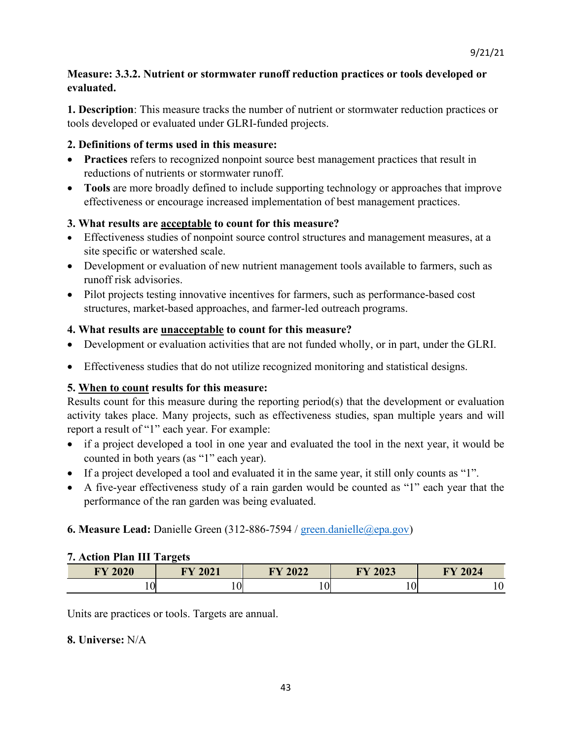**Measure: 3.3.2. Nutrient or stormwater runoff reduction practices or tools developed or evaluated.**

**1. Description**: This measure tracks the number of nutrient or stormwater reduction practices or tools developed or evaluated under GLRI-funded projects.

**2. Definitions of terms used in this measure:**

- **Practices** refers to recognized nonpoint source best management practices that result in reductions of nutrients or stormwater runoff.
- **Tools** are more broadly defined to include supporting technology or approaches that improve effectiveness or encourage increased implementation of best management practices.

**3. What results are acceptable to count for this measure?**

- Effectiveness studies of nonpoint source control structures and management measures, at a site specific or watershed scale.
- Development or evaluation of new nutrient management tools available to farmers, such as runoff risk advisories.
- Pilot projects testing innovative incentives for farmers, such as performance-based cost structures, market-based approaches, and farmer-led outreach programs.

**4. What results are unacceptable to count for this measure?**

- Development or evaluation activities that are not funded wholly, or in part, under the GLRI.
- Effectiveness studies that do not utilize recognized monitoring and statistical designs.

**5. When to count results for this measure:**

Results count for this measure during the reporting period(s) that the development or evaluation activity takes place. Many projects, such as effectiveness studies, span multiple years and will report a result of "1" each year. For example:

- if a project developed a tool in one year and evaluated the tool in the next year, it would be counted in both years (as "1" each year).
- If a project developed a tool and evaluated it in the same year, it still only counts as "1".
- A five-year effectiveness study of a rain garden would be counted as "1" each year that the performance of the ran garden was being evaluated.

**6. Measure Lead:** Danielle Green (312-886-7594 / green.danielle@epa.gov)

**7. Action Plan III Targets**

| FY 2020 | FY 2021 | FY 2022 | FY 2023 | FY 2024 |
|---|---|---|---|---|
| 10 | 10 | 10 | 10 | 10 |

Units are practices or tools. Targets are annual.

**8. Universe:** N/A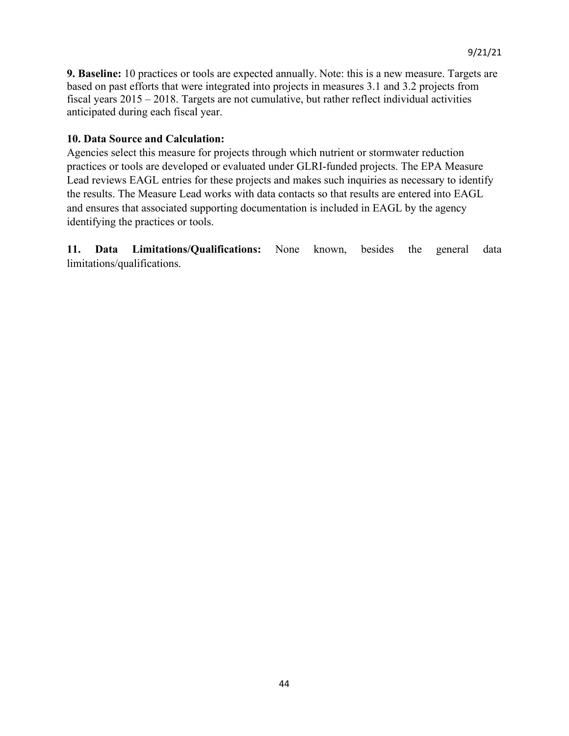**9. Baseline:** 10 practices or tools are expected annually. Note: this is a new measure. Targets are based on past efforts that were integrated into projects in measures 3.1 and 3.2 projects from fiscal years 2015 – 2018. Targets are not cumulative, but rather reflect individual activities anticipated during each fiscal year.

**10. Data Source and Calculation:**
Agencies select this measure for projects through which nutrient or stormwater reduction practices or tools are developed or evaluated under GLRI-funded projects. The EPA Measure Lead reviews EAGL entries for these projects and makes such inquiries as necessary to identify the results. The Measure Lead works with data contacts so that results are entered into EAGL and ensures that associated supporting documentation is included in EAGL by the agency identifying the practices or tools.

**11. Data Limitations/Qualifications:** None known, besides the general data limitations/qualifications.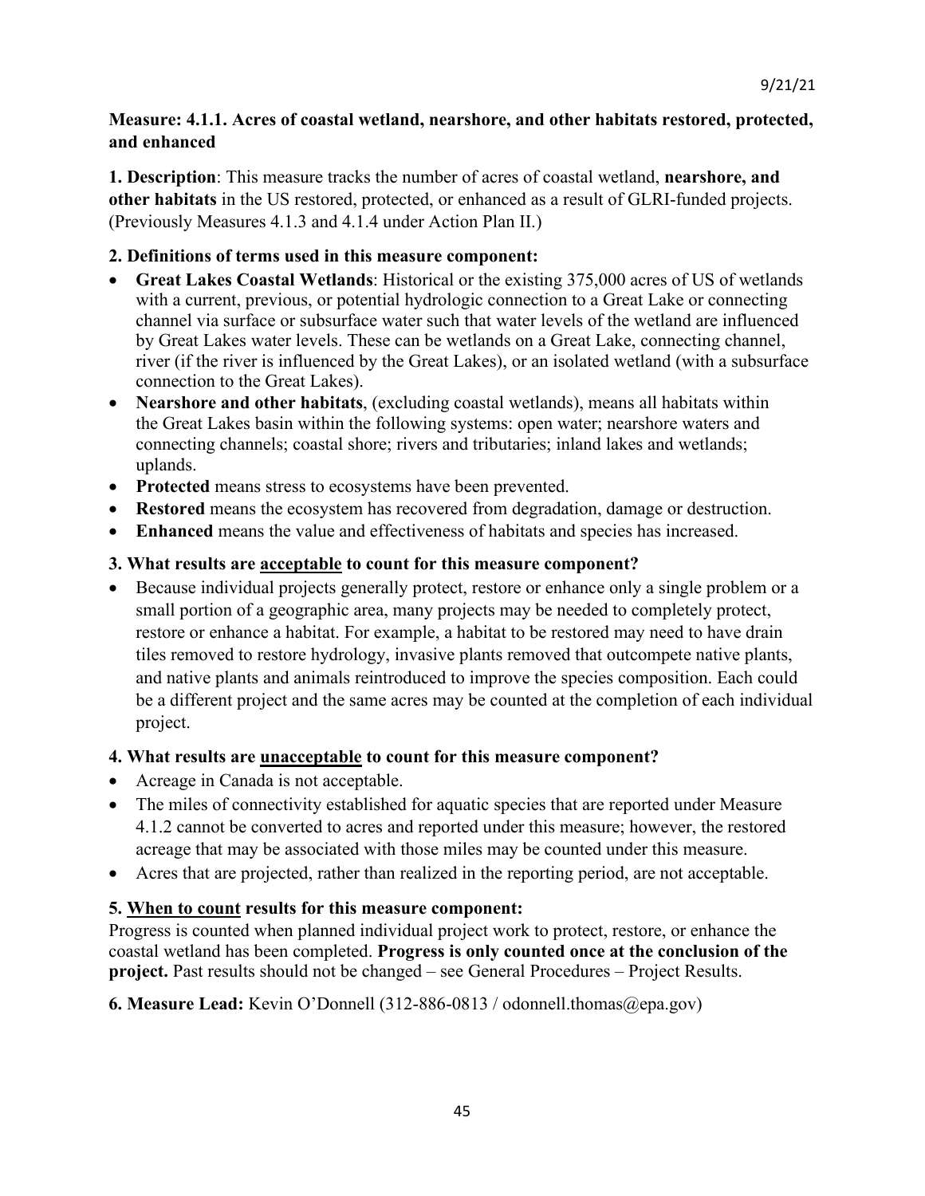**Measure: 4.1.1. Acres of coastal wetland, nearshore, and other habitats restored, protected, and enhanced**

**1. Description**: This measure tracks the number of acres of coastal wetland, **nearshore, and other habitats** in the US restored, protected, or enhanced as a result of GLRI-funded projects. (Previously Measures 4.1.3 and 4.1.4 under Action Plan II.)

**2. Definitions of terms used in this measure component:**

- **Great Lakes Coastal Wetlands**: Historical or the existing 375,000 acres of US of wetlands with a current, previous, or potential hydrologic connection to a Great Lake or connecting channel via surface or subsurface water such that water levels of the wetland are influenced by Great Lakes water levels. These can be wetlands on a Great Lake, connecting channel, river (if the river is influenced by the Great Lakes), or an isolated wetland (with a subsurface connection to the Great Lakes).
- **Nearshore and other habitats**, (excluding coastal wetlands), means all habitats within the Great Lakes basin within the following systems: open water; nearshore waters and connecting channels; coastal shore; rivers and tributaries; inland lakes and wetlands; uplands.
- **Protected** means stress to ecosystems have been prevented.
- **Restored** means the ecosystem has recovered from degradation, damage or destruction.
- **Enhanced** means the value and effectiveness of habitats and species has increased.

**3. What results are <u>acceptable</u> to count for this measure component?**

- Because individual projects generally protect, restore or enhance only a single problem or a small portion of a geographic area, many projects may be needed to completely protect, restore or enhance a habitat. For example, a habitat to be restored may need to have drain tiles removed to restore hydrology, invasive plants removed that outcompete native plants, and native plants and animals reintroduced to improve the species composition. Each could be a different project and the same acres may be counted at the completion of each individual project.

**4. What results are <u>unacceptable</u> to count for this measure component?**

- Acreage in Canada is not acceptable.
- The miles of connectivity established for aquatic species that are reported under Measure 4.1.2 cannot be converted to acres and reported under this measure; however, the restored acreage that may be associated with those miles may be counted under this measure.
- Acres that are projected, rather than realized in the reporting period, are not acceptable.

**5. <u>When to count</u> results for this measure component:**

Progress is counted when planned individual project work to protect, restore, or enhance the coastal wetland has been completed. **Progress is only counted once at the conclusion of the project.** Past results should not be changed – see General Procedures – Project Results.

**6. Measure Lead:** Kevin O'Donnell (312-886-0813 / odonnell.thomas@epa.gov)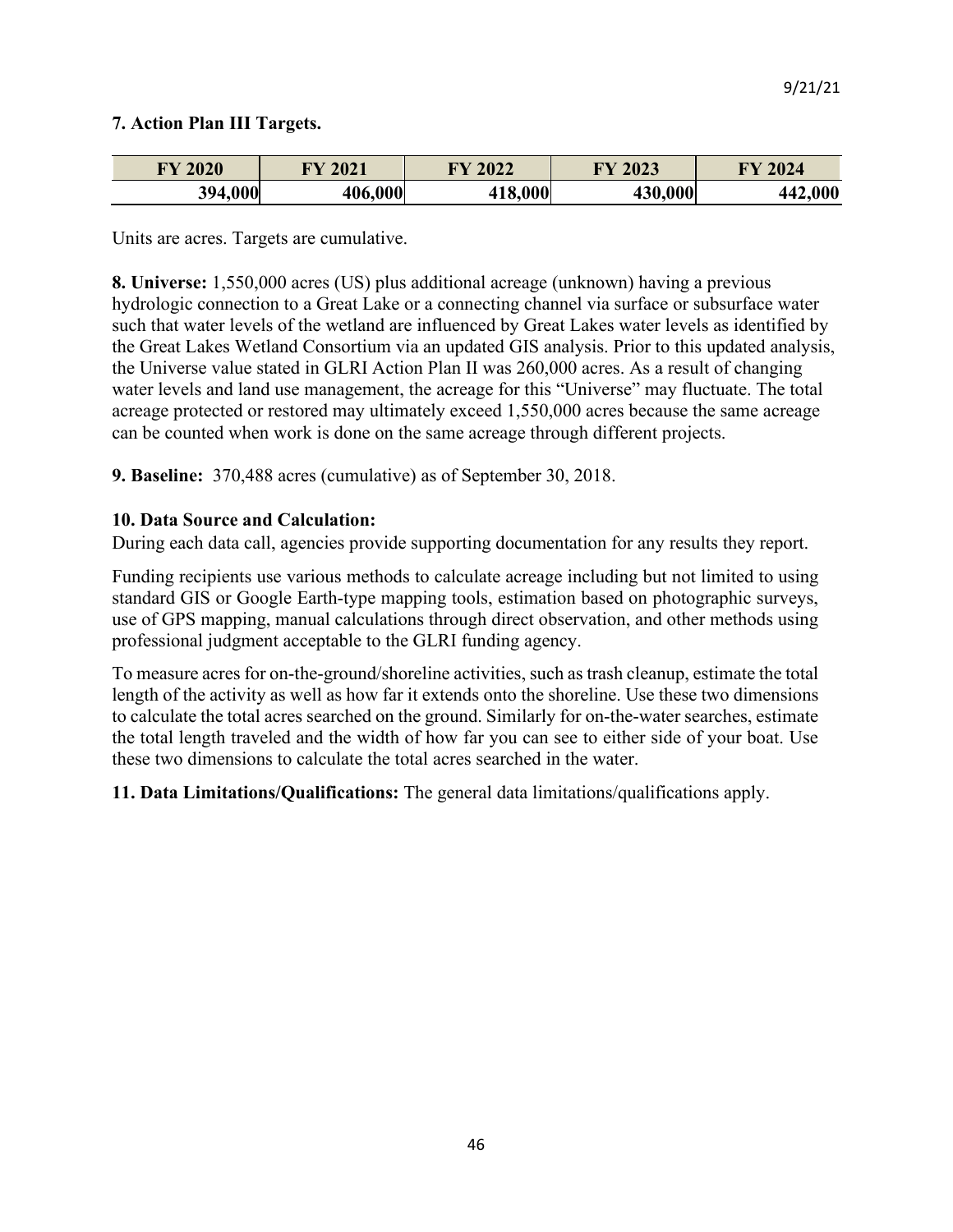**7. Action Plan III Targets.**

| FY 2020 | FY 2021 | FY 2022 | FY 2023 | FY 2024 |
|---|---|---|---|---|
| 394,000 | 406,000 | 418,000 | 430,000 | 442,000 |

Units are acres. Targets are cumulative.

**8. Universe:** 1,550,000 acres (US) plus additional acreage (unknown) having a previous hydrologic connection to a Great Lake or a connecting channel via surface or subsurface water such that water levels of the wetland are influenced by Great Lakes water levels as identified by the Great Lakes Wetland Consortium via an updated GIS analysis. Prior to this updated analysis, the Universe value stated in GLRI Action Plan II was 260,000 acres. As a result of changing water levels and land use management, the acreage for this "Universe" may fluctuate. The total acreage protected or restored may ultimately exceed 1,550,000 acres because the same acreage can be counted when work is done on the same acreage through different projects.

**9. Baseline:** 370,488 acres (cumulative) as of September 30, 2018.

**10. Data Source and Calculation:**

During each data call, agencies provide supporting documentation for any results they report.

Funding recipients use various methods to calculate acreage including but not limited to using standard GIS or Google Earth-type mapping tools, estimation based on photographic surveys, use of GPS mapping, manual calculations through direct observation, and other methods using professional judgment acceptable to the GLRI funding agency.

To measure acres for on-the-ground/shoreline activities, such as trash cleanup, estimate the total length of the activity as well as how far it extends onto the shoreline. Use these two dimensions to calculate the total acres searched on the ground. Similarly for on-the-water searches, estimate the total length traveled and the width of how far you can see to either side of your boat. Use these two dimensions to calculate the total acres searched in the water.

**11. Data Limitations/Qualifications:** The general data limitations/qualifications apply.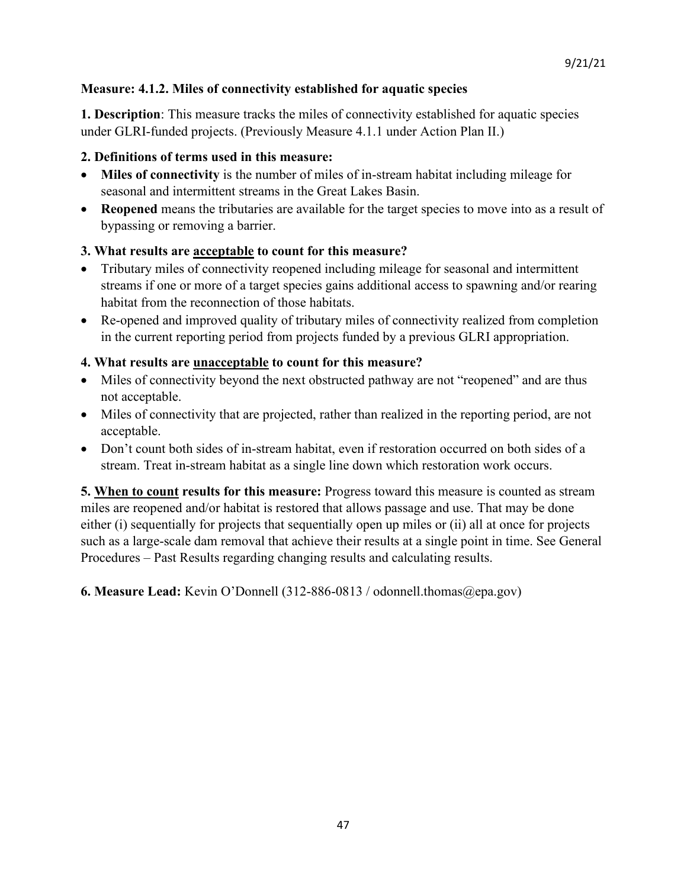9/21/21

**Measure: 4.1.2. Miles of connectivity established for aquatic species**

**1. Description**: This measure tracks the miles of connectivity established for aquatic species under GLRI-funded projects. (Previously Measure 4.1.1 under Action Plan II.)

**2. Definitions of terms used in this measure:**

- **Miles of connectivity** is the number of miles of in-stream habitat including mileage for seasonal and intermittent streams in the Great Lakes Basin.
- **Reopened** means the tributaries are available for the target species to move into as a result of bypassing or removing a barrier.

**3. What results are acceptable to count for this measure?**

- Tributary miles of connectivity reopened including mileage for seasonal and intermittent streams if one or more of a target species gains additional access to spawning and/or rearing habitat from the reconnection of those habitats.
- Re-opened and improved quality of tributary miles of connectivity realized from completion in the current reporting period from projects funded by a previous GLRI appropriation.

**4. What results are unacceptable to count for this measure?**

- Miles of connectivity beyond the next obstructed pathway are not "reopened" and are thus not acceptable.
- Miles of connectivity that are projected, rather than realized in the reporting period, are not acceptable.
- Don't count both sides of in-stream habitat, even if restoration occurred on both sides of a stream. Treat in-stream habitat as a single line down which restoration work occurs.

**5. When to count results for this measure:** Progress toward this measure is counted as stream miles are reopened and/or habitat is restored that allows passage and use. That may be done either (i) sequentially for projects that sequentially open up miles or (ii) all at once for projects such as a large-scale dam removal that achieve their results at a single point in time. See General Procedures – Past Results regarding changing results and calculating results.

**6. Measure Lead:** Kevin O'Donnell (312-886-0813 / odonnell.thomas@epa.gov)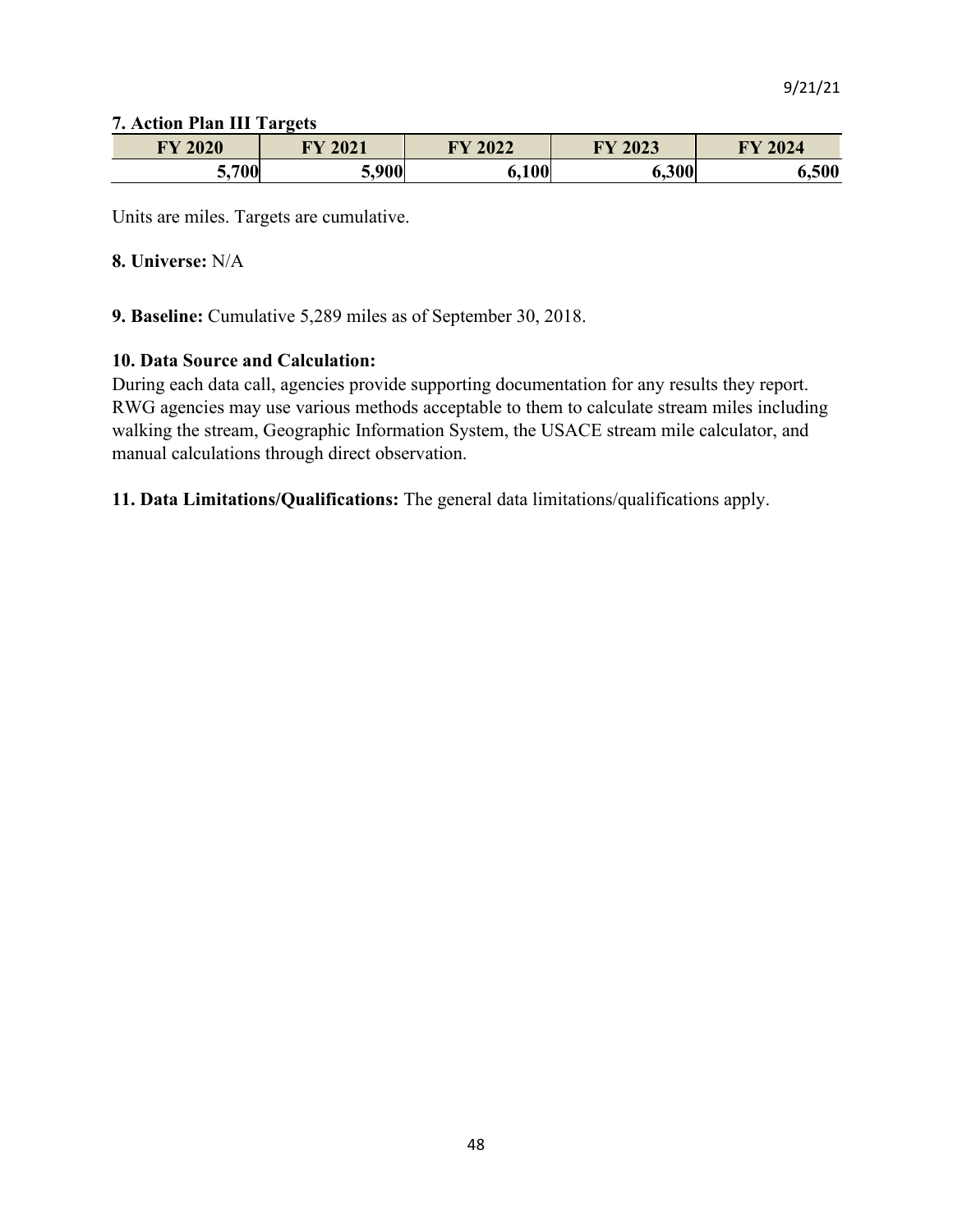**7. Action Plan III Targets**

| FY 2020 | FY 2021 | FY 2022 | FY 2023 | FY 2024 |
|---|---|---|---|---|
| 5,700 | 5,900 | 6,100 | 6,300 | 6,500 |

Units are miles. Targets are cumulative.

**8. Universe:** N/A

**9. Baseline:** Cumulative 5,289 miles as of September 30, 2018.

**10. Data Source and Calculation:**

During each data call, agencies provide supporting documentation for any results they report. RWG agencies may use various methods acceptable to them to calculate stream miles including walking the stream, Geographic Information System, the USACE stream mile calculator, and manual calculations through direct observation.

**11. Data Limitations/Qualifications:** The general data limitations/qualifications apply.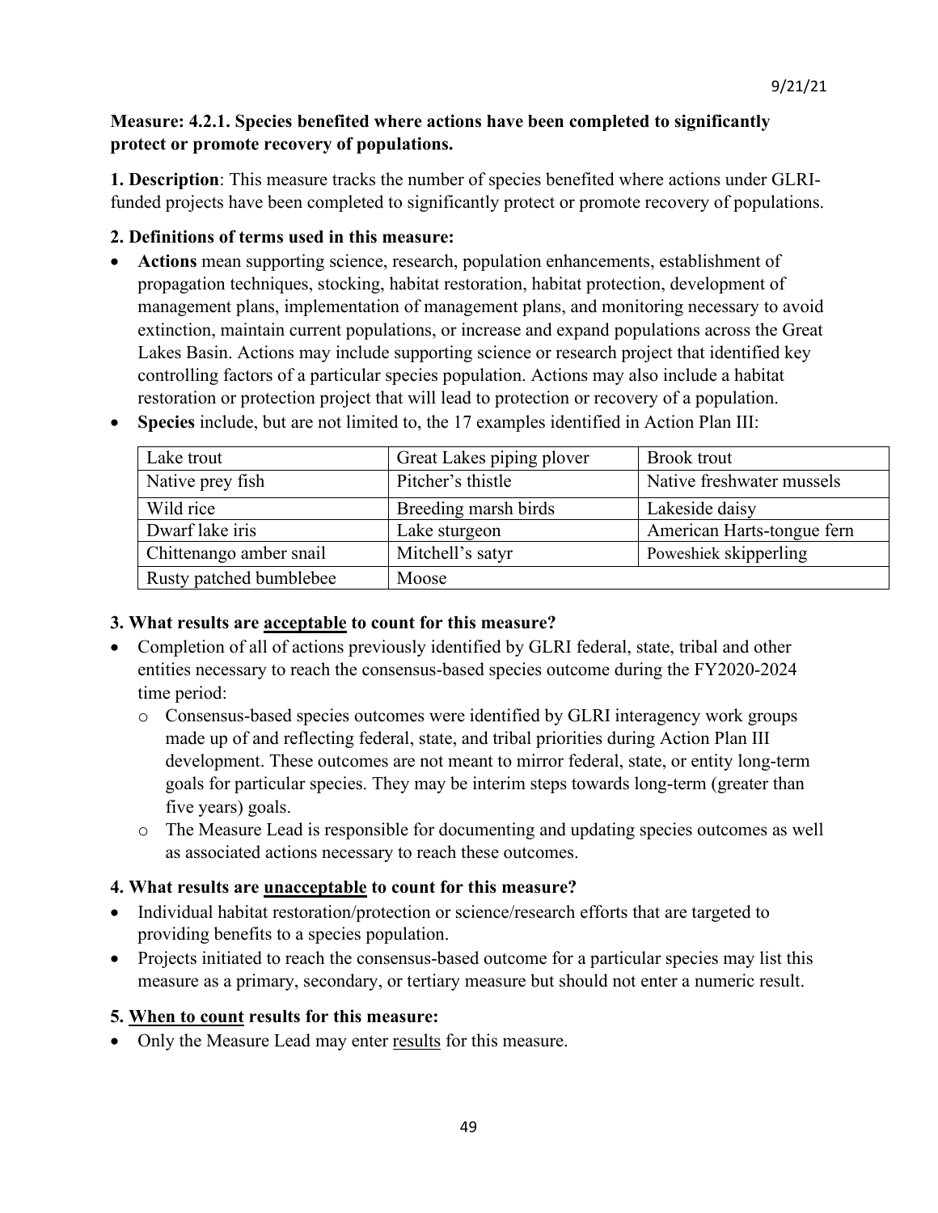**Measure: 4.2.1. Species benefited where actions have been completed to significantly protect or promote recovery of populations.**

**1. Description**: This measure tracks the number of species benefited where actions under GLRI-funded projects have been completed to significantly protect or promote recovery of populations.

**2. Definitions of terms used in this measure:**

- **Actions** mean supporting science, research, population enhancements, establishment of propagation techniques, stocking, habitat restoration, habitat protection, development of management plans, implementation of management plans, and monitoring necessary to avoid extinction, maintain current populations, or increase and expand populations across the Great Lakes Basin. Actions may include supporting science or research project that identified key controlling factors of a particular species population. Actions may also include a habitat restoration or protection project that will lead to protection or recovery of a population.
- **Species** include, but are not limited to, the 17 examples identified in Action Plan III:

| | | |
|---|---|---|
| Lake trout | Great Lakes piping plover | Brook trout |
| Native prey fish | Pitcher's thistle | Native freshwater mussels |
| Wild rice | Breeding marsh birds | Lakeside daisy |
| Dwarf lake iris | Lake sturgeon | American Harts-tongue fern |
| Chittenango amber snail | Mitchell's satyr | Poweshiek skipperling |
| Rusty patched bumblebee | Moose | |

**3. What results are <u>acceptable</u> to count for this measure?**

- Completion of all of actions previously identified by GLRI federal, state, tribal and other entities necessary to reach the consensus-based species outcome during the FY2020-2024 time period:
  - Consensus-based species outcomes were identified by GLRI interagency work groups made up of and reflecting federal, state, and tribal priorities during Action Plan III development. These outcomes are not meant to mirror federal, state, or entity long-term goals for particular species. They may be interim steps towards long-term (greater than five years) goals.
  - The Measure Lead is responsible for documenting and updating species outcomes as well as associated actions necessary to reach these outcomes.

**4. What results are <u>unacceptable</u> to count for this measure?**

- Individual habitat restoration/protection or science/research efforts that are targeted to providing benefits to a species population.
- Projects initiated to reach the consensus-based outcome for a particular species may list this measure as a primary, secondary, or tertiary measure but should not enter a numeric result.

**5. <u>When to count</u> results for this measure:**

- Only the Measure Lead may enter <u>results</u> for this measure.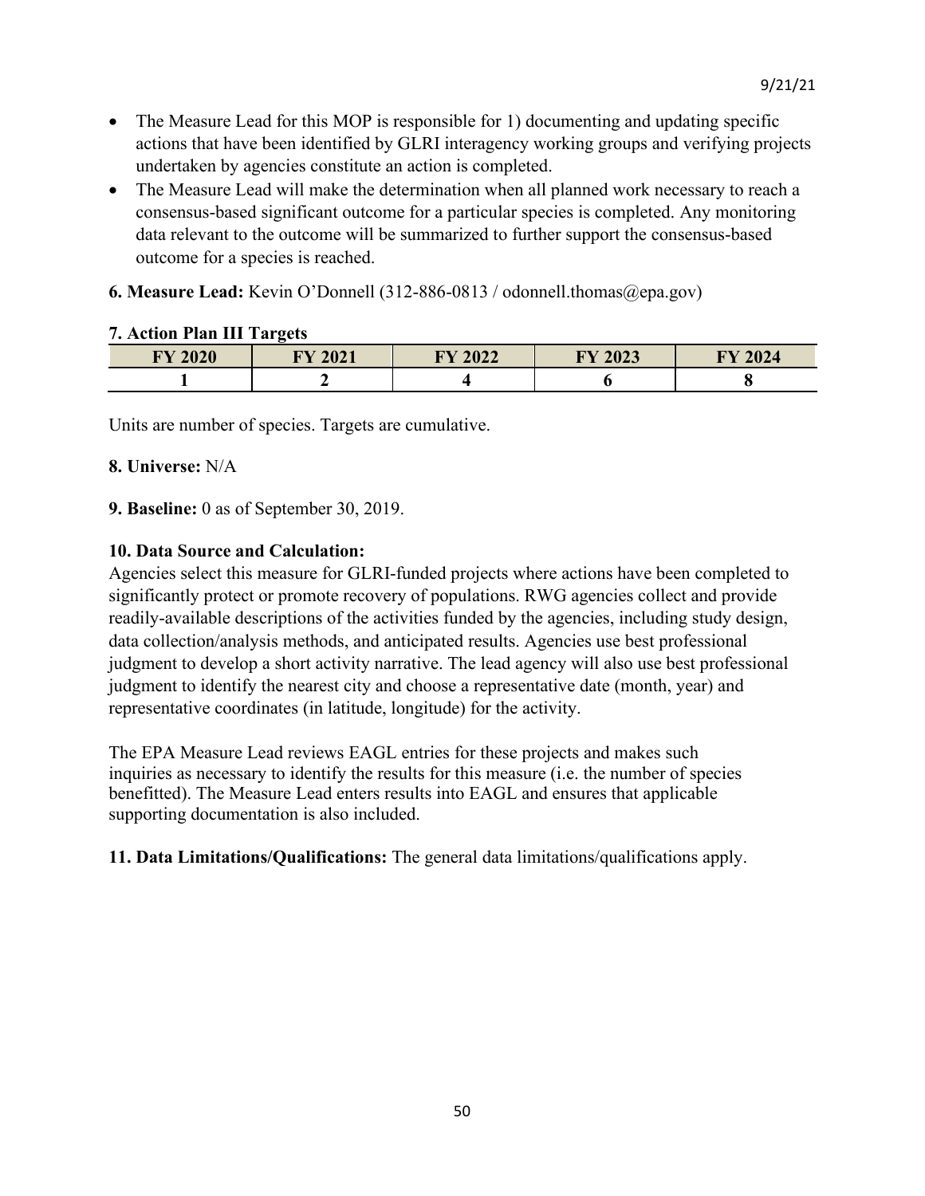- The Measure Lead for this MOP is responsible for 1) documenting and updating specific actions that have been identified by GLRI interagency working groups and verifying projects undertaken by agencies constitute an action is completed.
- The Measure Lead will make the determination when all planned work necessary to reach a consensus-based significant outcome for a particular species is completed. Any monitoring data relevant to the outcome will be summarized to further support the consensus-based outcome for a species is reached.

**6. Measure Lead:** Kevin O'Donnell (312-886-0813 / odonnell.thomas@epa.gov)

**7. Action Plan III Targets**

| FY 2020 | FY 2021 | FY 2022 | FY 2023 | FY 2024 |
|---|---|---|---|---|
| 1 | 2 | 4 | 6 | 8 |

Units are number of species. Targets are cumulative.

**8. Universe:** N/A

**9. Baseline:** 0 as of September 30, 2019.

**10. Data Source and Calculation:**
Agencies select this measure for GLRI-funded projects where actions have been completed to significantly protect or promote recovery of populations. RWG agencies collect and provide readily-available descriptions of the activities funded by the agencies, including study design, data collection/analysis methods, and anticipated results. Agencies use best professional judgment to develop a short activity narrative. The lead agency will also use best professional judgment to identify the nearest city and choose a representative date (month, year) and representative coordinates (in latitude, longitude) for the activity.

The EPA Measure Lead reviews EAGL entries for these projects and makes such inquiries as necessary to identify the results for this measure (i.e. the number of species benefitted). The Measure Lead enters results into EAGL and ensures that applicable supporting documentation is also included.

**11. Data Limitations/Qualifications:** The general data limitations/qualifications apply.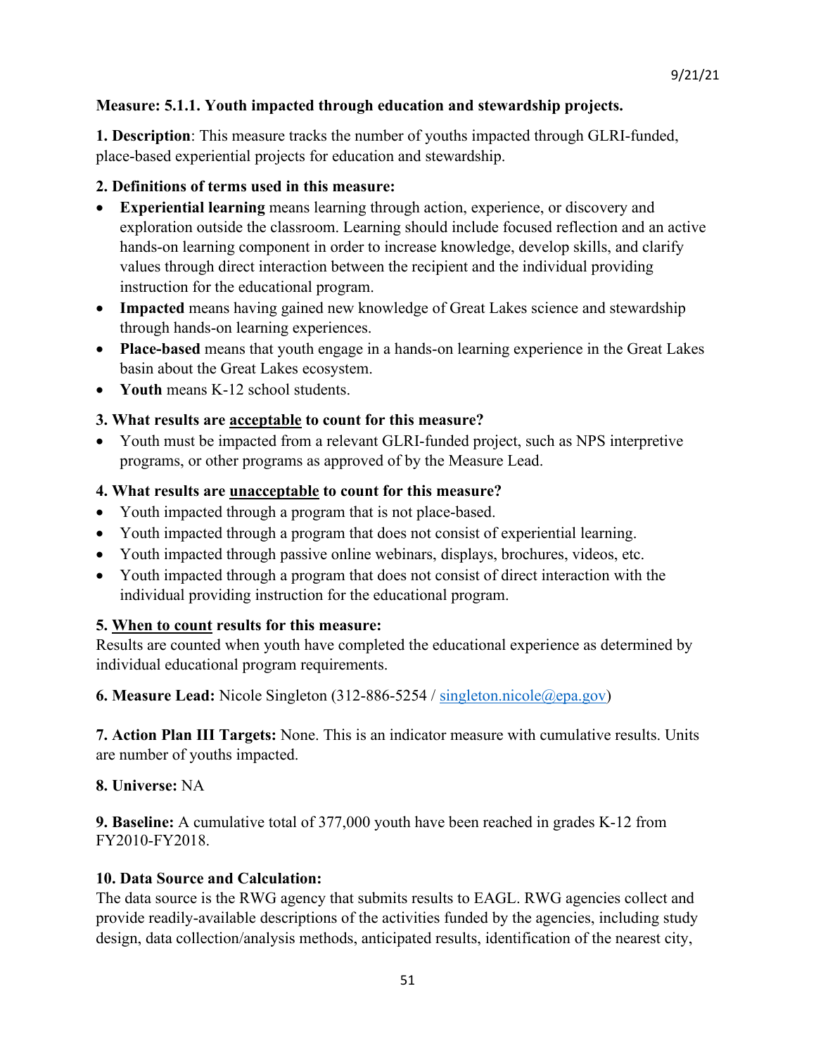9/21/21

**Measure: 5.1.1. Youth impacted through education and stewardship projects.**

**1. Description**: This measure tracks the number of youths impacted through GLRI-funded, place-based experiential projects for education and stewardship.

**2. Definitions of terms used in this measure:**

- **Experiential learning** means learning through action, experience, or discovery and exploration outside the classroom. Learning should include focused reflection and an active hands-on learning component in order to increase knowledge, develop skills, and clarify values through direct interaction between the recipient and the individual providing instruction for the educational program.
- **Impacted** means having gained new knowledge of Great Lakes science and stewardship through hands-on learning experiences.
- **Place-based** means that youth engage in a hands-on learning experience in the Great Lakes basin about the Great Lakes ecosystem.
- **Youth** means K-12 school students.

**3. What results are acceptable to count for this measure?**

- Youth must be impacted from a relevant GLRI-funded project, such as NPS interpretive programs, or other programs as approved of by the Measure Lead.

**4. What results are unacceptable to count for this measure?**

- Youth impacted through a program that is not place-based.
- Youth impacted through a program that does not consist of experiential learning.
- Youth impacted through passive online webinars, displays, brochures, videos, etc.
- Youth impacted through a program that does not consist of direct interaction with the individual providing instruction for the educational program.

**5. When to count results for this measure:**
Results are counted when youth have completed the educational experience as determined by individual educational program requirements.

**6. Measure Lead:** Nicole Singleton (312-886-5254 / singleton.nicole@epa.gov)

**7. Action Plan III Targets:** None. This is an indicator measure with cumulative results. Units are number of youths impacted.

**8. Universe:** NA

**9. Baseline:** A cumulative total of 377,000 youth have been reached in grades K-12 from FY2010-FY2018.

**10. Data Source and Calculation:**
The data source is the RWG agency that submits results to EAGL. RWG agencies collect and provide readily-available descriptions of the activities funded by the agencies, including study design, data collection/analysis methods, anticipated results, identification of the nearest city,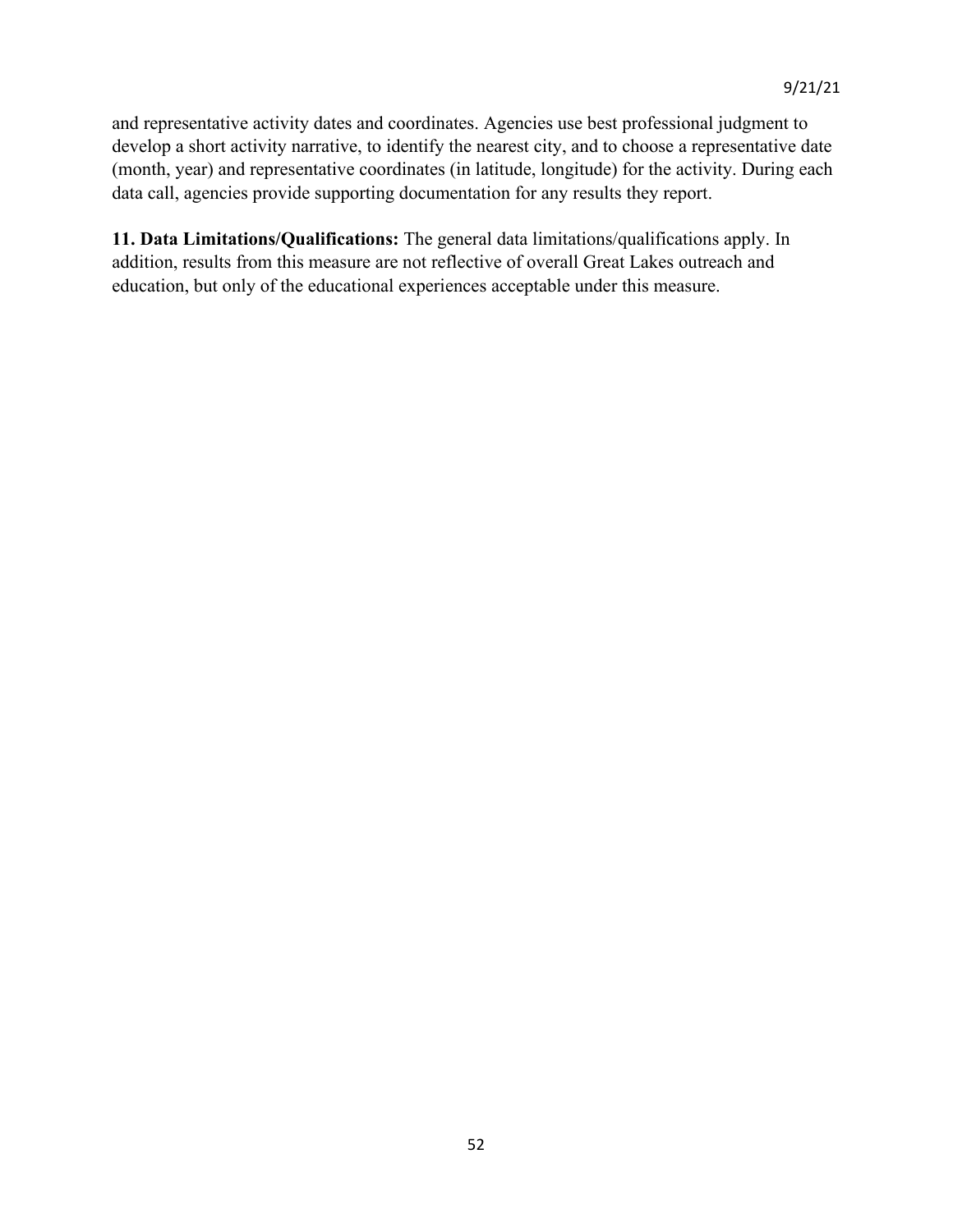and representative activity dates and coordinates. Agencies use best professional judgment to develop a short activity narrative, to identify the nearest city, and to choose a representative date (month, year) and representative coordinates (in latitude, longitude) for the activity. During each data call, agencies provide supporting documentation for any results they report.

**11. Data Limitations/Qualifications:** The general data limitations/qualifications apply. In addition, results from this measure are not reflective of overall Great Lakes outreach and education, but only of the educational experiences acceptable under this measure.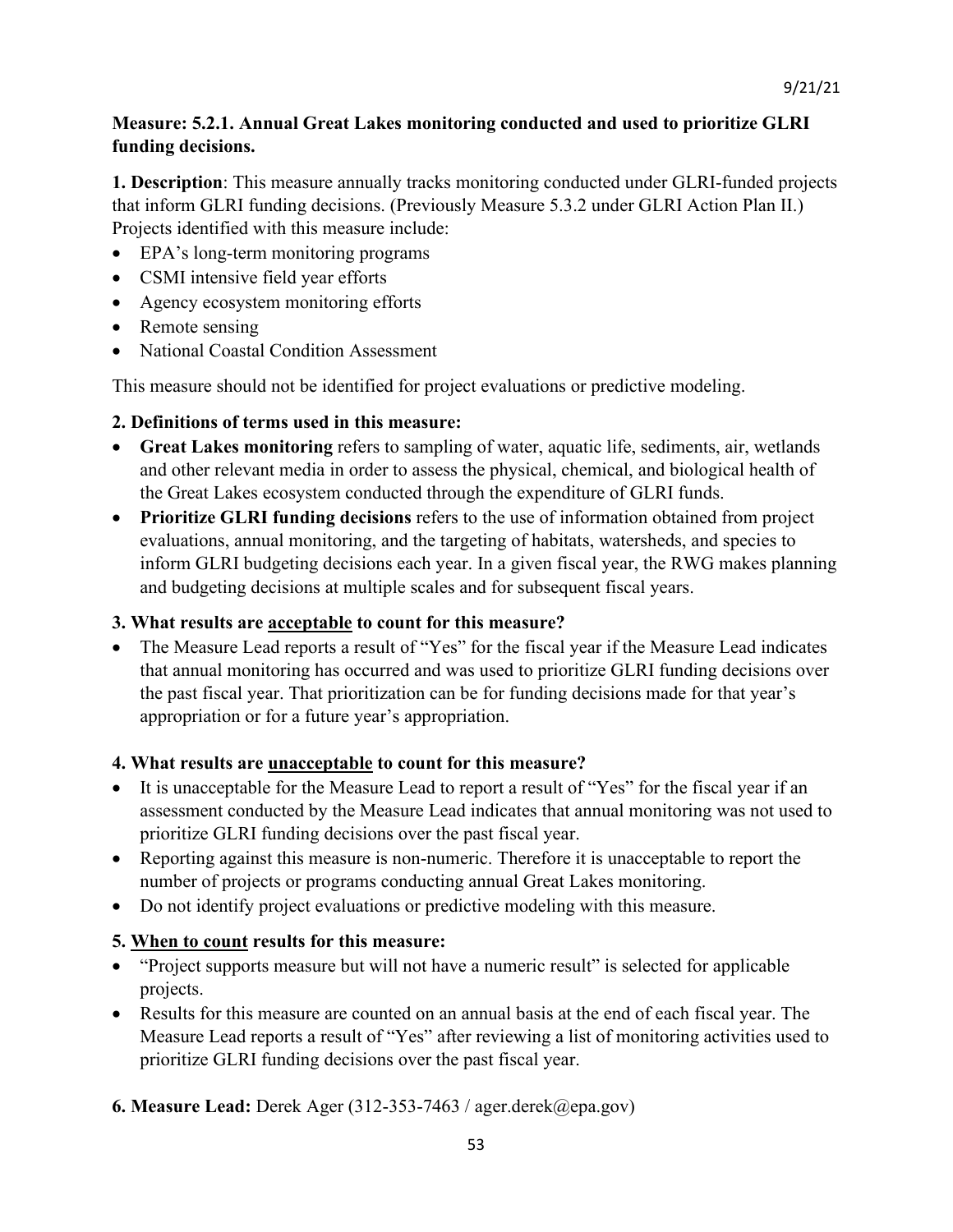**Measure: 5.2.1. Annual Great Lakes monitoring conducted and used to prioritize GLRI funding decisions.**

**1. Description**: This measure annually tracks monitoring conducted under GLRI-funded projects that inform GLRI funding decisions. (Previously Measure 5.3.2 under GLRI Action Plan II.) Projects identified with this measure include:

- EPA's long-term monitoring programs
- CSMI intensive field year efforts
- Agency ecosystem monitoring efforts
- Remote sensing
- National Coastal Condition Assessment

This measure should not be identified for project evaluations or predictive modeling.

**2. Definitions of terms used in this measure:**

- **Great Lakes monitoring** refers to sampling of water, aquatic life, sediments, air, wetlands and other relevant media in order to assess the physical, chemical, and biological health of the Great Lakes ecosystem conducted through the expenditure of GLRI funds.
- **Prioritize GLRI funding decisions** refers to the use of information obtained from project evaluations, annual monitoring, and the targeting of habitats, watersheds, and species to inform GLRI budgeting decisions each year. In a given fiscal year, the RWG makes planning and budgeting decisions at multiple scales and for subsequent fiscal years.

**3. What results are <u>acceptable</u> to count for this measure?**

- The Measure Lead reports a result of "Yes" for the fiscal year if the Measure Lead indicates that annual monitoring has occurred and was used to prioritize GLRI funding decisions over the past fiscal year. That prioritization can be for funding decisions made for that year's appropriation or for a future year's appropriation.

**4. What results are <u>unacceptable</u> to count for this measure?**

- It is unacceptable for the Measure Lead to report a result of "Yes" for the fiscal year if an assessment conducted by the Measure Lead indicates that annual monitoring was not used to prioritize GLRI funding decisions over the past fiscal year.
- Reporting against this measure is non-numeric. Therefore it is unacceptable to report the number of projects or programs conducting annual Great Lakes monitoring.
- Do not identify project evaluations or predictive modeling with this measure.

**5. <u>When to count</u> results for this measure:**

- "Project supports measure but will not have a numeric result" is selected for applicable projects.
- Results for this measure are counted on an annual basis at the end of each fiscal year. The Measure Lead reports a result of "Yes" after reviewing a list of monitoring activities used to prioritize GLRI funding decisions over the past fiscal year.

**6. Measure Lead:** Derek Ager (312-353-7463 / ager.derek@epa.gov)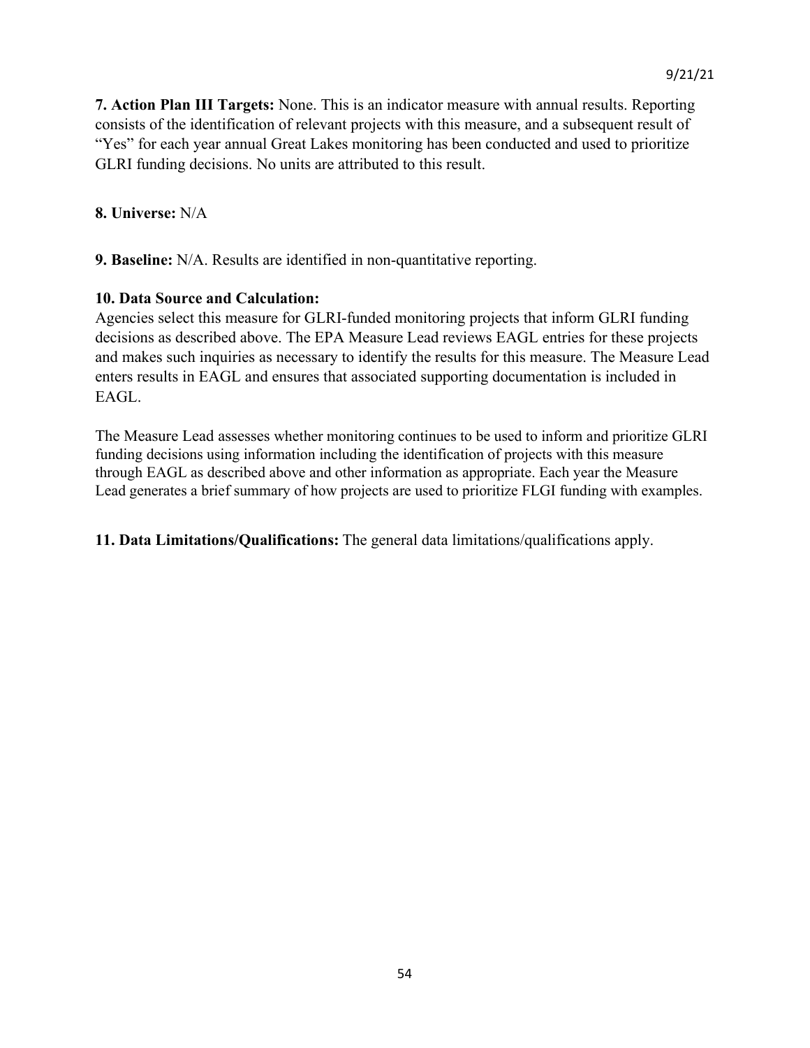**7. Action Plan III Targets:** None. This is an indicator measure with annual results. Reporting consists of the identification of relevant projects with this measure, and a subsequent result of "Yes" for each year annual Great Lakes monitoring has been conducted and used to prioritize GLRI funding decisions. No units are attributed to this result.

**8. Universe:** N/A

**9. Baseline:** N/A. Results are identified in non-quantitative reporting.

**10. Data Source and Calculation:**

Agencies select this measure for GLRI-funded monitoring projects that inform GLRI funding decisions as described above. The EPA Measure Lead reviews EAGL entries for these projects and makes such inquiries as necessary to identify the results for this measure. The Measure Lead enters results in EAGL and ensures that associated supporting documentation is included in EAGL.

The Measure Lead assesses whether monitoring continues to be used to inform and prioritize GLRI funding decisions using information including the identification of projects with this measure through EAGL as described above and other information as appropriate. Each year the Measure Lead generates a brief summary of how projects are used to prioritize FLGI funding with examples.

**11. Data Limitations/Qualifications:** The general data limitations/qualifications apply.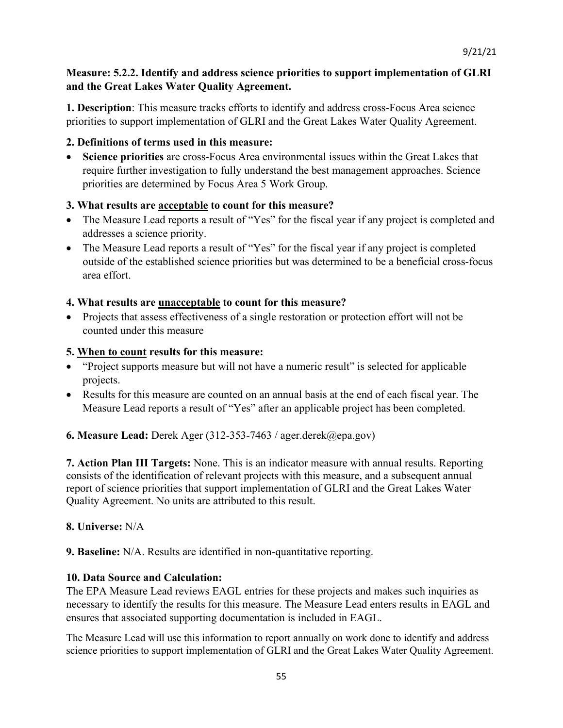9/21/21

**Measure: 5.2.2. Identify and address science priorities to support implementation of GLRI and the Great Lakes Water Quality Agreement.**

**1. Description**: This measure tracks efforts to identify and address cross-Focus Area science priorities to support implementation of GLRI and the Great Lakes Water Quality Agreement.

**2. Definitions of terms used in this measure:**

- **Science priorities** are cross-Focus Area environmental issues within the Great Lakes that require further investigation to fully understand the best management approaches. Science priorities are determined by Focus Area 5 Work Group.

**3. What results are acceptable to count for this measure?**

- The Measure Lead reports a result of "Yes" for the fiscal year if any project is completed and addresses a science priority.
- The Measure Lead reports a result of "Yes" for the fiscal year if any project is completed outside of the established science priorities but was determined to be a beneficial cross-focus area effort.

**4. What results are unacceptable to count for this measure?**

- Projects that assess effectiveness of a single restoration or protection effort will not be counted under this measure

**5. When to count results for this measure:**

- "Project supports measure but will not have a numeric result" is selected for applicable projects.
- Results for this measure are counted on an annual basis at the end of each fiscal year. The Measure Lead reports a result of "Yes" after an applicable project has been completed.

**6. Measure Lead:** Derek Ager (312-353-7463 / ager.derek@epa.gov)

**7. Action Plan III Targets:** None. This is an indicator measure with annual results. Reporting consists of the identification of relevant projects with this measure, and a subsequent annual report of science priorities that support implementation of GLRI and the Great Lakes Water Quality Agreement. No units are attributed to this result.

**8. Universe:** N/A

**9. Baseline:** N/A. Results are identified in non-quantitative reporting.

**10. Data Source and Calculation:**

The EPA Measure Lead reviews EAGL entries for these projects and makes such inquiries as necessary to identify the results for this measure. The Measure Lead enters results in EAGL and ensures that associated supporting documentation is included in EAGL.

The Measure Lead will use this information to report annually on work done to identify and address science priorities to support implementation of GLRI and the Great Lakes Water Quality Agreement.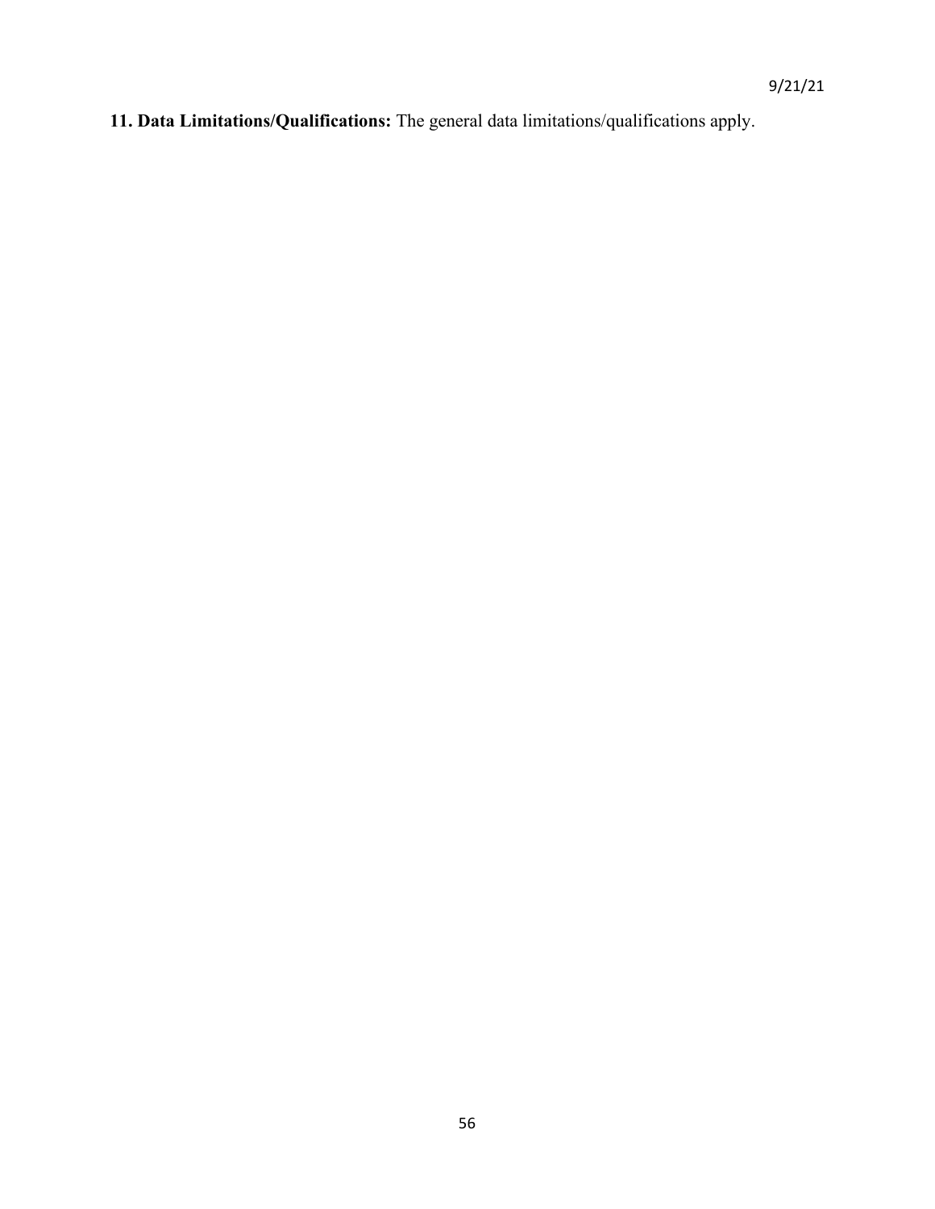**11. Data Limitations/Qualifications:** The general data limitations/qualifications apply.